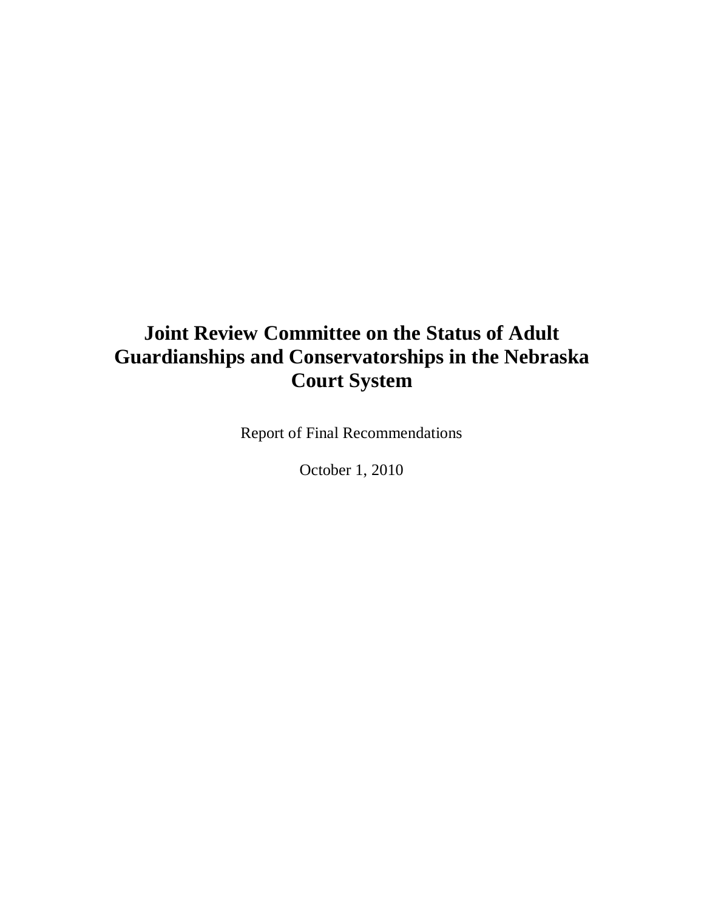# Joint Review Committee on the Status of Adult Guardianships and Conservatorships in the Nebraska Court System

Report of Final Recommendations

October 1, 2010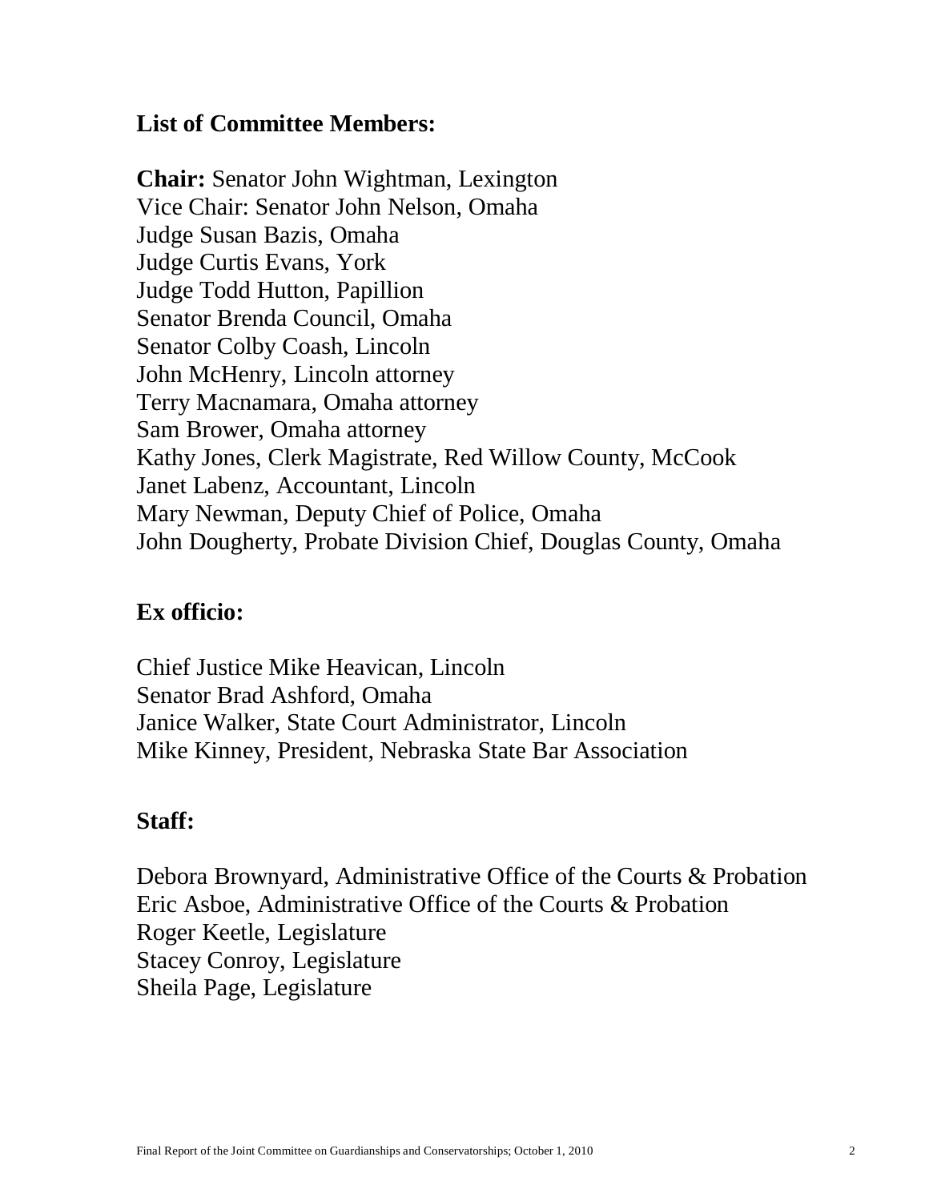## List of Committee Members:

**Chair:** Senator John Wightman, Lexington
Vice Chair: Senator John Nelson, Omaha
Judge Susan Bazis, Omaha
Judge Curtis Evans, York
Judge Todd Hutton, Papillion
Senator Brenda Council, Omaha
Senator Colby Coash, Lincoln
John McHenry, Lincoln attorney
Terry Macnamara, Omaha attorney
Sam Brower, Omaha attorney
Kathy Jones, Clerk Magistrate, Red Willow County, McCook
Janet Labenz, Accountant, Lincoln
Mary Newman, Deputy Chief of Police, Omaha
John Dougherty, Probate Division Chief, Douglas County, Omaha

## Ex officio:

Chief Justice Mike Heavican, Lincoln
Senator Brad Ashford, Omaha
Janice Walker, State Court Administrator, Lincoln
Mike Kinney, President, Nebraska State Bar Association

## Staff:

Debora Brownyard, Administrative Office of the Courts & Probation
Eric Asboe, Administrative Office of the Courts & Probation
Roger Keetle, Legislature
Stacey Conroy, Legislature
Sheila Page, Legislature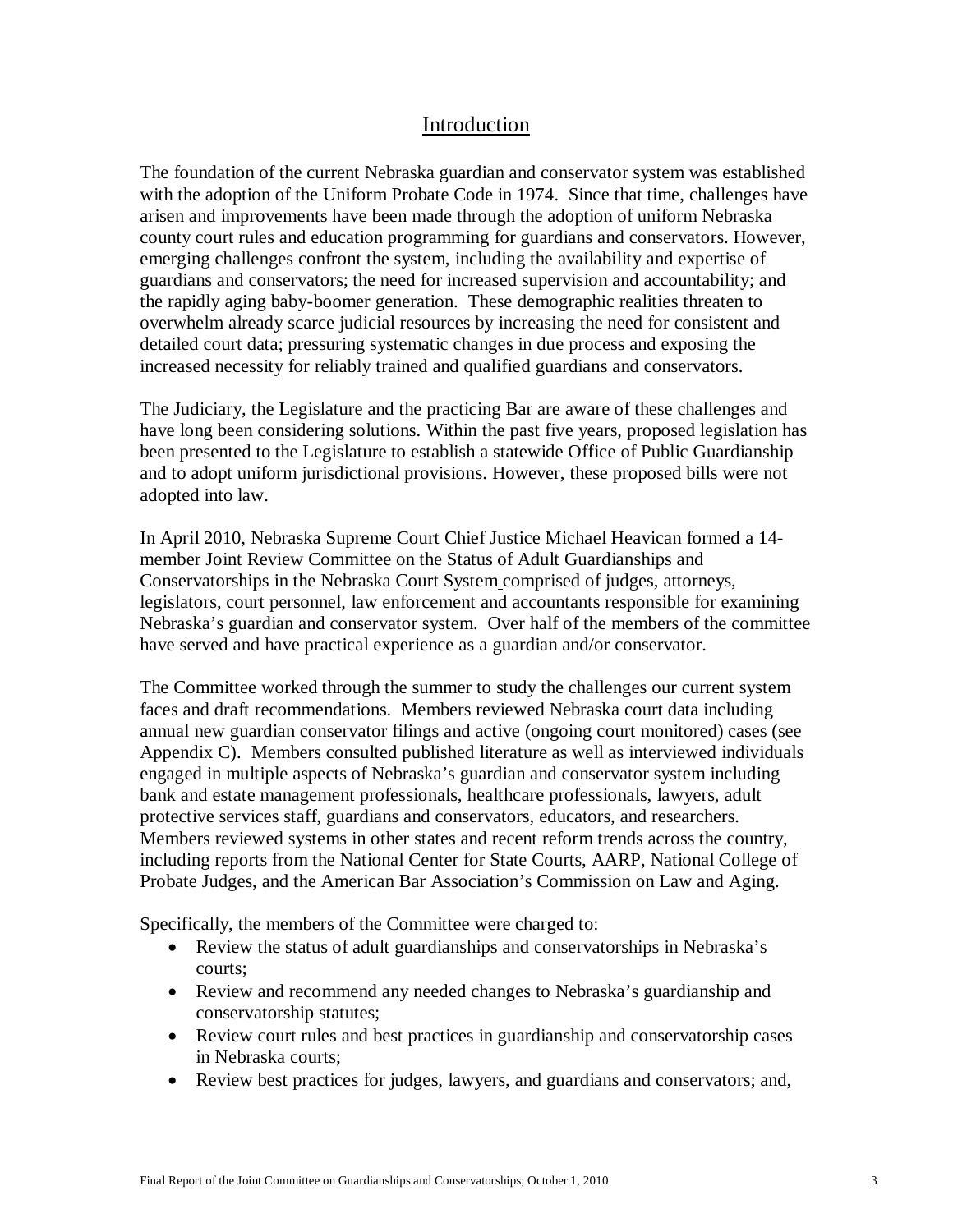## Introduction

The foundation of the current Nebraska guardian and conservator system was established with the adoption of the Uniform Probate Code in 1974. Since that time, challenges have arisen and improvements have been made through the adoption of uniform Nebraska county court rules and education programming for guardians and conservators. However, emerging challenges confront the system, including the availability and expertise of guardians and conservators; the need for increased supervision and accountability; and the rapidly aging baby-boomer generation. These demographic realities threaten to overwhelm already scarce judicial resources by increasing the need for consistent and detailed court data; pressuring systematic changes in due process and exposing the increased necessity for reliably trained and qualified guardians and conservators.

The Judiciary, the Legislature and the practicing Bar are aware of these challenges and have long been considering solutions. Within the past five years, proposed legislation has been presented to the Legislature to establish a statewide Office of Public Guardianship and to adopt uniform jurisdictional provisions. However, these proposed bills were not adopted into law.

In April 2010, Nebraska Supreme Court Chief Justice Michael Heavican formed a 14-member Joint Review Committee on the Status of Adult Guardianships and Conservatorships in the Nebraska Court System comprised of judges, attorneys, legislators, court personnel, law enforcement and accountants responsible for examining Nebraska's guardian and conservator system. Over half of the members of the committee have served and have practical experience as a guardian and/or conservator.

The Committee worked through the summer to study the challenges our current system faces and draft recommendations. Members reviewed Nebraska court data including annual new guardian conservator filings and active (ongoing court monitored) cases (see Appendix C). Members consulted published literature as well as interviewed individuals engaged in multiple aspects of Nebraska's guardian and conservator system including bank and estate management professionals, healthcare professionals, lawyers, adult protective services staff, guardians and conservators, educators, and researchers. Members reviewed systems in other states and recent reform trends across the country, including reports from the National Center for State Courts, AARP, National College of Probate Judges, and the American Bar Association's Commission on Law and Aging.

Specifically, the members of the Committee were charged to:

- Review the status of adult guardianships and conservatorships in Nebraska's courts;
- Review and recommend any needed changes to Nebraska's guardianship and conservatorship statutes;
- Review court rules and best practices in guardianship and conservatorship cases in Nebraska courts;
- Review best practices for judges, lawyers, and guardians and conservators; and,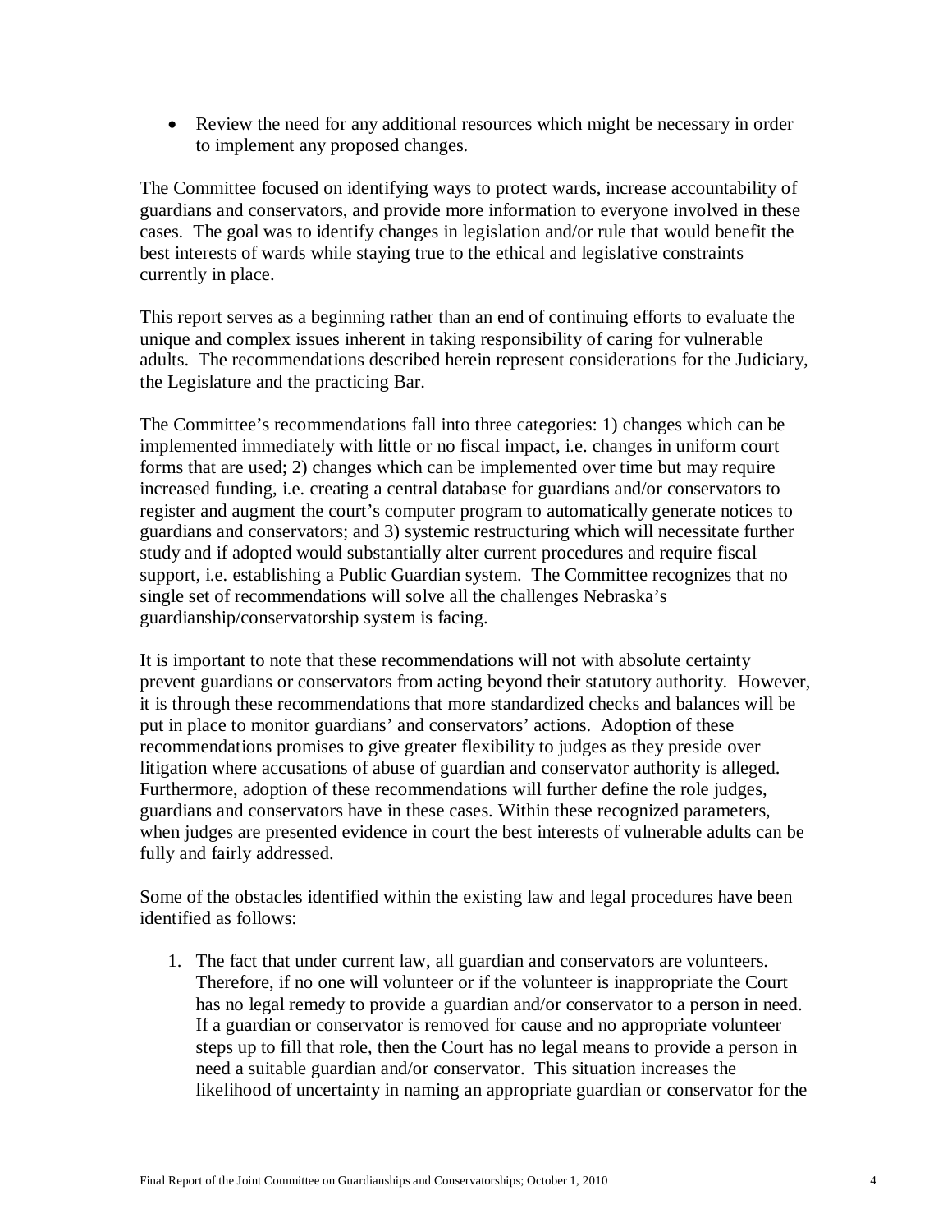- Review the need for any additional resources which might be necessary in order to implement any proposed changes.

The Committee focused on identifying ways to protect wards, increase accountability of guardians and conservators, and provide more information to everyone involved in these cases. The goal was to identify changes in legislation and/or rule that would benefit the best interests of wards while staying true to the ethical and legislative constraints currently in place.

This report serves as a beginning rather than an end of continuing efforts to evaluate the unique and complex issues inherent in taking responsibility of caring for vulnerable adults. The recommendations described herein represent considerations for the Judiciary, the Legislature and the practicing Bar.

The Committee's recommendations fall into three categories: 1) changes which can be implemented immediately with little or no fiscal impact, i.e. changes in uniform court forms that are used; 2) changes which can be implemented over time but may require increased funding, i.e. creating a central database for guardians and/or conservators to register and augment the court's computer program to automatically generate notices to guardians and conservators; and 3) systemic restructuring which will necessitate further study and if adopted would substantially alter current procedures and require fiscal support, i.e. establishing a Public Guardian system. The Committee recognizes that no single set of recommendations will solve all the challenges Nebraska's guardianship/conservatorship system is facing.

It is important to note that these recommendations will not with absolute certainty prevent guardians or conservators from acting beyond their statutory authority. However, it is through these recommendations that more standardized checks and balances will be put in place to monitor guardians' and conservators' actions. Adoption of these recommendations promises to give greater flexibility to judges as they preside over litigation where accusations of abuse of guardian and conservator authority is alleged. Furthermore, adoption of these recommendations will further define the role judges, guardians and conservators have in these cases. Within these recognized parameters, when judges are presented evidence in court the best interests of vulnerable adults can be fully and fairly addressed.

Some of the obstacles identified within the existing law and legal procedures have been identified as follows:

1. The fact that under current law, all guardian and conservators are volunteers. Therefore, if no one will volunteer or if the volunteer is inappropriate the Court has no legal remedy to provide a guardian and/or conservator to a person in need. If a guardian or conservator is removed for cause and no appropriate volunteer steps up to fill that role, then the Court has no legal means to provide a person in need a suitable guardian and/or conservator. This situation increases the likelihood of uncertainty in naming an appropriate guardian or conservator for the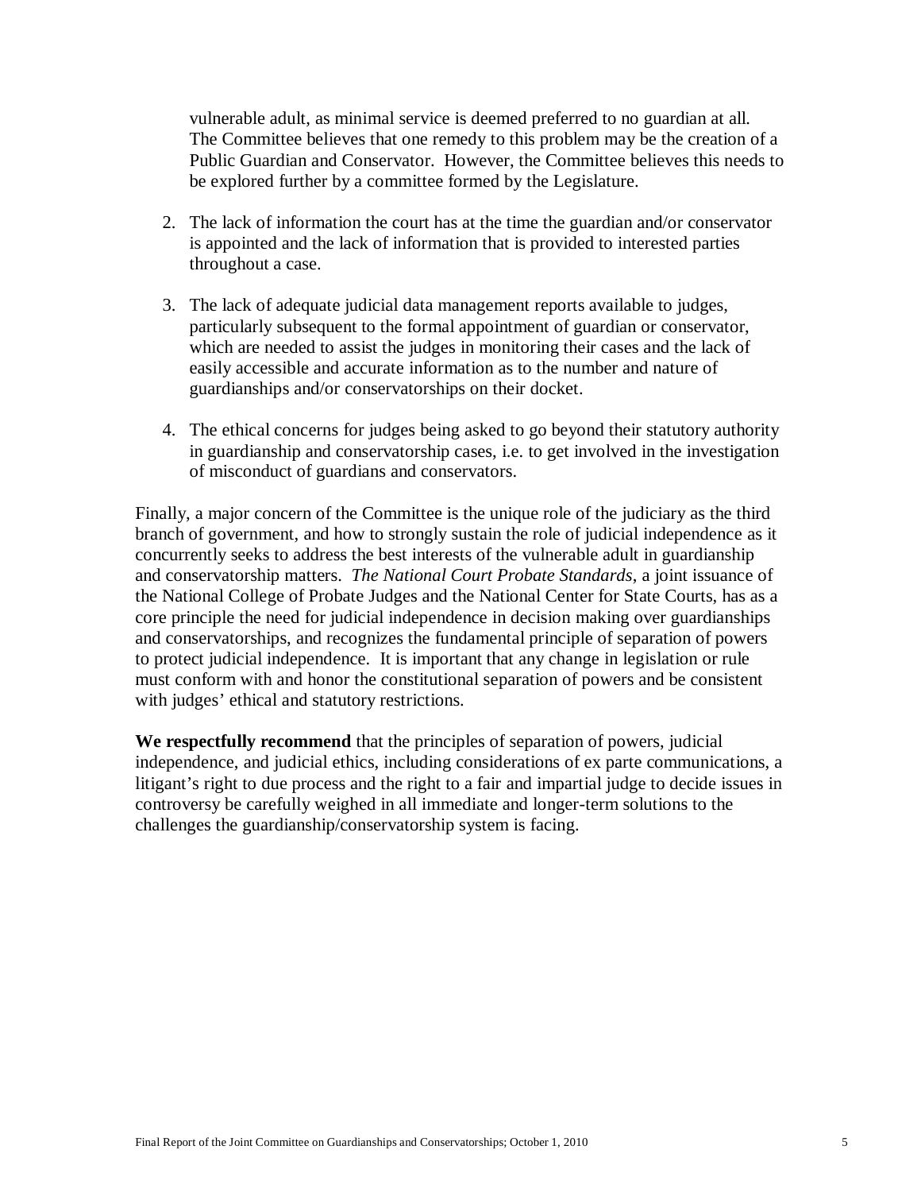vulnerable adult, as minimal service is deemed preferred to no guardian at all. The Committee believes that one remedy to this problem may be the creation of a Public Guardian and Conservator. However, the Committee believes this needs to be explored further by a committee formed by the Legislature.

2. The lack of information the court has at the time the guardian and/or conservator is appointed and the lack of information that is provided to interested parties throughout a case.

3. The lack of adequate judicial data management reports available to judges, particularly subsequent to the formal appointment of guardian or conservator, which are needed to assist the judges in monitoring their cases and the lack of easily accessible and accurate information as to the number and nature of guardianships and/or conservatorships on their docket.

4. The ethical concerns for judges being asked to go beyond their statutory authority in guardianship and conservatorship cases, i.e. to get involved in the investigation of misconduct of guardians and conservators.

Finally, a major concern of the Committee is the unique role of the judiciary as the third branch of government, and how to strongly sustain the role of judicial independence as it concurrently seeks to address the best interests of the vulnerable adult in guardianship and conservatorship matters. *The National Court Probate Standards*, a joint issuance of the National College of Probate Judges and the National Center for State Courts, has as a core principle the need for judicial independence in decision making over guardianships and conservatorships, and recognizes the fundamental principle of separation of powers to protect judicial independence. It is important that any change in legislation or rule must conform with and honor the constitutional separation of powers and be consistent with judges' ethical and statutory restrictions.

**We respectfully recommend** that the principles of separation of powers, judicial independence, and judicial ethics, including considerations of ex parte communications, a litigant's right to due process and the right to a fair and impartial judge to decide issues in controversy be carefully weighed in all immediate and longer-term solutions to the challenges the guardianship/conservatorship system is facing.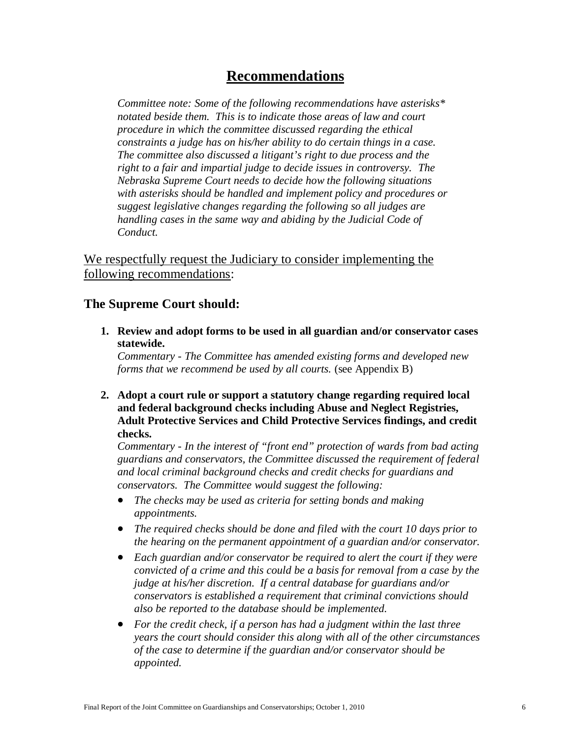# Recommendations

*Committee note: Some of the following recommendations have asterisks* notated beside them. This is to indicate those areas of law and court procedure in which the committee discussed regarding the ethical constraints a judge has on his/her ability to do certain things in a case. The committee also discussed a litigant's right to due process and the right to a fair and impartial judge to decide issues in controversy. The Nebraska Supreme Court needs to decide how the following situations with asterisks should be handled and implement policy and procedures or suggest legislative changes regarding the following so all judges are handling cases in the same way and abiding by the Judicial Code of Conduct.*

<u>We respectfully request the Judiciary to consider implementing the following recommendations</u>:

## The Supreme Court should:

1. **Review and adopt forms to be used in all guardian and/or conservator cases statewide.**
   *Commentary - The Committee has amended existing forms and developed new forms that we recommend be used by all courts.* (see Appendix B)

2. **Adopt a court rule or support a statutory change regarding required local and federal background checks including Abuse and Neglect Registries, Adult Protective Services and Child Protective Services findings, and credit checks.**
   *Commentary - In the interest of "front end" protection of wards from bad acting guardians and conservators, the Committee discussed the requirement of federal and local criminal background checks and credit checks for guardians and conservators. The Committee would suggest the following:*
   - *The checks may be used as criteria for setting bonds and making appointments.*
   - *The required checks should be done and filed with the court 10 days prior to the hearing on the permanent appointment of a guardian and/or conservator.*
   - *Each guardian and/or conservator be required to alert the court if they were convicted of a crime and this could be a basis for removal from a case by the judge at his/her discretion. If a central database for guardians and/or conservators is established a requirement that criminal convictions should also be reported to the database should be implemented.*
   - *For the credit check, if a person has had a judgment within the last three years the court should consider this along with all of the other circumstances of the case to determine if the guardian and/or conservator should be appointed.*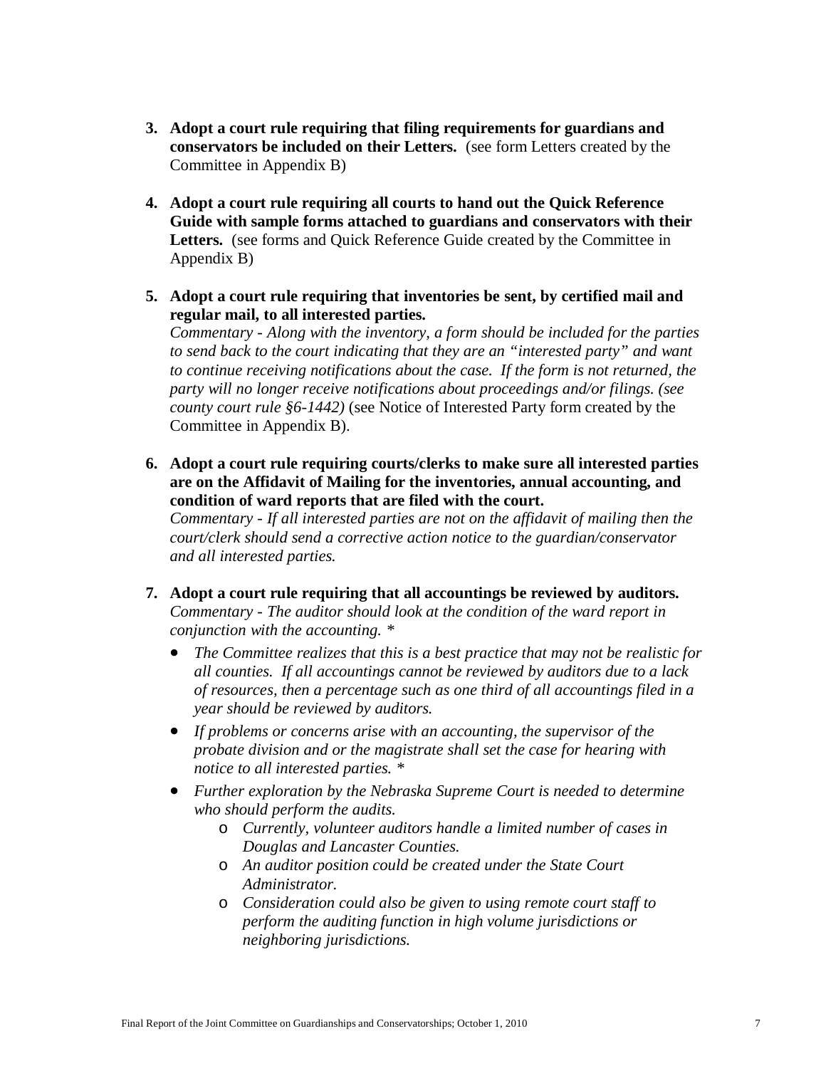3. **Adopt a court rule requiring that filing requirements for guardians and conservators be included on their Letters.** (see form Letters created by the Committee in Appendix B)

4. **Adopt a court rule requiring all courts to hand out the Quick Reference Guide with sample forms attached to guardians and conservators with their Letters.** (see forms and Quick Reference Guide created by the Committee in Appendix B)

5. **Adopt a court rule requiring that inventories be sent, by certified mail and regular mail, to all interested parties.**
   *Commentary - Along with the inventory, a form should be included for the parties to send back to the court indicating that they are an "interested party" and want to continue receiving notifications about the case. If the form is not returned, the party will no longer receive notifications about proceedings and/or filings. (see county court rule §6-1442)* (see Notice of Interested Party form created by the Committee in Appendix B).

6. **Adopt a court rule requiring courts/clerks to make sure all interested parties are on the Affidavit of Mailing for the inventories, annual accounting, and condition of ward reports that are filed with the court.**
   *Commentary - If all interested parties are not on the affidavit of mailing then the court/clerk should send a corrective action notice to the guardian/conservator and all interested parties.*

7. **Adopt a court rule requiring that all accountings be reviewed by auditors.**
   *Commentary - The auditor should look at the condition of the ward report in conjunction with the accounting. **
   - *The Committee realizes that this is a best practice that may not be realistic for all counties. If all accountings cannot be reviewed by auditors due to a lack of resources, then a percentage such as one third of all accountings filed in a year should be reviewed by auditors.*
   - *If problems or concerns arise with an accounting, the supervisor of the probate division and or the magistrate shall set the case for hearing with notice to all interested parties. **
   - *Further exploration by the Nebraska Supreme Court is needed to determine who should perform the audits.*
     - *Currently, volunteer auditors handle a limited number of cases in Douglas and Lancaster Counties.*
     - *An auditor position could be created under the State Court Administrator.*
     - *Consideration could also be given to using remote court staff to perform the auditing function in high volume jurisdictions or neighboring jurisdictions.*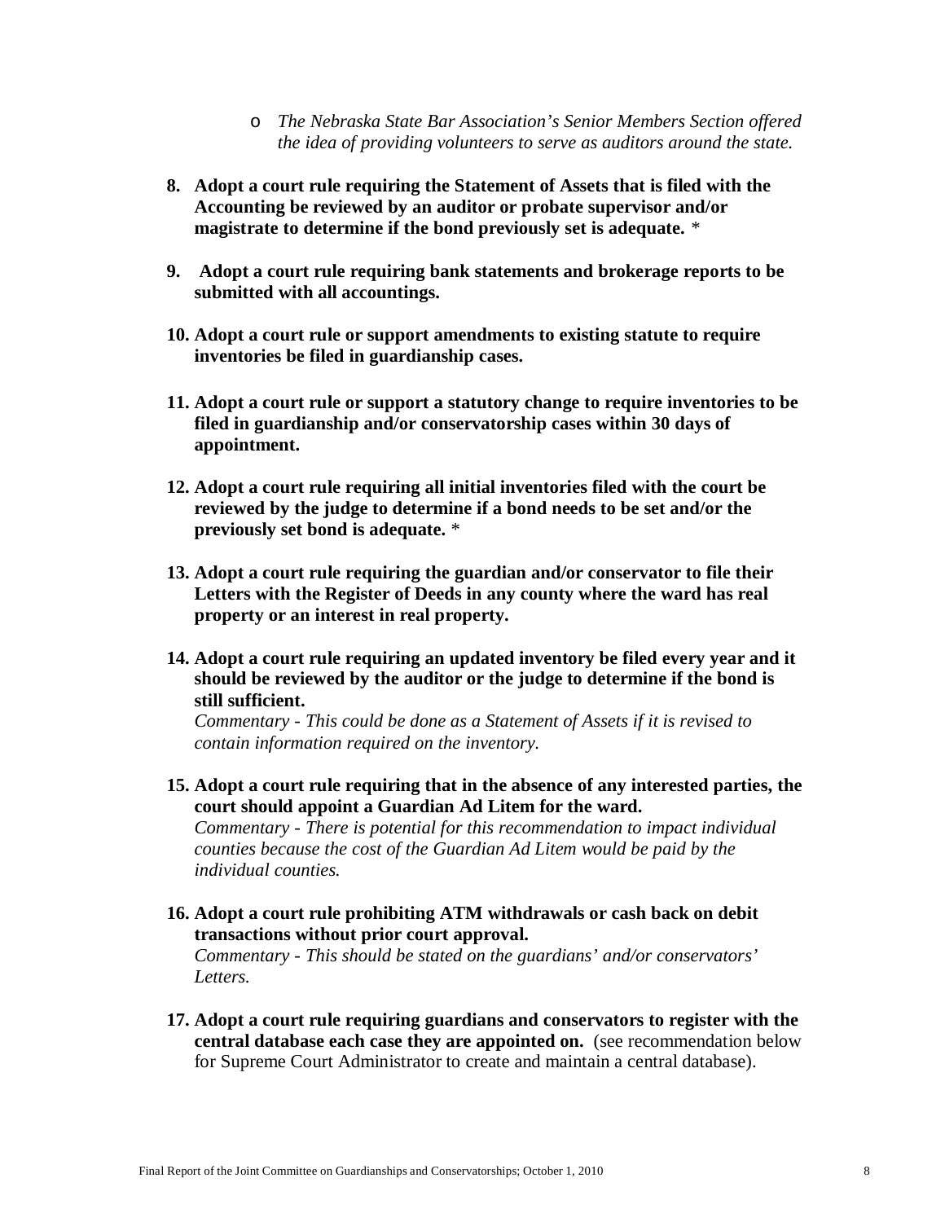- *The Nebraska State Bar Association's Senior Members Section offered the idea of providing volunteers to serve as auditors around the state.*

8. **Adopt a court rule requiring the Statement of Assets that is filed with the Accounting be reviewed by an auditor or probate supervisor and/or magistrate to determine if the bond previously set is adequate.** *

9. **Adopt a court rule requiring bank statements and brokerage reports to be submitted with all accountings.**

10. **Adopt a court rule or support amendments to existing statute to require inventories be filed in guardianship cases.**

11. **Adopt a court rule or support a statutory change to require inventories to be filed in guardianship and/or conservatorship cases within 30 days of appointment.**

12. **Adopt a court rule requiring all initial inventories filed with the court be reviewed by the judge to determine if a bond needs to be set and/or the previously set bond is adequate.** *

13. **Adopt a court rule requiring the guardian and/or conservator to file their Letters with the Register of Deeds in any county where the ward has real property or an interest in real property.**

14. **Adopt a court rule requiring an updated inventory be filed every year and it should be reviewed by the auditor or the judge to determine if the bond is still sufficient.**
    *Commentary - This could be done as a Statement of Assets if it is revised to contain information required on the inventory.*

15. **Adopt a court rule requiring that in the absence of any interested parties, the court should appoint a Guardian Ad Litem for the ward.**
    *Commentary - There is potential for this recommendation to impact individual counties because the cost of the Guardian Ad Litem would be paid by the individual counties.*

16. **Adopt a court rule prohibiting ATM withdrawals or cash back on debit transactions without prior court approval.**
    *Commentary - This should be stated on the guardians' and/or conservators' Letters.*

17. **Adopt a court rule requiring guardians and conservators to register with the central database each case they are appointed on.** (see recommendation below for Supreme Court Administrator to create and maintain a central database).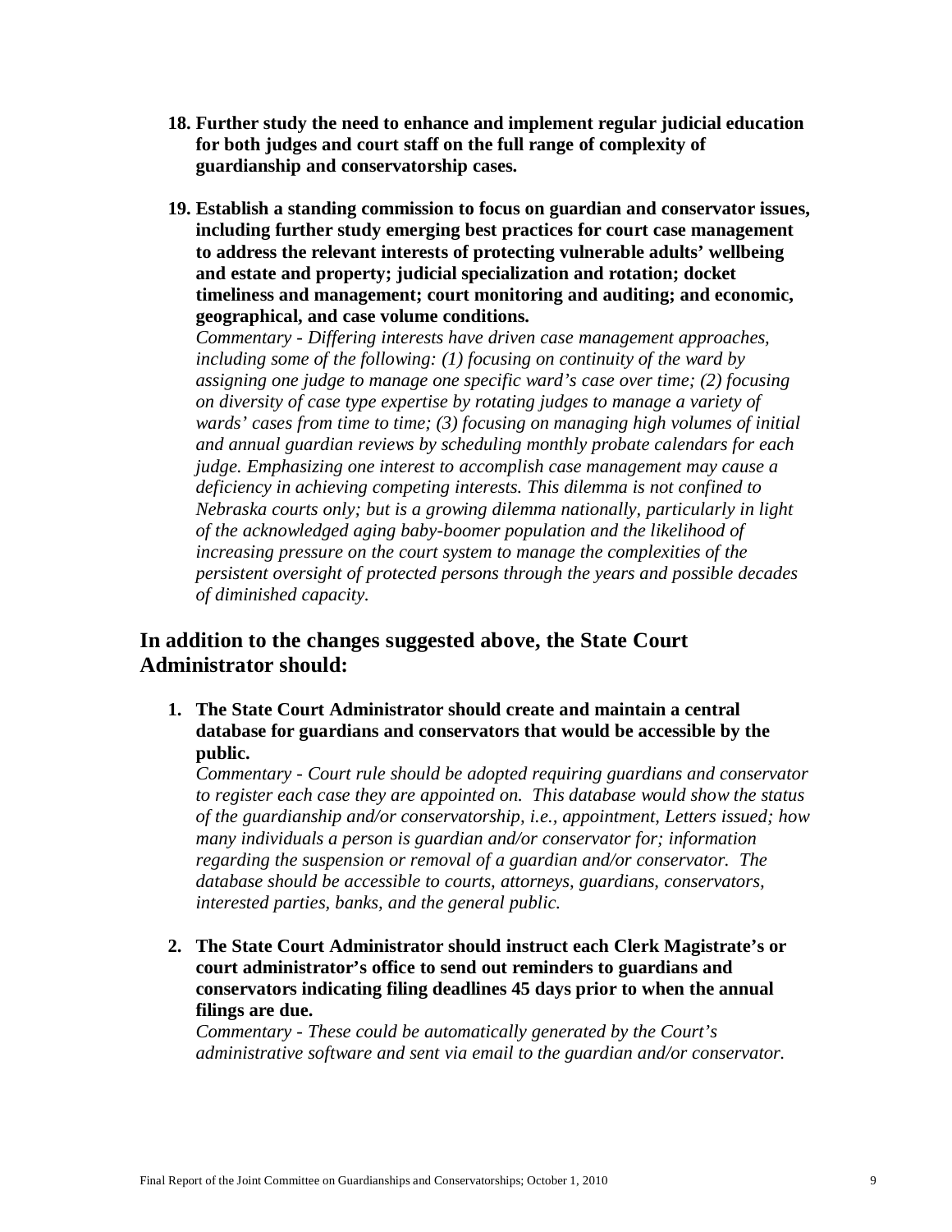18. **Further study the need to enhance and implement regular judicial education for both judges and court staff on the full range of complexity of guardianship and conservatorship cases.**

19. **Establish a standing commission to focus on guardian and conservator issues, including further study emerging best practices for court case management to address the relevant interests of protecting vulnerable adults' wellbeing and estate and property; judicial specialization and rotation; docket timeliness and management; court monitoring and auditing; and economic, geographical, and case volume conditions.**
    *Commentary - Differing interests have driven case management approaches, including some of the following: (1) focusing on continuity of the ward by assigning one judge to manage one specific ward's case over time; (2) focusing on diversity of case type expertise by rotating judges to manage a variety of wards' cases from time to time; (3) focusing on managing high volumes of initial and annual guardian reviews by scheduling monthly probate calendars for each judge. Emphasizing one interest to accomplish case management may cause a deficiency in achieving competing interests. This dilemma is not confined to Nebraska courts only; but is a growing dilemma nationally, particularly in light of the acknowledged aging baby-boomer population and the likelihood of increasing pressure on the court system to manage the complexities of the persistent oversight of protected persons through the years and possible decades of diminished capacity.*

## In addition to the changes suggested above, the State Court Administrator should:

1. **The State Court Administrator should create and maintain a central database for guardians and conservators that would be accessible by the public.**
   *Commentary - Court rule should be adopted requiring guardians and conservator to register each case they are appointed on. This database would show the status of the guardianship and/or conservatorship, i.e., appointment, Letters issued; how many individuals a person is guardian and/or conservator for; information regarding the suspension or removal of a guardian and/or conservator. The database should be accessible to courts, attorneys, guardians, conservators, interested parties, banks, and the general public.*

2. **The State Court Administrator should instruct each Clerk Magistrate's or court administrator's office to send out reminders to guardians and conservators indicating filing deadlines 45 days prior to when the annual filings are due.**
   *Commentary - These could be automatically generated by the Court's administrative software and sent via email to the guardian and/or conservator.*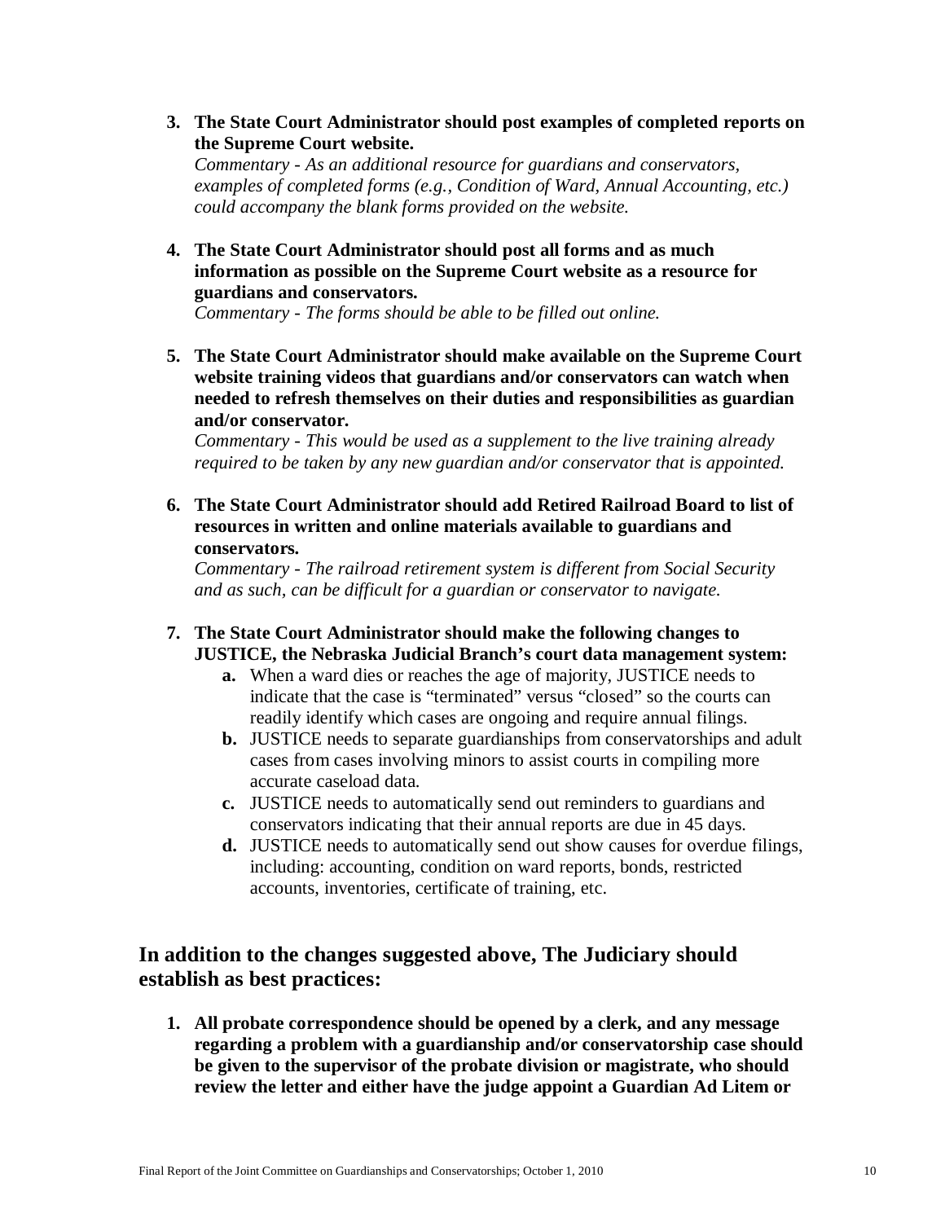3. **The State Court Administrator should post examples of completed reports on the Supreme Court website.**
   *Commentary - As an additional resource for guardians and conservators, examples of completed forms (e.g., Condition of Ward, Annual Accounting, etc.) could accompany the blank forms provided on the website.*

4. **The State Court Administrator should post all forms and as much information as possible on the Supreme Court website as a resource for guardians and conservators.**
   *Commentary - The forms should be able to be filled out online.*

5. **The State Court Administrator should make available on the Supreme Court website training videos that guardians and/or conservators can watch when needed to refresh themselves on their duties and responsibilities as guardian and/or conservator.**
   *Commentary - This would be used as a supplement to the live training already required to be taken by any new guardian and/or conservator that is appointed.*

6. **The State Court Administrator should add Retired Railroad Board to list of resources in written and online materials available to guardians and conservators.**
   *Commentary - The railroad retirement system is different from Social Security and as such, can be difficult for a guardian or conservator to navigate.*

7. **The State Court Administrator should make the following changes to JUSTICE, the Nebraska Judicial Branch's court data management system:**
   - **a.** When a ward dies or reaches the age of majority, JUSTICE needs to indicate that the case is "terminated" versus "closed" so the courts can readily identify which cases are ongoing and require annual filings.
   - **b.** JUSTICE needs to separate guardianships from conservatorships and adult cases from cases involving minors to assist courts in compiling more accurate caseload data.
   - **c.** JUSTICE needs to automatically send out reminders to guardians and conservators indicating that their annual reports are due in 45 days.
   - **d.** JUSTICE needs to automatically send out show causes for overdue filings, including: accounting, condition on ward reports, bonds, restricted accounts, inventories, certificate of training, etc.

## In addition to the changes suggested above, The Judiciary should establish as best practices:

1. **All probate correspondence should be opened by a clerk, and any message regarding a problem with a guardianship and/or conservatorship case should be given to the supervisor of the probate division or magistrate, who should review the letter and either have the judge appoint a Guardian Ad Litem or**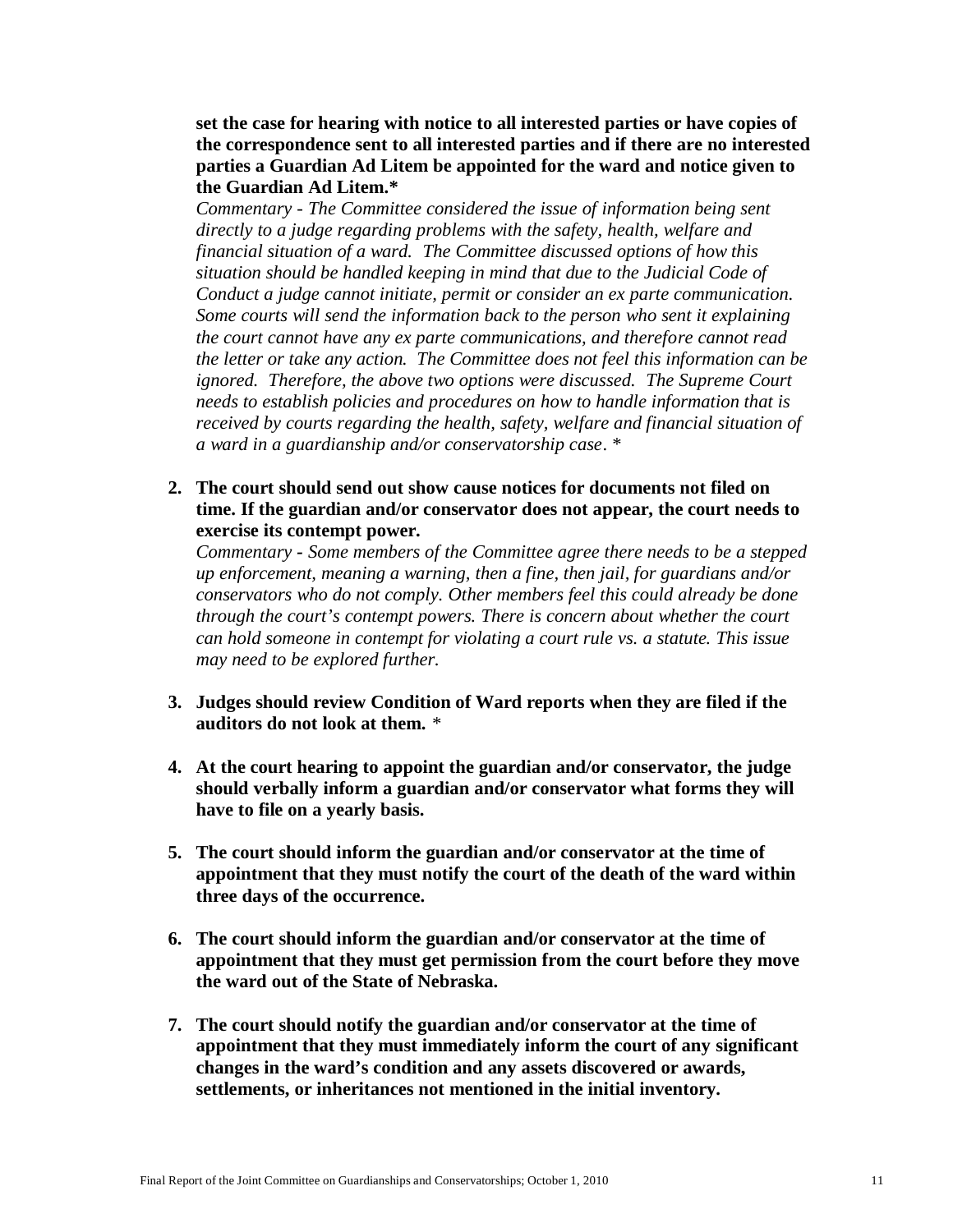**set the case for hearing with notice to all interested parties or have copies of the correspondence sent to all interested parties and if there are no interested parties a Guardian Ad Litem be appointed for the ward and notice given to the Guardian Ad Litem.***

*Commentary - The Committee considered the issue of information being sent directly to a judge regarding problems with the safety, health, welfare and financial situation of a ward. The Committee discussed options of how this situation should be handled keeping in mind that due to the Judicial Code of Conduct a judge cannot initiate, permit or consider an ex parte communication. Some courts will send the information back to the person who sent it explaining the court cannot have any ex parte communications, and therefore cannot read the letter or take any action. The Committee does not feel this information can be ignored. Therefore, the above two options were discussed. The Supreme Court needs to establish policies and procedures on how to handle information that is received by courts regarding the health, safety, welfare and financial situation of a ward in a guardianship and/or conservatorship case. **

2. **The court should send out show cause notices for documents not filed on time. If the guardian and/or conservator does not appear, the court needs to exercise its contempt power.**

   *Commentary - Some members of the Committee agree there needs to be a stepped up enforcement, meaning a warning, then a fine, then jail, for guardians and/or conservators who do not comply. Other members feel this could already be done through the court's contempt powers. There is concern about whether the court can hold someone in contempt for violating a court rule vs. a statute. This issue may need to be explored further.*

3. **Judges should review Condition of Ward reports when they are filed if the auditors do not look at them.** *

4. **At the court hearing to appoint the guardian and/or conservator, the judge should verbally inform a guardian and/or conservator what forms they will have to file on a yearly basis.**

5. **The court should inform the guardian and/or conservator at the time of appointment that they must notify the court of the death of the ward within three days of the occurrence.**

6. **The court should inform the guardian and/or conservator at the time of appointment that they must get permission from the court before they move the ward out of the State of Nebraska.**

7. **The court should notify the guardian and/or conservator at the time of appointment that they must immediately inform the court of any significant changes in the ward's condition and any assets discovered or awards, settlements, or inheritances not mentioned in the initial inventory.**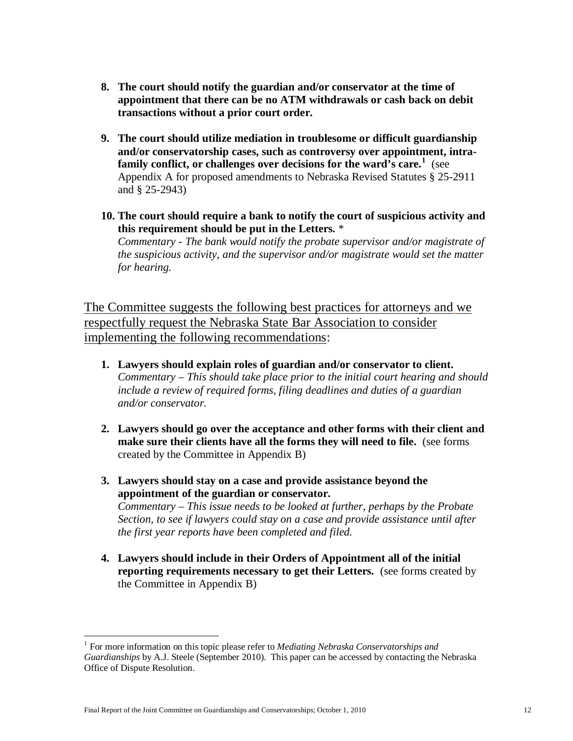8. **The court should notify the guardian and/or conservator at the time of appointment that there can be no ATM withdrawals or cash back on debit transactions without a prior court order.**

9. **The court should utilize mediation in troublesome or difficult guardianship and/or conservatorship cases, such as controversy over appointment, intra-family conflict, or challenges over decisions for the ward's care.**[1] (see Appendix A for proposed amendments to Nebraska Revised Statutes § 25-2911 and § 25-2943)

10. **The court should require a bank to notify the court of suspicious activity and this requirement should be put in the Letters.** *
    *Commentary - The bank would notify the probate supervisor and/or magistrate of the suspicious activity, and the supervisor and/or magistrate would set the matter for hearing.*

<u>The Committee suggests the following best practices for attorneys and we respectfully request the Nebraska State Bar Association to consider implementing the following recommendations</u>:

1. **Lawyers should explain roles of guardian and/or conservator to client.**
   *Commentary – This should take place prior to the initial court hearing and should include a review of required forms, filing deadlines and duties of a guardian and/or conservator.*

2. **Lawyers should go over the acceptance and other forms with their client and make sure their clients have all the forms they will need to file.** (see forms created by the Committee in Appendix B)

3. **Lawyers should stay on a case and provide assistance beyond the appointment of the guardian or conservator.**
   *Commentary – This issue needs to be looked at further, perhaps by the Probate Section, to see if lawyers could stay on a case and provide assistance until after the first year reports have been completed and filed.*

4. **Lawyers should include in their Orders of Appointment all of the initial reporting requirements necessary to get their Letters.** (see forms created by the Committee in Appendix B)

---

[1] For more information on this topic please refer to *Mediating Nebraska Conservatorships and Guardianships* by A.J. Steele (September 2010). This paper can be accessed by contacting the Nebraska Office of Dispute Resolution.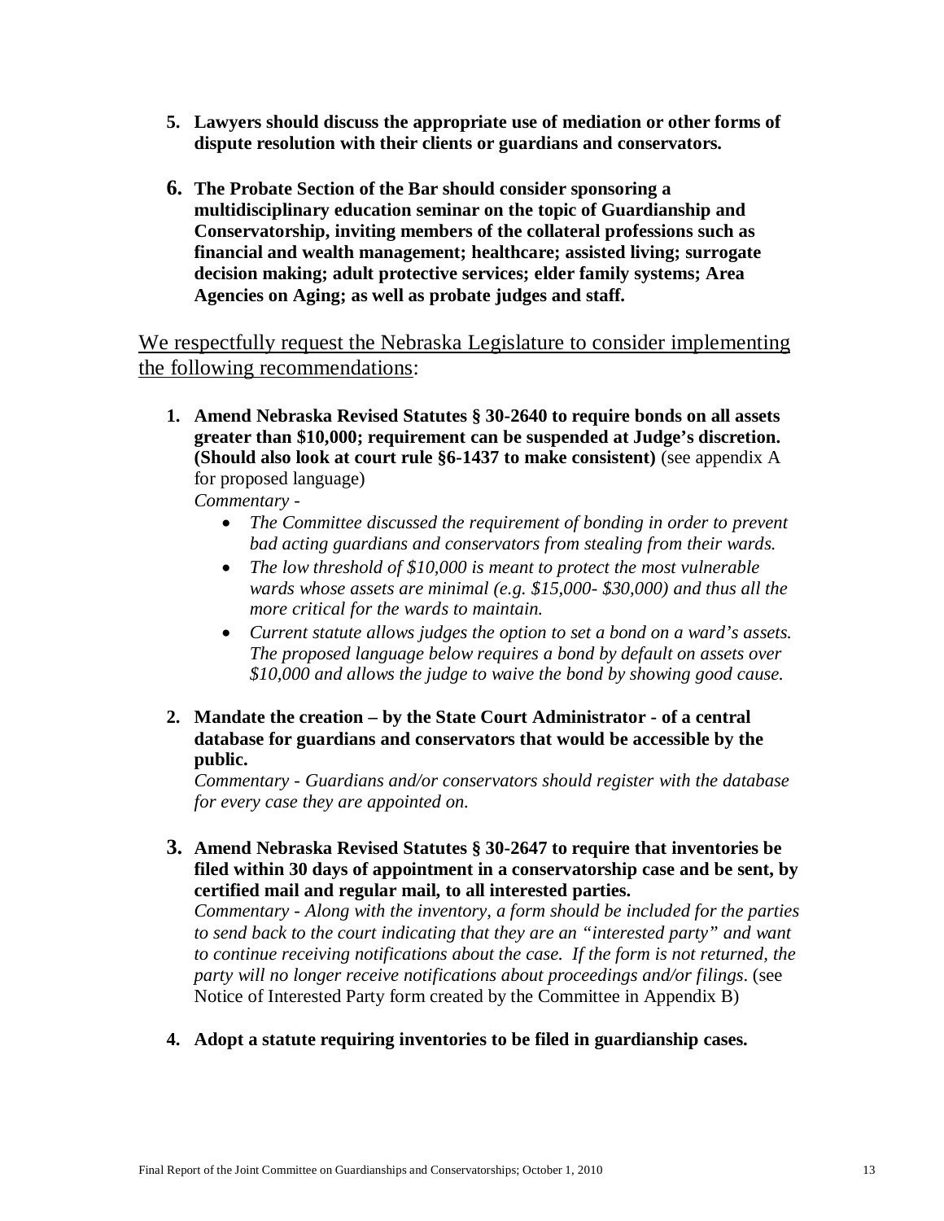5. **Lawyers should discuss the appropriate use of mediation or other forms of dispute resolution with their clients or guardians and conservators.**

6. **The Probate Section of the Bar should consider sponsoring a multidisciplinary education seminar on the topic of Guardianship and Conservatorship, inviting members of the collateral professions such as financial and wealth management; healthcare; assisted living; surrogate decision making; adult protective services; elder family systems; Area Agencies on Aging; as well as probate judges and staff.**

<u>We respectfully request the Nebraska Legislature to consider implementing the following recommendations</u>:

1. **Amend Nebraska Revised Statutes § 30-2640 to require bonds on all assets greater than $10,000; requirement can be suspended at Judge's discretion. (Should also look at court rule §6-1437 to make consistent)** (see appendix A for proposed language)
   *Commentary -*
   - *The Committee discussed the requirement of bonding in order to prevent bad acting guardians and conservators from stealing from their wards.*
   - *The low threshold of $10,000 is meant to protect the most vulnerable wards whose assets are minimal (e.g. $15,000- $30,000) and thus all the more critical for the wards to maintain.*
   - *Current statute allows judges the option to set a bond on a ward's assets. The proposed language below requires a bond by default on assets over $10,000 and allows the judge to waive the bond by showing good cause.*

2. **Mandate the creation – by the State Court Administrator - of a central database for guardians and conservators that would be accessible by the public.**
   *Commentary - Guardians and/or conservators should register with the database for every case they are appointed on.*

3. **Amend Nebraska Revised Statutes § 30-2647 to require that inventories be filed within 30 days of appointment in a conservatorship case and be sent, by certified mail and regular mail, to all interested parties.**
   *Commentary - Along with the inventory, a form should be included for the parties to send back to the court indicating that they are an "interested party" and want to continue receiving notifications about the case. If the form is not returned, the party will no longer receive notifications about proceedings and/or filings.* (see Notice of Interested Party form created by the Committee in Appendix B)

4. **Adopt a statute requiring inventories to be filed in guardianship cases.**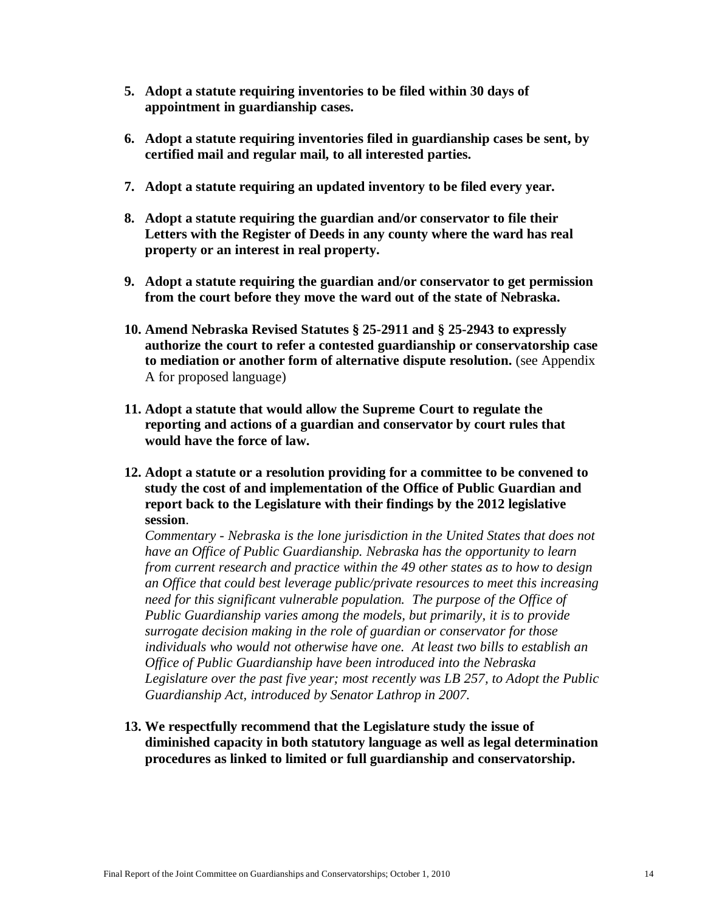5. **Adopt a statute requiring inventories to be filed within 30 days of appointment in guardianship cases.**

6. **Adopt a statute requiring inventories filed in guardianship cases be sent, by certified mail and regular mail, to all interested parties.**

7. **Adopt a statute requiring an updated inventory to be filed every year.**

8. **Adopt a statute requiring the guardian and/or conservator to file their Letters with the Register of Deeds in any county where the ward has real property or an interest in real property.**

9. **Adopt a statute requiring the guardian and/or conservator to get permission from the court before they move the ward out of the state of Nebraska.**

10. **Amend Nebraska Revised Statutes § 25-2911 and § 25-2943 to expressly authorize the court to refer a contested guardianship or conservatorship case to mediation or another form of alternative dispute resolution.** (see Appendix A for proposed language)

11. **Adopt a statute that would allow the Supreme Court to regulate the reporting and actions of a guardian and conservator by court rules that would have the force of law.**

12. **Adopt a statute or a resolution providing for a committee to be convened to study the cost of and implementation of the Office of Public Guardian and report back to the Legislature with their findings by the 2012 legislative session**.

    *Commentary - Nebraska is the lone jurisdiction in the United States that does not have an Office of Public Guardianship. Nebraska has the opportunity to learn from current research and practice within the 49 other states as to how to design an Office that could best leverage public/private resources to meet this increasing need for this significant vulnerable population. The purpose of the Office of Public Guardianship varies among the models, but primarily, it is to provide surrogate decision making in the role of guardian or conservator for those individuals who would not otherwise have one. At least two bills to establish an Office of Public Guardianship have been introduced into the Nebraska Legislature over the past five year; most recently was LB 257, to Adopt the Public Guardianship Act, introduced by Senator Lathrop in 2007.*

13. **We respectfully recommend that the Legislature study the issue of diminished capacity in both statutory language as well as legal determination procedures as linked to limited or full guardianship and conservatorship.**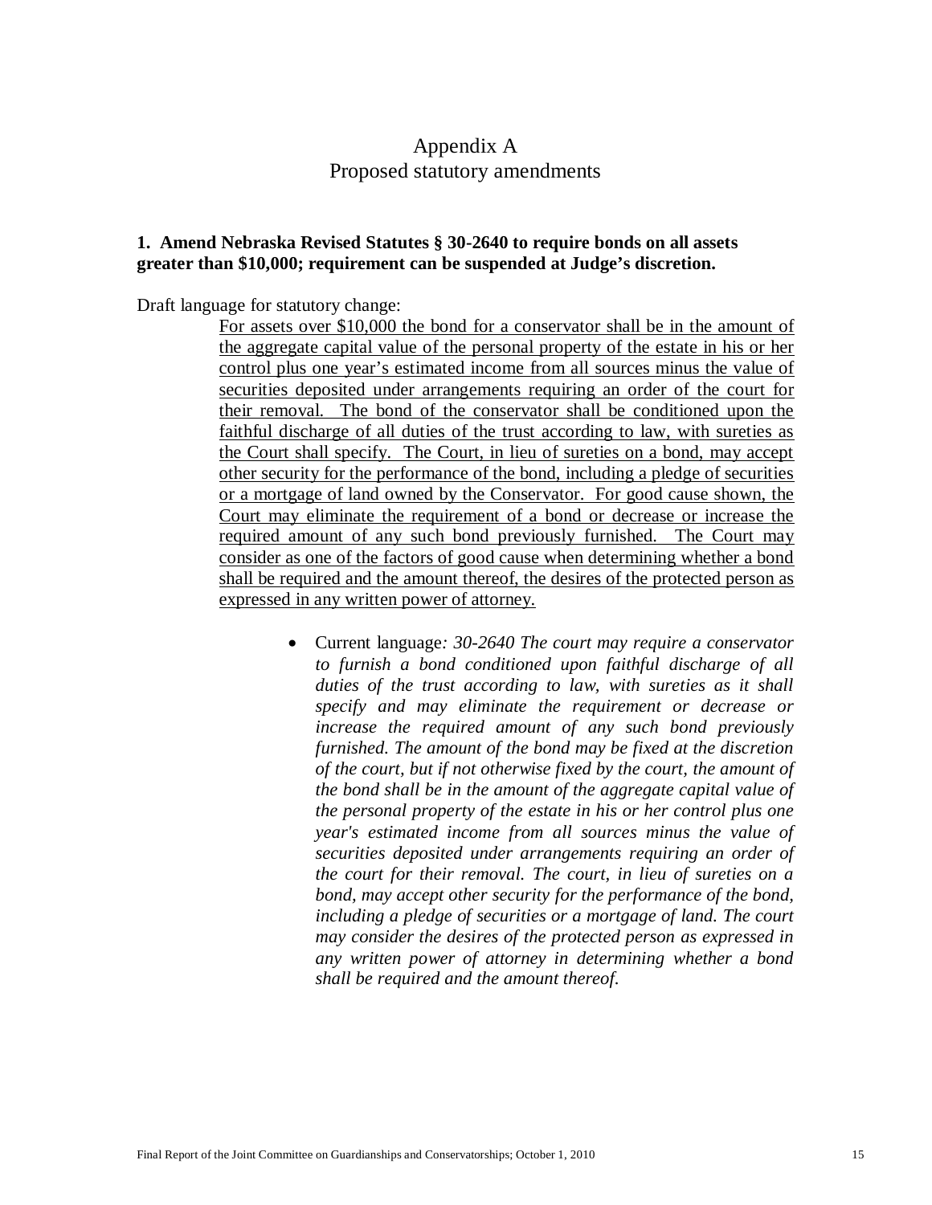# Appendix A
## Proposed statutory amendments

**1. Amend Nebraska Revised Statutes § 30-2640 to require bonds on all assets greater than $10,000; requirement can be suspended at Judge's discretion.**

Draft language for statutory change:

> <u>For assets over $10,000 the bond for a conservator shall be in the amount of the aggregate capital value of the personal property of the estate in his or her control plus one year's estimated income from all sources minus the value of securities deposited under arrangements requiring an order of the court for their removal. The bond of the conservator shall be conditioned upon the faithful discharge of all duties of the trust according to law, with sureties as the Court shall specify. The Court, in lieu of sureties on a bond, may accept other security for the performance of the bond, including a pledge of securities or a mortgage of land owned by the Conservator. For good cause shown, the Court may eliminate the requirement of a bond or decrease or increase the required amount of any such bond previously furnished. The Court may consider as one of the factors of good cause when determining whether a bond shall be required and the amount thereof, the desires of the protected person as expressed in any written power of attorney.</u>

- Current language*: 30-2640 The court may require a conservator to furnish a bond conditioned upon faithful discharge of all duties of the trust according to law, with sureties as it shall specify and may eliminate the requirement or decrease or increase the required amount of any such bond previously furnished. The amount of the bond may be fixed at the discretion of the court, but if not otherwise fixed by the court, the amount of the bond shall be in the amount of the aggregate capital value of the personal property of the estate in his or her control plus one year's estimated income from all sources minus the value of securities deposited under arrangements requiring an order of the court for their removal. The court, in lieu of sureties on a bond, may accept other security for the performance of the bond, including a pledge of securities or a mortgage of land. The court may consider the desires of the protected person as expressed in any written power of attorney in determining whether a bond shall be required and the amount thereof.*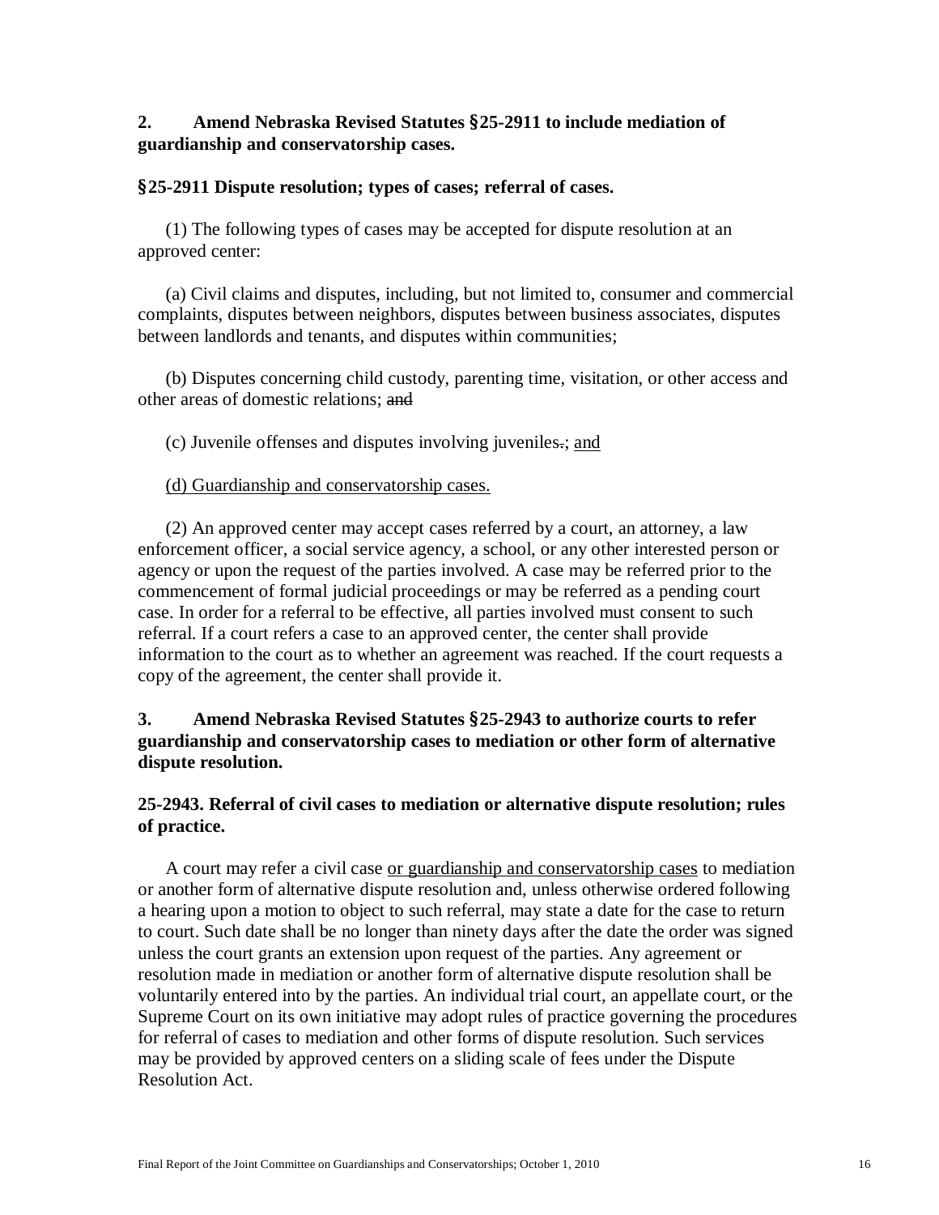**2. Amend Nebraska Revised Statutes §25-2911 to include mediation of guardianship and conservatorship cases.**

**§25-2911 Dispute resolution; types of cases; referral of cases.**

(1) The following types of cases may be accepted for dispute resolution at an approved center:

(a) Civil claims and disputes, including, but not limited to, consumer and commercial complaints, disputes between neighbors, disputes between business associates, disputes between landlords and tenants, and disputes within communities;

(b) Disputes concerning child custody, parenting time, visitation, or other access and other areas of domestic relations; ~~and~~

(c) Juvenile offenses and disputes involving juveniles~~.~~<u>; and</u>

<u>(d) Guardianship and conservatorship cases.</u>

(2) An approved center may accept cases referred by a court, an attorney, a law enforcement officer, a social service agency, a school, or any other interested person or agency or upon the request of the parties involved. A case may be referred prior to the commencement of formal judicial proceedings or may be referred as a pending court case. In order for a referral to be effective, all parties involved must consent to such referral. If a court refers a case to an approved center, the center shall provide information to the court as to whether an agreement was reached. If the court requests a copy of the agreement, the center shall provide it.

**3. Amend Nebraska Revised Statutes §25-2943 to authorize courts to refer guardianship and conservatorship cases to mediation or other form of alternative dispute resolution.**

**25-2943. Referral of civil cases to mediation or alternative dispute resolution; rules of practice.**

A court may refer a civil case <u>or guardianship and conservatorship cases</u> to mediation or another form of alternative dispute resolution and, unless otherwise ordered following a hearing upon a motion to object to such referral, may state a date for the case to return to court. Such date shall be no longer than ninety days after the date the order was signed unless the court grants an extension upon request of the parties. Any agreement or resolution made in mediation or another form of alternative dispute resolution shall be voluntarily entered into by the parties. An individual trial court, an appellate court, or the Supreme Court on its own initiative may adopt rules of practice governing the procedures for referral of cases to mediation and other forms of dispute resolution. Such services may be provided by approved centers on a sliding scale of fees under the Dispute Resolution Act.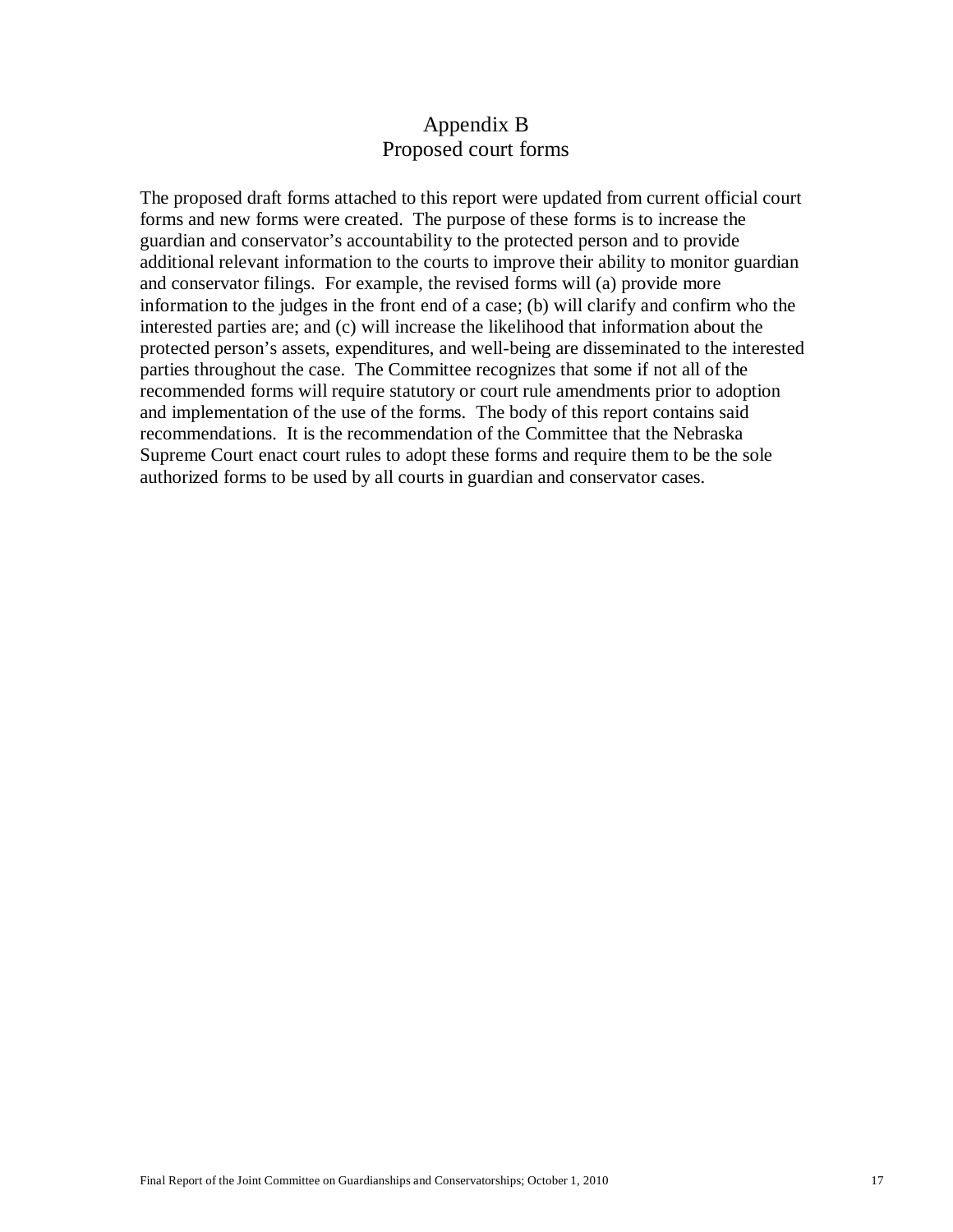# Appendix B
## Proposed court forms

The proposed draft forms attached to this report were updated from current official court forms and new forms were created. The purpose of these forms is to increase the guardian and conservator's accountability to the protected person and to provide additional relevant information to the courts to improve their ability to monitor guardian and conservator filings. For example, the revised forms will (a) provide more information to the judges in the front end of a case; (b) will clarify and confirm who the interested parties are; and (c) will increase the likelihood that information about the protected person's assets, expenditures, and well-being are disseminated to the interested parties throughout the case. The Committee recognizes that some if not all of the recommended forms will require statutory or court rule amendments prior to adoption and implementation of the use of the forms. The body of this report contains said recommendations. It is the recommendation of the Committee that the Nebraska Supreme Court enact court rules to adopt these forms and require them to be the sole authorized forms to be used by all courts in guardian and conservator cases.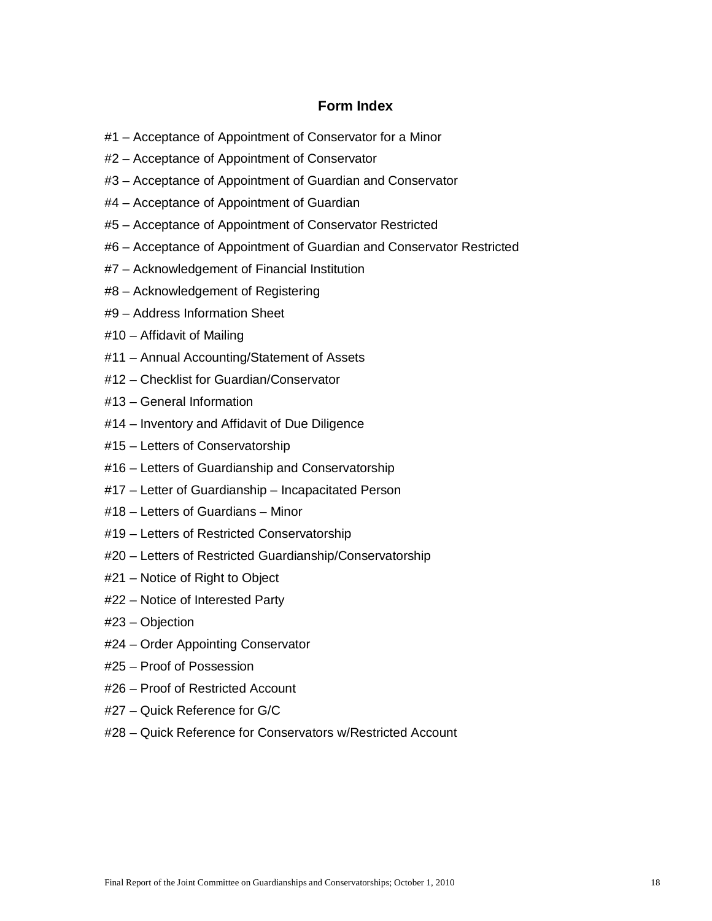## Form Index

#1 – Acceptance of Appointment of Conservator for a Minor

#2 – Acceptance of Appointment of Conservator

#3 – Acceptance of Appointment of Guardian and Conservator

#4 – Acceptance of Appointment of Guardian

#5 – Acceptance of Appointment of Conservator Restricted

#6 – Acceptance of Appointment of Guardian and Conservator Restricted

#7 – Acknowledgement of Financial Institution

#8 – Acknowledgement of Registering

#9 – Address Information Sheet

#10 – Affidavit of Mailing

#11 – Annual Accounting/Statement of Assets

#12 – Checklist for Guardian/Conservator

#13 – General Information

#14 – Inventory and Affidavit of Due Diligence

#15 – Letters of Conservatorship

#16 – Letters of Guardianship and Conservatorship

#17 – Letter of Guardianship – Incapacitated Person

#18 – Letters of Guardians – Minor

#19 – Letters of Restricted Conservatorship

#20 – Letters of Restricted Guardianship/Conservatorship

#21 – Notice of Right to Object

#22 – Notice of Interested Party

#23 – Objection

#24 – Order Appointing Conservator

#25 – Proof of Possession

#26 – Proof of Restricted Account

#27 – Quick Reference for G/C

#28 – Quick Reference for Conservators w/Restricted Account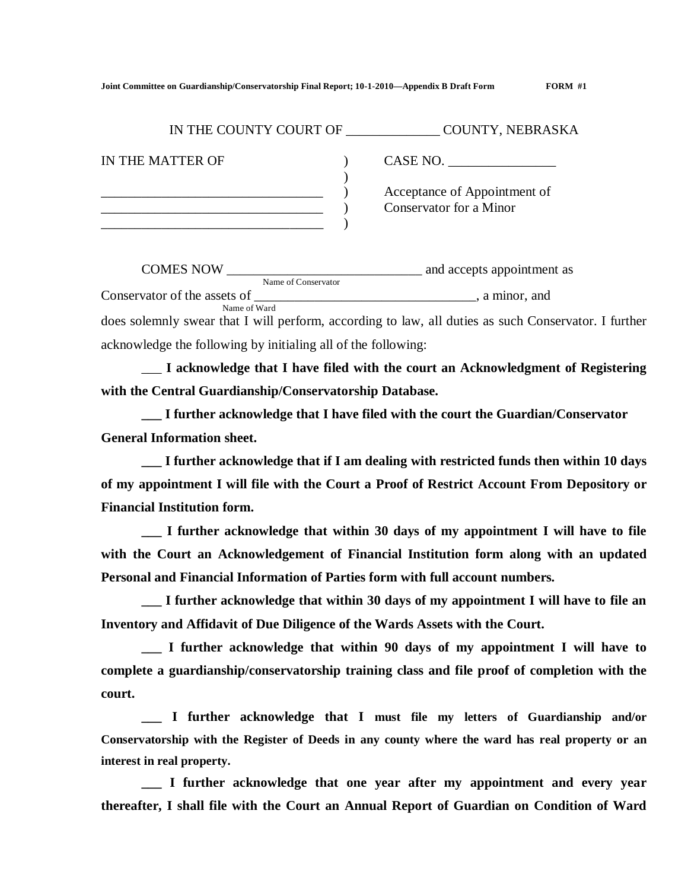IN THE COUNTY COURT OF _____________ COUNTY, NEBRASKA

| IN THE MATTER OF | ) | CASE NO. ________________ |
|---|---|---|
| | ) | |
| _________________________________ | ) | Acceptance of Appointment of |
| _________________________________ | ) | Conservator for a Minor |
| _________________________________ | ) | |

COMES NOW _____________________________ and accepts appointment as
Name of Conservator

Conservator of the assets of _________________________________, a minor, and
Name of Ward

does solemnly swear that I will perform, according to law, all duties as such Conservator. I further acknowledge the following by initialing all of the following:

___ **I acknowledge that I have filed with the court an Acknowledgment of Registering with the Central Guardianship/Conservatorship Database.**

___ **I further acknowledge that I have filed with the court the Guardian/Conservator General Information sheet.**

___ **I further acknowledge that if I am dealing with restricted funds then within 10 days of my appointment I will file with the Court a Proof of Restrict Account From Depository or Financial Institution form.**

___ **I further acknowledge that within 30 days of my appointment I will have to file with the Court an Acknowledgement of Financial Institution form along with an updated Personal and Financial Information of Parties form with full account numbers.**

___ **I further acknowledge that within 30 days of my appointment I will have to file an Inventory and Affidavit of Due Diligence of the Wards Assets with the Court.**

___ **I further acknowledge that within 90 days of my appointment I will have to complete a guardianship/conservatorship training class and file proof of completion with the court.**

___ **I further acknowledge that I must file my letters of Guardianship and/or Conservatorship with the Register of Deeds in any county where the ward has real property or an interest in real property.**

___ **I further acknowledge that one year after my appointment and every year thereafter, I shall file with the Court an Annual Report of Guardian on Condition of Ward**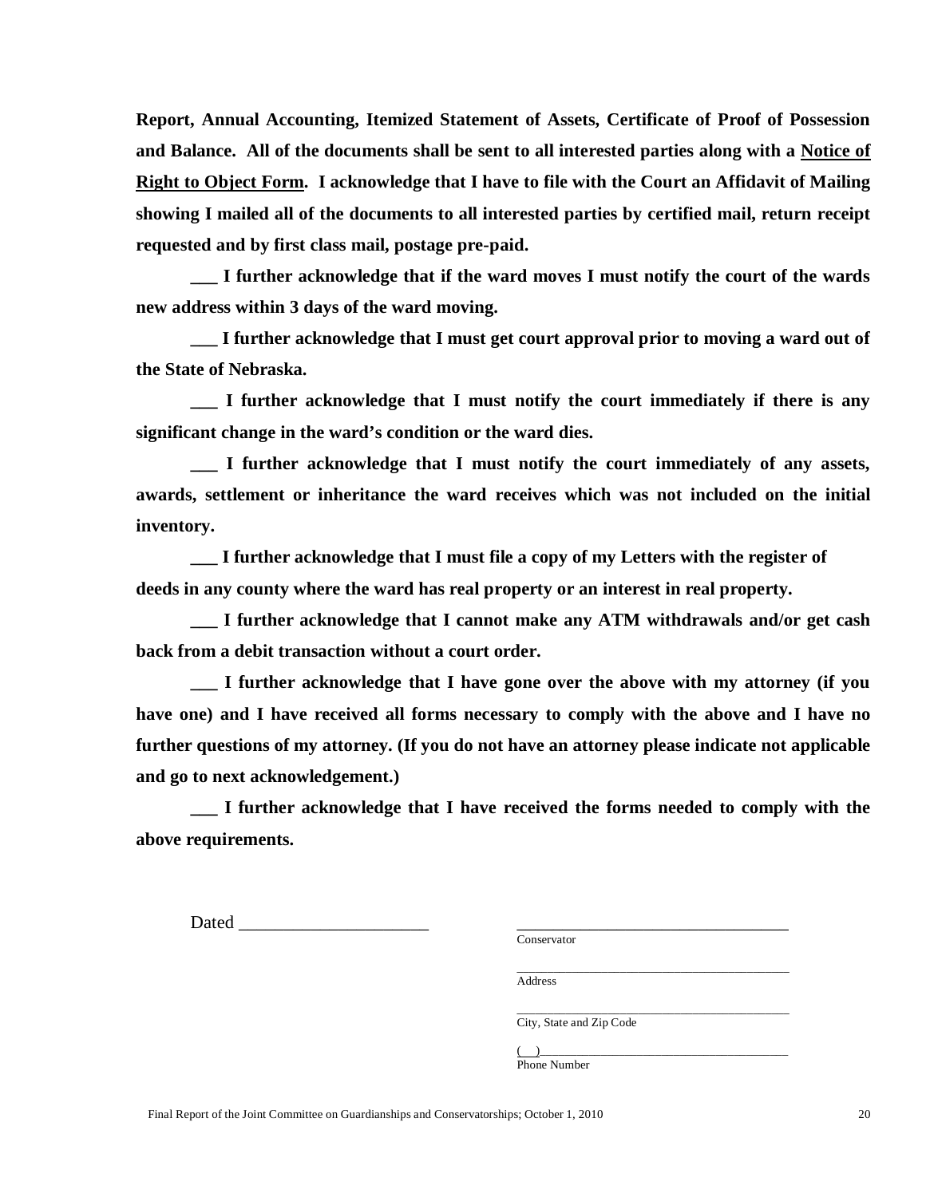**Report, Annual Accounting, Itemized Statement of Assets, Certificate of Proof of Possession and Balance. All of the documents shall be sent to all interested parties along with a <u>Notice of Right to Object Form</u>. I acknowledge that I have to file with the Court an Affidavit of Mailing showing I mailed all of the documents to all interested parties by certified mail, return receipt requested and by first class mail, postage pre-paid.**

**___ I further acknowledge that if the ward moves I must notify the court of the wards new address within 3 days of the ward moving.**

**___ I further acknowledge that I must get court approval prior to moving a ward out of the State of Nebraska.**

**___ I further acknowledge that I must notify the court immediately if there is any significant change in the ward's condition or the ward dies.**

**___ I further acknowledge that I must notify the court immediately of any assets, awards, settlement or inheritance the ward receives which was not included on the initial inventory.**

**___ I further acknowledge that I must file a copy of my Letters with the register of deeds in any county where the ward has real property or an interest in real property.**

**___ I further acknowledge that I cannot make any ATM withdrawals and/or get cash back from a debit transaction without a court order.**

**___ I further acknowledge that I have gone over the above with my attorney (if you have one) and I have received all forms necessary to comply with the above and I have no further questions of my attorney. (If you do not have an attorney please indicate not applicable and go to next acknowledgement.)**

**___ I further acknowledge that I have received the forms needed to comply with the above requirements.**

Dated ____________________

________________________________
Conservator

________________________________
Address

________________________________
City, State and Zip Code

(   )______________________________
Phone Number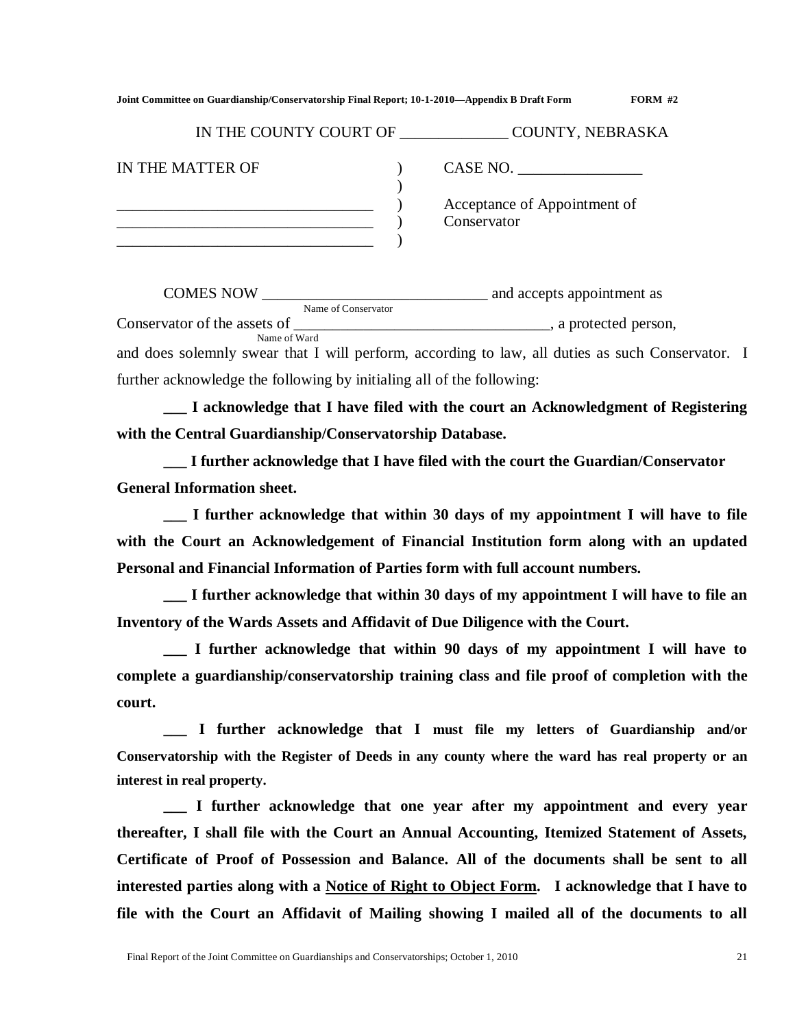**Joint Committee on Guardianship/Conservatorship Final Report; 10-1-2010—Appendix B Draft Form FORM #2**

IN THE COUNTY COURT OF _____________ COUNTY, NEBRASKA

| | | |
|---|---|---|
| IN THE MATTER OF | ) | CASE NO. ________________ |
| | ) | |
| _______________________________ | ) | Acceptance of Appointment of |
| _______________________________ | ) | Conservator |
| _______________________________ | ) | |

COMES NOW _____________________________ and accepts appointment as
Name of Conservator
Conservator of the assets of _________________________________, a protected person,
Name of Ward
and does solemnly swear that I will perform, according to law, all duties as such Conservator. I further acknowledge the following by initialing all of the following:

**___ I acknowledge that I have filed with the court an Acknowledgment of Registering with the Central Guardianship/Conservatorship Database.**

**___ I further acknowledge that I have filed with the court the Guardian/Conservator General Information sheet.**

**___ I further acknowledge that within 30 days of my appointment I will have to file with the Court an Acknowledgement of Financial Institution form along with an updated Personal and Financial Information of Parties form with full account numbers.**

**___ I further acknowledge that within 30 days of my appointment I will have to file an Inventory of the Wards Assets and Affidavit of Due Diligence with the Court.**

**___ I further acknowledge that within 90 days of my appointment I will have to complete a guardianship/conservatorship training class and file proof of completion with the court.**

**___ I further acknowledge that I must file my letters of Guardianship and/or Conservatorship with the Register of Deeds in any county where the ward has real property or an interest in real property.**

**___ I further acknowledge that one year after my appointment and every year thereafter, I shall file with the Court an Annual Accounting, Itemized Statement of Assets, Certificate of Proof of Possession and Balance. All of the documents shall be sent to all interested parties along with a <u>Notice of Right to Object Form</u>. I acknowledge that I have to file with the Court an Affidavit of Mailing showing I mailed all of the documents to all**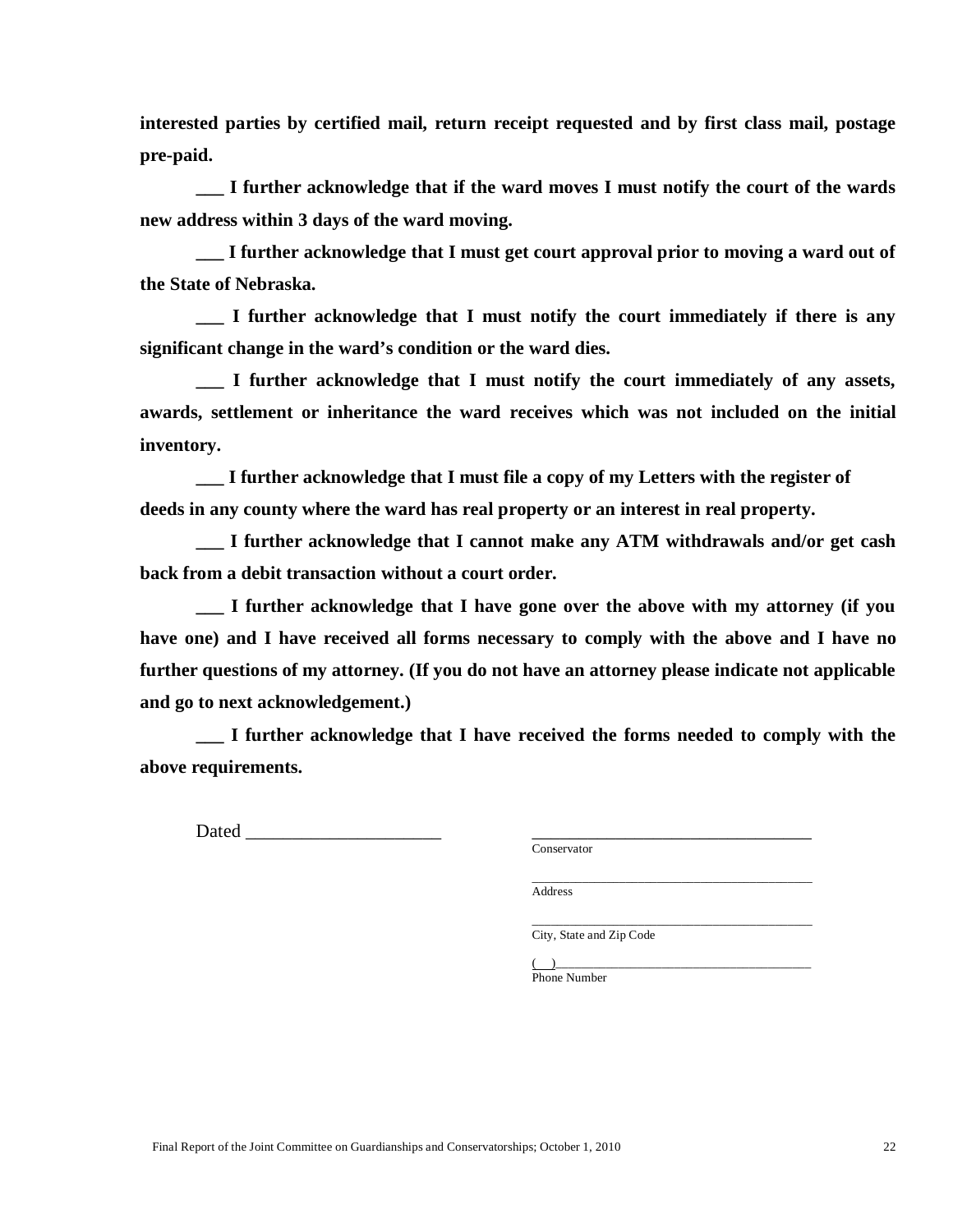**interested parties by certified mail, return receipt requested and by first class mail, postage pre-paid.**

**___ I further acknowledge that if the ward moves I must notify the court of the wards new address within 3 days of the ward moving.**

**___ I further acknowledge that I must get court approval prior to moving a ward out of the State of Nebraska.**

**___ I further acknowledge that I must notify the court immediately if there is any significant change in the ward's condition or the ward dies.**

**___ I further acknowledge that I must notify the court immediately of any assets, awards, settlement or inheritance the ward receives which was not included on the initial inventory.**

**___ I further acknowledge that I must file a copy of my Letters with the register of deeds in any county where the ward has real property or an interest in real property.**

**___ I further acknowledge that I cannot make any ATM withdrawals and/or get cash back from a debit transaction without a court order.**

**___ I further acknowledge that I have gone over the above with my attorney (if you have one) and I have received all forms necessary to comply with the above and I have no further questions of my attorney. (If you do not have an attorney please indicate not applicable and go to next acknowledgement.)**

**___ I further acknowledge that I have received the forms needed to comply with the above requirements.**

Dated ____________________

________________________________
Conservator

________________________________
Address

________________________________
City, State and Zip Code

(___)____________________________
Phone Number

Final Report of the Joint Committee on Guardianships and Conservatorships; October 1, 2010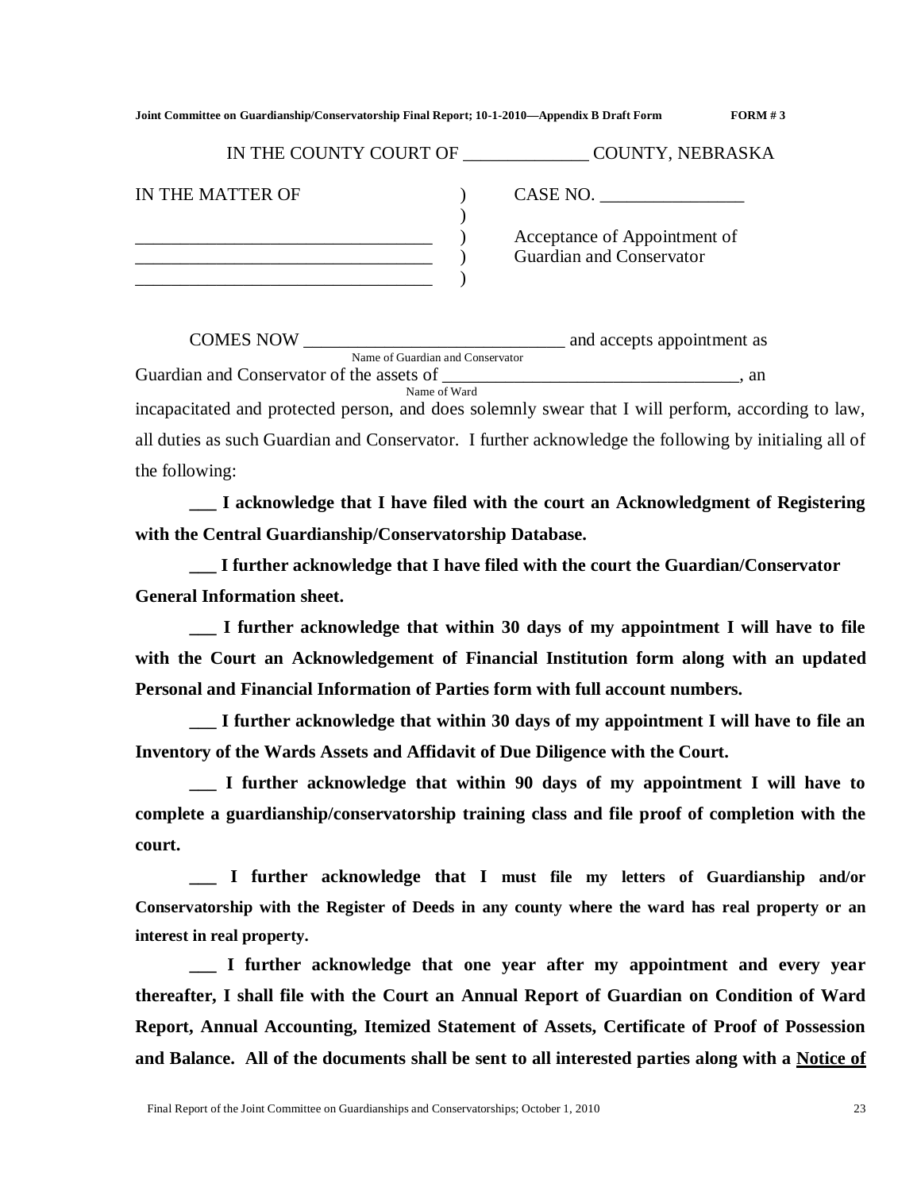IN THE COUNTY COURT OF ______________ COUNTY, NEBRASKA

| | | |
|---|---|---|
| IN THE MATTER OF | ) | CASE NO. ________________ |
| | ) | |
| _________________________________ | ) | Acceptance of Appointment of |
| _________________________________ | ) | Guardian and Conservator |
| _________________________________ | ) | |

COMES NOW ______________________________ and accepts appointment as
Name of Guardian and Conservator

Guardian and Conservator of the assets of __________________________________, an
Name of Ward

incapacitated and protected person, and does solemnly swear that I will perform, according to law, all duties as such Guardian and Conservator. I further acknowledge the following by initialing all of the following:

**___ I acknowledge that I have filed with the court an Acknowledgment of Registering with the Central Guardianship/Conservatorship Database.**

**___ I further acknowledge that I have filed with the court the Guardian/Conservator General Information sheet.**

**___ I further acknowledge that within 30 days of my appointment I will have to file with the Court an Acknowledgement of Financial Institution form along with an updated Personal and Financial Information of Parties form with full account numbers.**

**___ I further acknowledge that within 30 days of my appointment I will have to file an Inventory of the Wards Assets and Affidavit of Due Diligence with the Court.**

**___ I further acknowledge that within 90 days of my appointment I will have to complete a guardianship/conservatorship training class and file proof of completion with the court.**

**___ I further acknowledge that I must file my letters of Guardianship and/or Conservatorship with the Register of Deeds in any county where the ward has real property or an interest in real property.**

**___ I further acknowledge that one year after my appointment and every year thereafter, I shall file with the Court an Annual Report of Guardian on Condition of Ward Report, Annual Accounting, Itemized Statement of Assets, Certificate of Proof of Possession and Balance. All of the documents shall be sent to all interested parties along with a <u>Notice of</u>**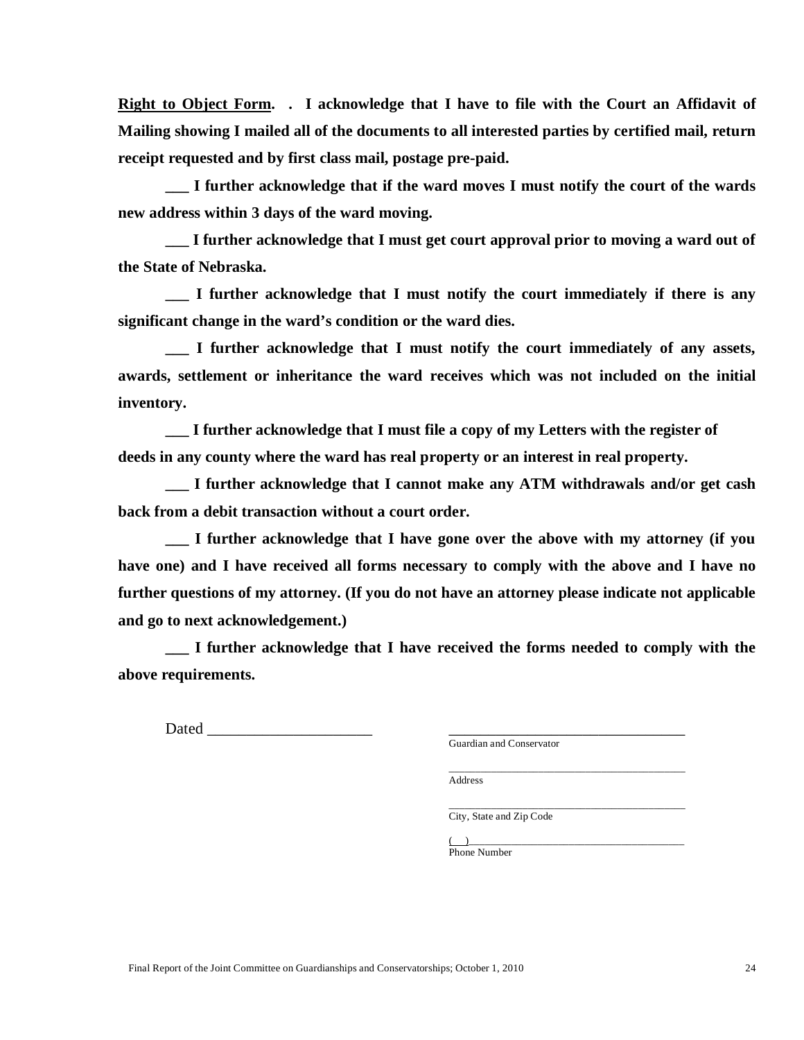**<u>Right to Object Form</u>. . I acknowledge that I have to file with the Court an Affidavit of Mailing showing I mailed all of the documents to all interested parties by certified mail, return receipt requested and by first class mail, postage pre-paid.**

**___ I further acknowledge that if the ward moves I must notify the court of the wards new address within 3 days of the ward moving.**

**___ I further acknowledge that I must get court approval prior to moving a ward out of the State of Nebraska.**

**___ I further acknowledge that I must notify the court immediately if there is any significant change in the ward's condition or the ward dies.**

**___ I further acknowledge that I must notify the court immediately of any assets, awards, settlement or inheritance the ward receives which was not included on the initial inventory.**

**___ I further acknowledge that I must file a copy of my Letters with the register of deeds in any county where the ward has real property or an interest in real property.**

**___ I further acknowledge that I cannot make any ATM withdrawals and/or get cash back from a debit transaction without a court order.**

**___ I further acknowledge that I have gone over the above with my attorney (if you have one) and I have received all forms necessary to comply with the above and I have no further questions of my attorney. (If you do not have an attorney please indicate not applicable and go to next acknowledgement.)**

**___ I further acknowledge that I have received the forms needed to comply with the above requirements.**

Dated ____________________

________________________________
Guardian and Conservator

________________________________
Address

________________________________
City, State and Zip Code

(   )______________________________
Phone Number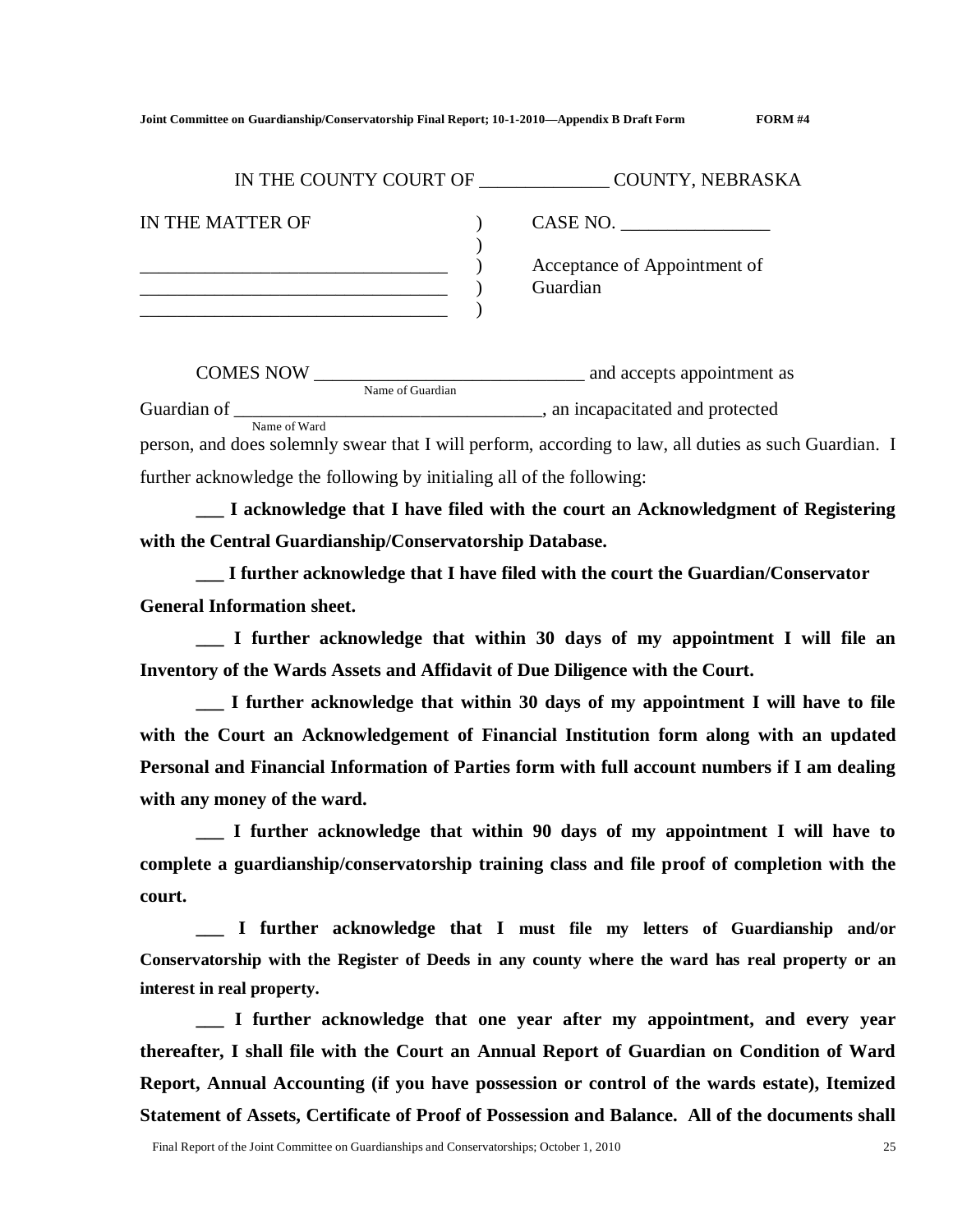IN THE COUNTY COURT OF ______________ COUNTY, NEBRASKA

| | | |
|---|---|---|
| IN THE MATTER OF | ) | CASE NO. ________________ |
| | ) | |
| _________________________________ | ) | Acceptance of Appointment of |
| _________________________________ | ) | Guardian |
| _________________________________ | ) | |

COMES NOW _____________________________ (Name of Guardian) and accepts appointment as Guardian of _________________________________ (Name of Ward), an incapacitated and protected person, and does solemnly swear that I will perform, according to law, all duties as such Guardian. I further acknowledge the following by initialing all of the following:

**___ I acknowledge that I have filed with the court an Acknowledgment of Registering with the Central Guardianship/Conservatorship Database.**

**___ I further acknowledge that I have filed with the court the Guardian/Conservator General Information sheet.**

**___ I further acknowledge that within 30 days of my appointment I will file an Inventory of the Wards Assets and Affidavit of Due Diligence with the Court.**

**___ I further acknowledge that within 30 days of my appointment I will have to file with the Court an Acknowledgement of Financial Institution form along with an updated Personal and Financial Information of Parties form with full account numbers if I am dealing with any money of the ward.**

**___ I further acknowledge that within 90 days of my appointment I will have to complete a guardianship/conservatorship training class and file proof of completion with the court.**

**___ I further acknowledge that I must file my letters of Guardianship and/or Conservatorship with the Register of Deeds in any county where the ward has real property or an interest in real property.**

**___ I further acknowledge that one year after my appointment, and every year thereafter, I shall file with the Court an Annual Report of Guardian on Condition of Ward Report, Annual Accounting (if you have possession or control of the wards estate), Itemized Statement of Assets, Certificate of Proof of Possession and Balance. All of the documents shall**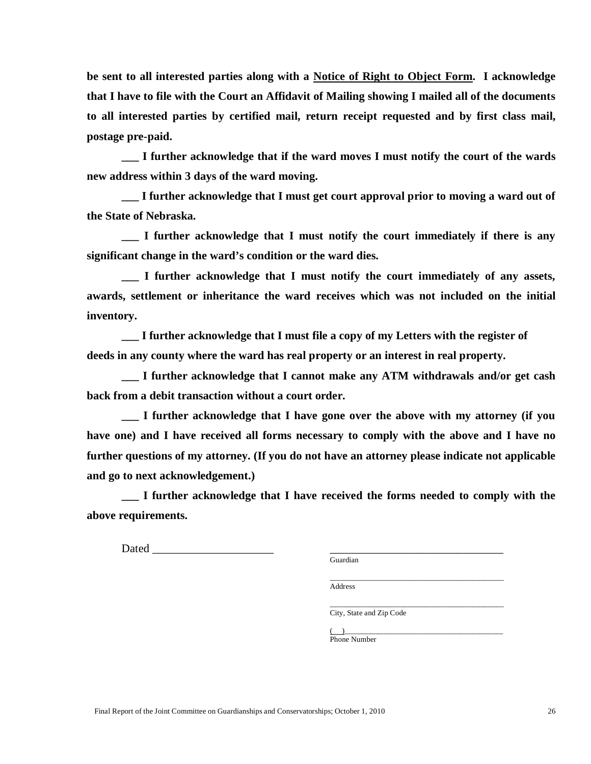**be sent to all interested parties along with a Notice of Right to Object Form. I acknowledge that I have to file with the Court an Affidavit of Mailing showing I mailed all of the documents to all interested parties by certified mail, return receipt requested and by first class mail, postage pre-paid.**

**___ I further acknowledge that if the ward moves I must notify the court of the wards new address within 3 days of the ward moving.**

**___ I further acknowledge that I must get court approval prior to moving a ward out of the State of Nebraska.**

**___ I further acknowledge that I must notify the court immediately if there is any significant change in the ward's condition or the ward dies.**

**___ I further acknowledge that I must notify the court immediately of any assets, awards, settlement or inheritance the ward receives which was not included on the initial inventory.**

**___ I further acknowledge that I must file a copy of my Letters with the register of deeds in any county where the ward has real property or an interest in real property.**

**___ I further acknowledge that I cannot make any ATM withdrawals and/or get cash back from a debit transaction without a court order.**

**___ I further acknowledge that I have gone over the above with my attorney (if you have one) and I have received all forms necessary to comply with the above and I have no further questions of my attorney. (If you do not have an attorney please indicate not applicable and go to next acknowledgement.)**

**___ I further acknowledge that I have received the forms needed to comply with the above requirements.**

Dated ____________________

________________________________
Guardian

________________________________
Address

________________________________
City, State and Zip Code

(   )______________________________
Phone Number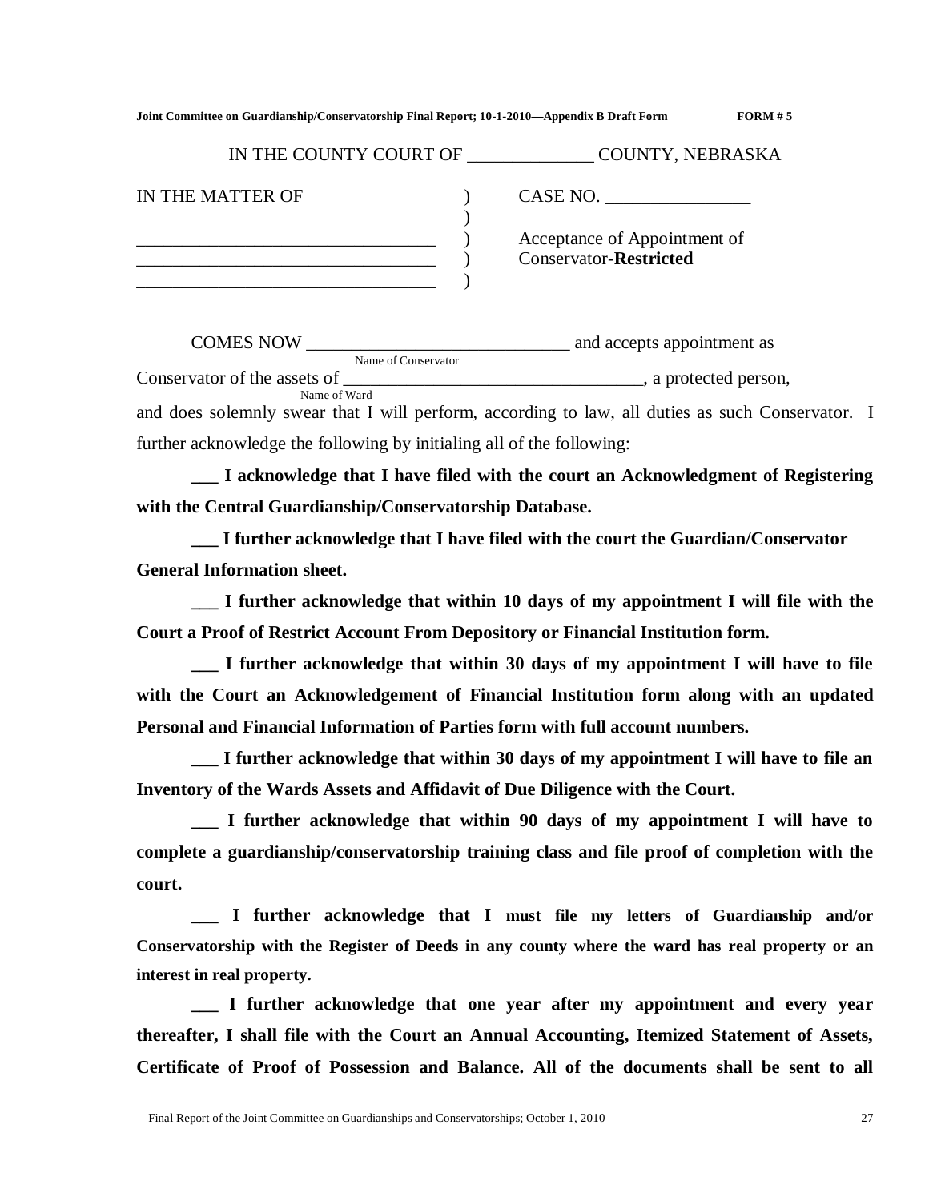Joint Committee on Guardianship/Conservatorship Final Report; 10-1-2010—Appendix B Draft Form FORM # 5

IN THE COUNTY COURT OF _____________ COUNTY, NEBRASKA

| | | |
|---|---|---|
| IN THE MATTER OF | ) | CASE NO. ________________ |
| | ) | |
| _________________________________ | ) | Acceptance of Appointment of |
| _________________________________ | ) | Conservator-**Restricted** |
| _________________________________ | ) | |

COMES NOW _____________________________ and accepts appointment as
Name of Conservator

Conservator of the assets of _________________________________, a protected person,
Name of Ward

and does solemnly swear that I will perform, according to law, all duties as such Conservator. I further acknowledge the following by initialing all of the following:

**___ I acknowledge that I have filed with the court an Acknowledgment of Registering with the Central Guardianship/Conservatorship Database.**

**___ I further acknowledge that I have filed with the court the Guardian/Conservator General Information sheet.**

**___ I further acknowledge that within 10 days of my appointment I will file with the Court a Proof of Restrict Account From Depository or Financial Institution form.**

**___ I further acknowledge that within 30 days of my appointment I will have to file with the Court an Acknowledgement of Financial Institution form along with an updated Personal and Financial Information of Parties form with full account numbers.**

**___ I further acknowledge that within 30 days of my appointment I will have to file an Inventory of the Wards Assets and Affidavit of Due Diligence with the Court.**

**___ I further acknowledge that within 90 days of my appointment I will have to complete a guardianship/conservatorship training class and file proof of completion with the court.**

**___ I further acknowledge that I must file my letters of Guardianship and/or Conservatorship with the Register of Deeds in any county where the ward has real property or an interest in real property.**

**___ I further acknowledge that one year after my appointment and every year thereafter, I shall file with the Court an Annual Accounting, Itemized Statement of Assets, Certificate of Proof of Possession and Balance. All of the documents shall be sent to all**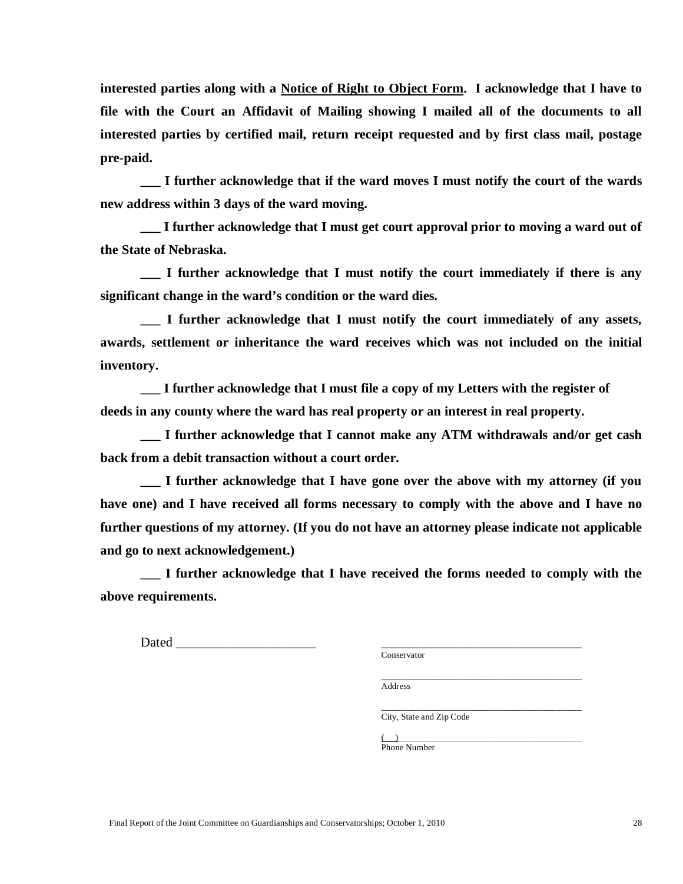**interested parties along with a Notice of Right to Object Form. I acknowledge that I have to file with the Court an Affidavit of Mailing showing I mailed all of the documents to all interested parties by certified mail, return receipt requested and by first class mail, postage pre-paid.**

**___ I further acknowledge that if the ward moves I must notify the court of the wards new address within 3 days of the ward moving.**

**___ I further acknowledge that I must get court approval prior to moving a ward out of the State of Nebraska.**

**___ I further acknowledge that I must notify the court immediately if there is any significant change in the ward's condition or the ward dies.**

**___ I further acknowledge that I must notify the court immediately of any assets, awards, settlement or inheritance the ward receives which was not included on the initial inventory.**

**___ I further acknowledge that I must file a copy of my Letters with the register of deeds in any county where the ward has real property or an interest in real property.**

**___ I further acknowledge that I cannot make any ATM withdrawals and/or get cash back from a debit transaction without a court order.**

**___ I further acknowledge that I have gone over the above with my attorney (if you have one) and I have received all forms necessary to comply with the above and I have no further questions of my attorney. (If you do not have an attorney please indicate not applicable and go to next acknowledgement.)**

**___ I further acknowledge that I have received the forms needed to comply with the above requirements.**

Dated ____________________

____________________________
Conservator

____________________________
Address

____________________________
City, State and Zip Code

(   )________________________
Phone Number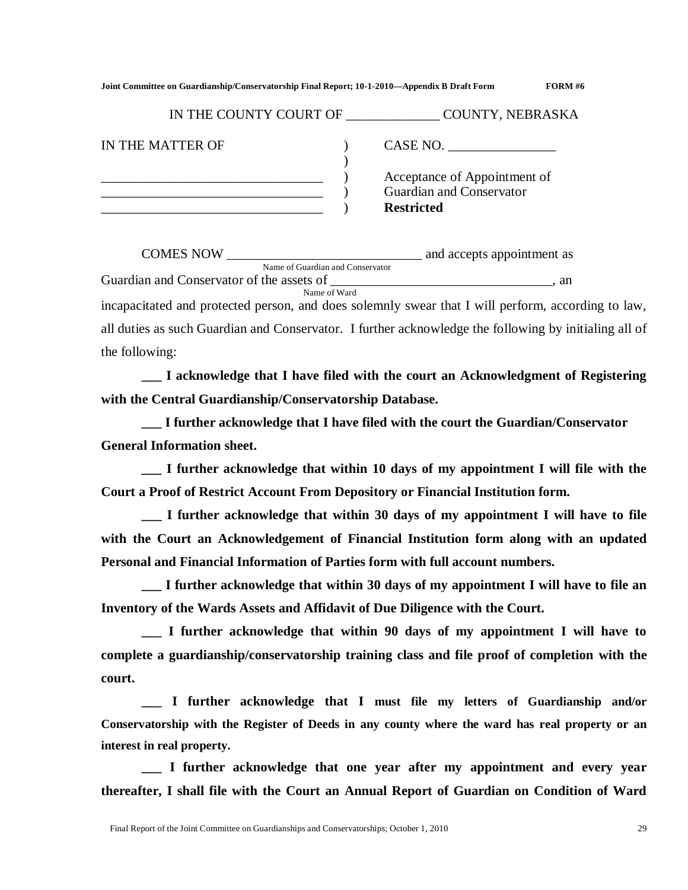Joint Committee on Guardianship/Conservatorship Final Report; 10-1-2010—Appendix B Draft Form **FORM #6**

IN THE COUNTY COURT OF ______________ COUNTY, NEBRASKA

| | | |
|---|---|---|
| IN THE MATTER OF | ) | CASE NO. ________________ |
| | ) | |
| _________________________________ | ) | Acceptance of Appointment of |
| _________________________________ | ) | Guardian and Conservator |
| _________________________________ | ) | **Restricted** |

COMES NOW ______________________________ and accepts appointment as
Name of Guardian and Conservator

Guardian and Conservator of the assets of __________________________________, an
Name of Ward

incapacitated and protected person, and does solemnly swear that I will perform, according to law, all duties as such Guardian and Conservator. I further acknowledge the following by initialing all of the following:

**___ I acknowledge that I have filed with the court an Acknowledgment of Registering with the Central Guardianship/Conservatorship Database.**

**___ I further acknowledge that I have filed with the court the Guardian/Conservator General Information sheet.**

**___ I further acknowledge that within 10 days of my appointment I will file with the Court a Proof of Restrict Account From Depository or Financial Institution form.**

**___ I further acknowledge that within 30 days of my appointment I will have to file with the Court an Acknowledgement of Financial Institution form along with an updated Personal and Financial Information of Parties form with full account numbers.**

**___ I further acknowledge that within 30 days of my appointment I will have to file an Inventory of the Wards Assets and Affidavit of Due Diligence with the Court.**

**___ I further acknowledge that within 90 days of my appointment I will have to complete a guardianship/conservatorship training class and file proof of completion with the court.**

**___ I further acknowledge that I must file my letters of Guardianship and/or Conservatorship with the Register of Deeds in any county where the ward has real property or an interest in real property.**

**___ I further acknowledge that one year after my appointment and every year thereafter, I shall file with the Court an Annual Report of Guardian on Condition of Ward**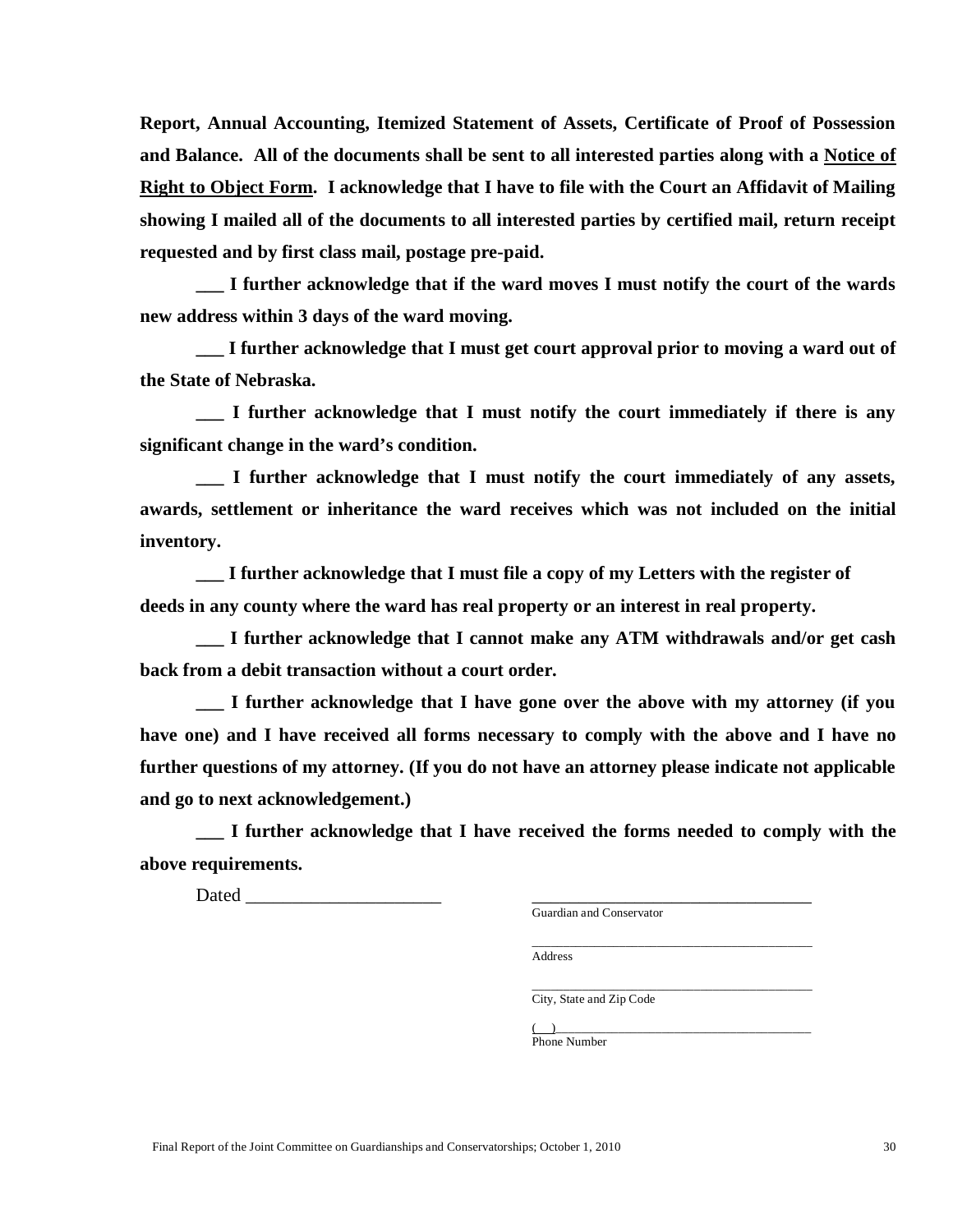**Report, Annual Accounting, Itemized Statement of Assets, Certificate of Proof of Possession and Balance. All of the documents shall be sent to all interested parties along with a <u>Notice of Right to Object Form</u>. I acknowledge that I have to file with the Court an Affidavit of Mailing showing I mailed all of the documents to all interested parties by certified mail, return receipt requested and by first class mail, postage pre-paid.**

**___ I further acknowledge that if the ward moves I must notify the court of the wards new address within 3 days of the ward moving.**

**___ I further acknowledge that I must get court approval prior to moving a ward out of the State of Nebraska.**

**___ I further acknowledge that I must notify the court immediately if there is any significant change in the ward's condition.**

**___ I further acknowledge that I must notify the court immediately of any assets, awards, settlement or inheritance the ward receives which was not included on the initial inventory.**

**___ I further acknowledge that I must file a copy of my Letters with the register of deeds in any county where the ward has real property or an interest in real property.**

**___ I further acknowledge that I cannot make any ATM withdrawals and/or get cash back from a debit transaction without a court order.**

**___ I further acknowledge that I have gone over the above with my attorney (if you have one) and I have received all forms necessary to comply with the above and I have no further questions of my attorney. (If you do not have an attorney please indicate not applicable and go to next acknowledgement.)**

**___ I further acknowledge that I have received the forms needed to comply with the above requirements.**

Dated ______________________

______________________________
Guardian and Conservator

______________________________
Address

______________________________
City, State and Zip Code

(   )___________________________
Phone Number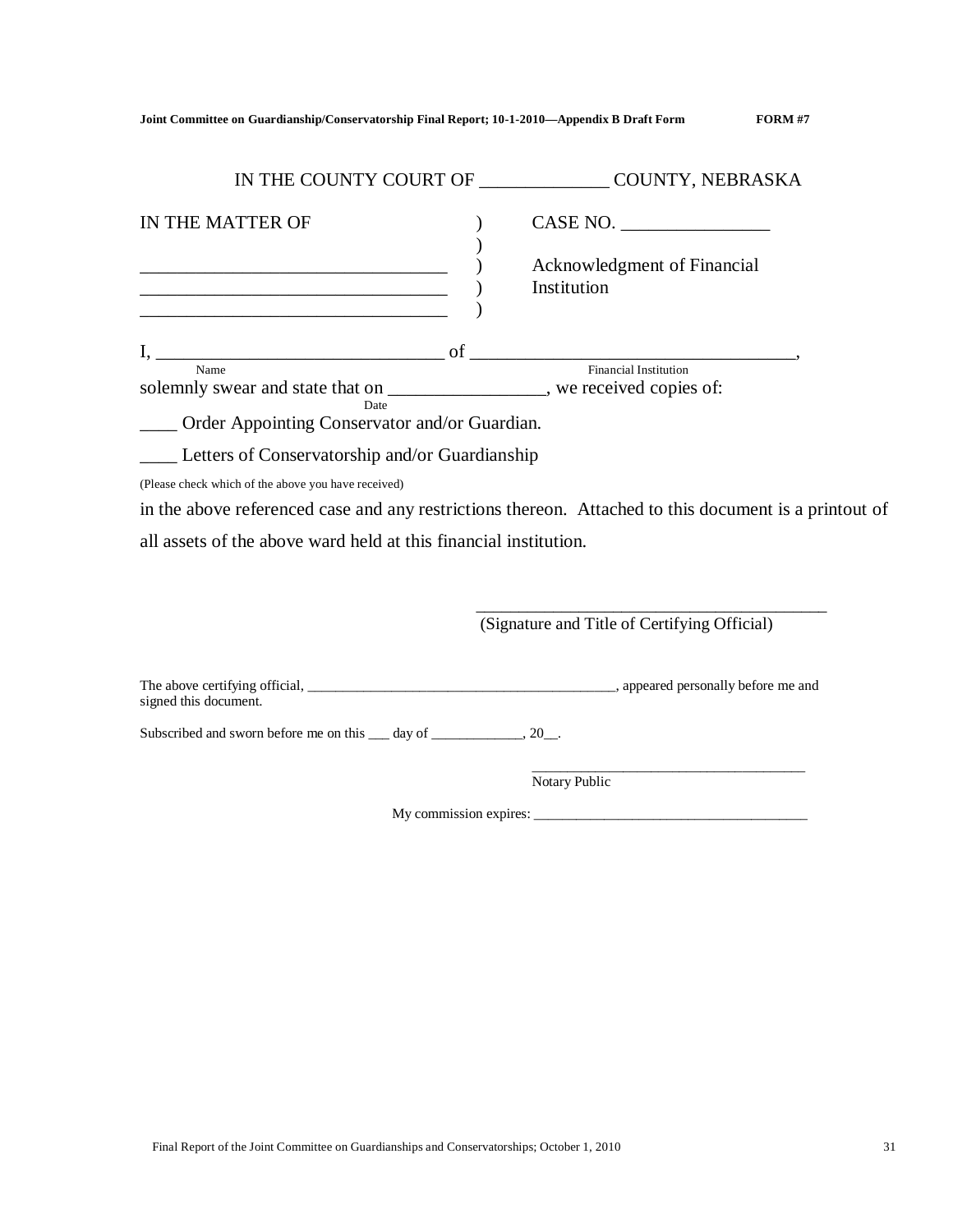**Joint Committee on Guardianship/Conservatorship Final Report; 10-1-2010—Appendix B Draft Form FORM #7**

IN THE COUNTY COURT OF _____________ COUNTY, NEBRASKA

| IN THE MATTER OF | ) | CASE NO. ________________ |
|---|---|---|
| | ) | |
| _________________________________ | ) | Acknowledgment of Financial |
| _________________________________ | ) | Institution |
| _________________________________ | ) | |

I, _______________________________ of __________________________________,
Name Financial Institution

solemnly swear and state that on _________________, we received copies of:
Date

____ Order Appointing Conservator and/or Guardian.

____ Letters of Conservatorship and/or Guardianship

(Please check which of the above you have received)

in the above referenced case and any restrictions thereon. Attached to this document is a printout of all assets of the above ward held at this financial institution.

_________________________________________
(Signature and Title of Certifying Official)

The above certifying official, ____________________________________________, appeared personally before me and signed this document.

Subscribed and sworn before me on this ___ day of ____________, 20__.

_____________________________________
Notary Public

My commission expires: _______________________________________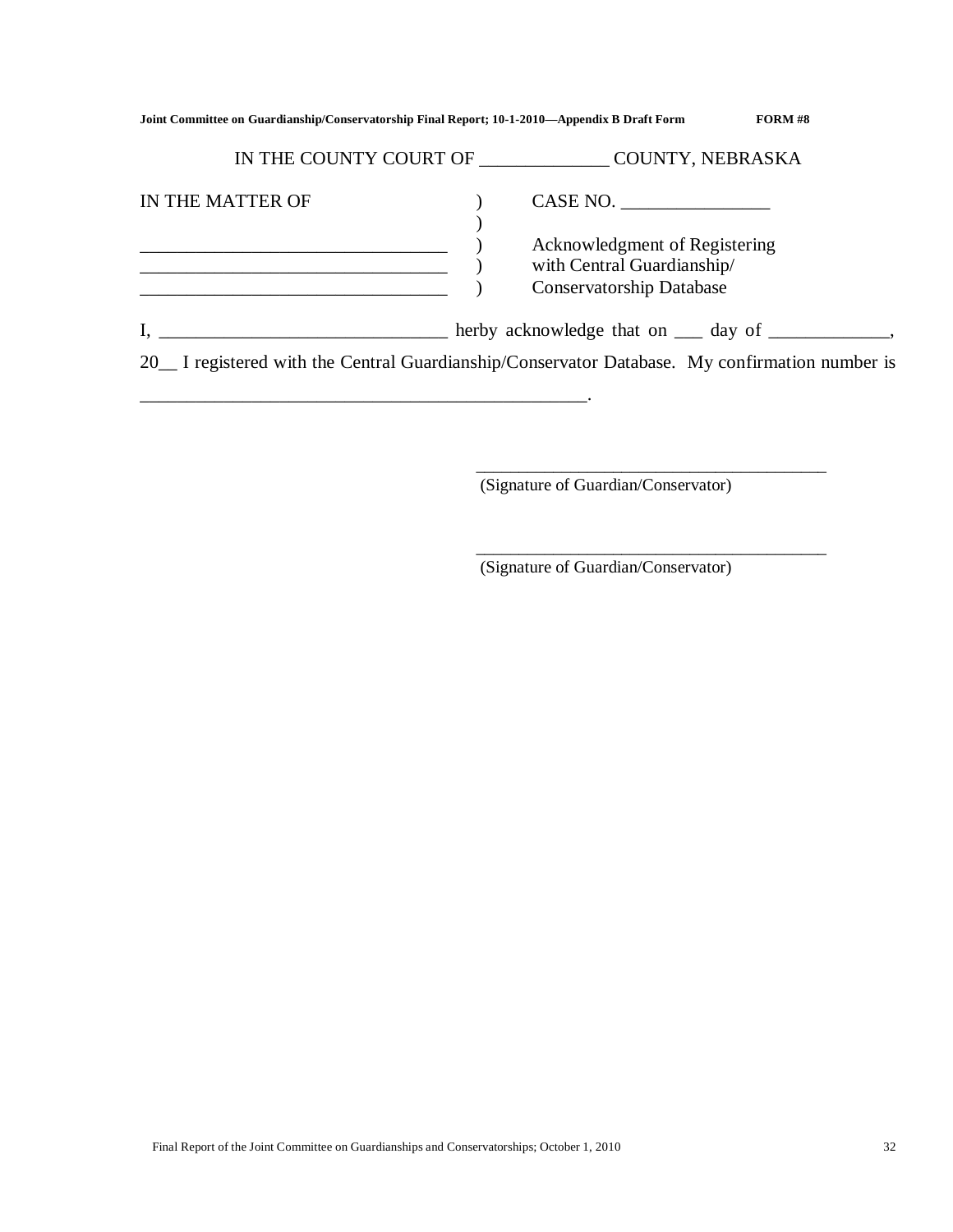**Joint Committee on Guardianship/Conservatorship Final Report; 10-1-2010—Appendix B Draft Form FORM #8**

IN THE COUNTY COURT OF ______________ COUNTY, NEBRASKA

| | | |
|---|---|---|
| IN THE MATTER OF | ) | CASE NO. ________________ |
| | ) | |
| _________________________________ | ) | Acknowledgment of Registering |
| _________________________________ | ) | with Central Guardianship/ |
| _________________________________ | ) | Conservatorship Database |

I, _______________________________ herby acknowledge that on ___ day of _____________, 20__ I registered with the Central Guardianship/Conservator Database. My confirmation number is _________________________________________________.

_________________________________________
(Signature of Guardian/Conservator)

_________________________________________
(Signature of Guardian/Conservator)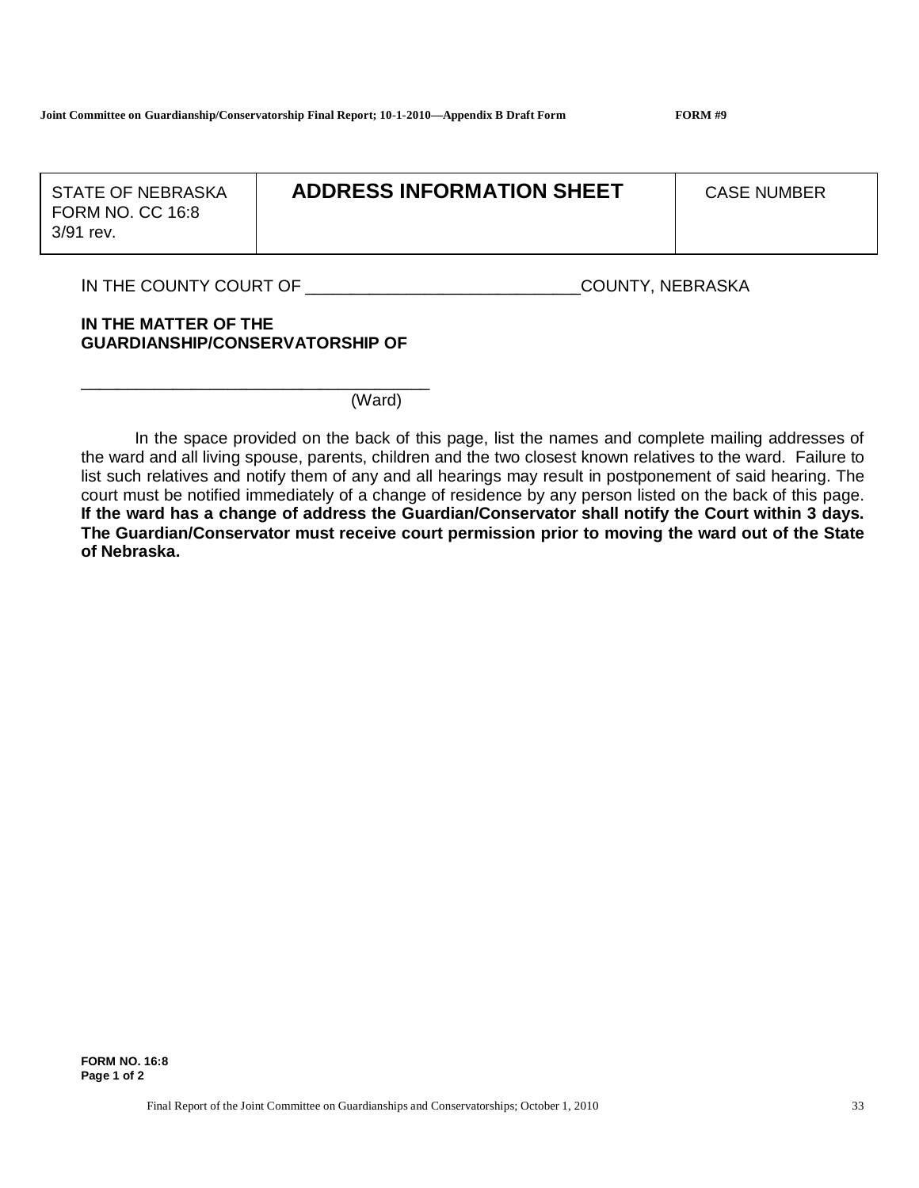| STATE OF NEBRASKA<br>FORM NO. CC 16:8<br>3/91 rev. | **ADDRESS INFORMATION SHEET** | CASE NUMBER |
|---|---|---|

IN THE COUNTY COURT OF _____________________________COUNTY, NEBRASKA

**IN THE MATTER OF THE GUARDIANSHIP/CONSERVATORSHIP OF**

_____________________________________
(Ward)

In the space provided on the back of this page, list the names and complete mailing addresses of the ward and all living spouse, parents, children and the two closest known relatives to the ward. Failure to list such relatives and notify them of any and all hearings may result in postponement of said hearing. The court must be notified immediately of a change of residence by any person listed on the back of this page. **If the ward has a change of address the Guardian/Conservator shall notify the Court within 3 days. The Guardian/Conservator must receive court permission prior to moving the ward out of the State of Nebraska.**

**FORM NO. 16:8**
**Page 1 of 2**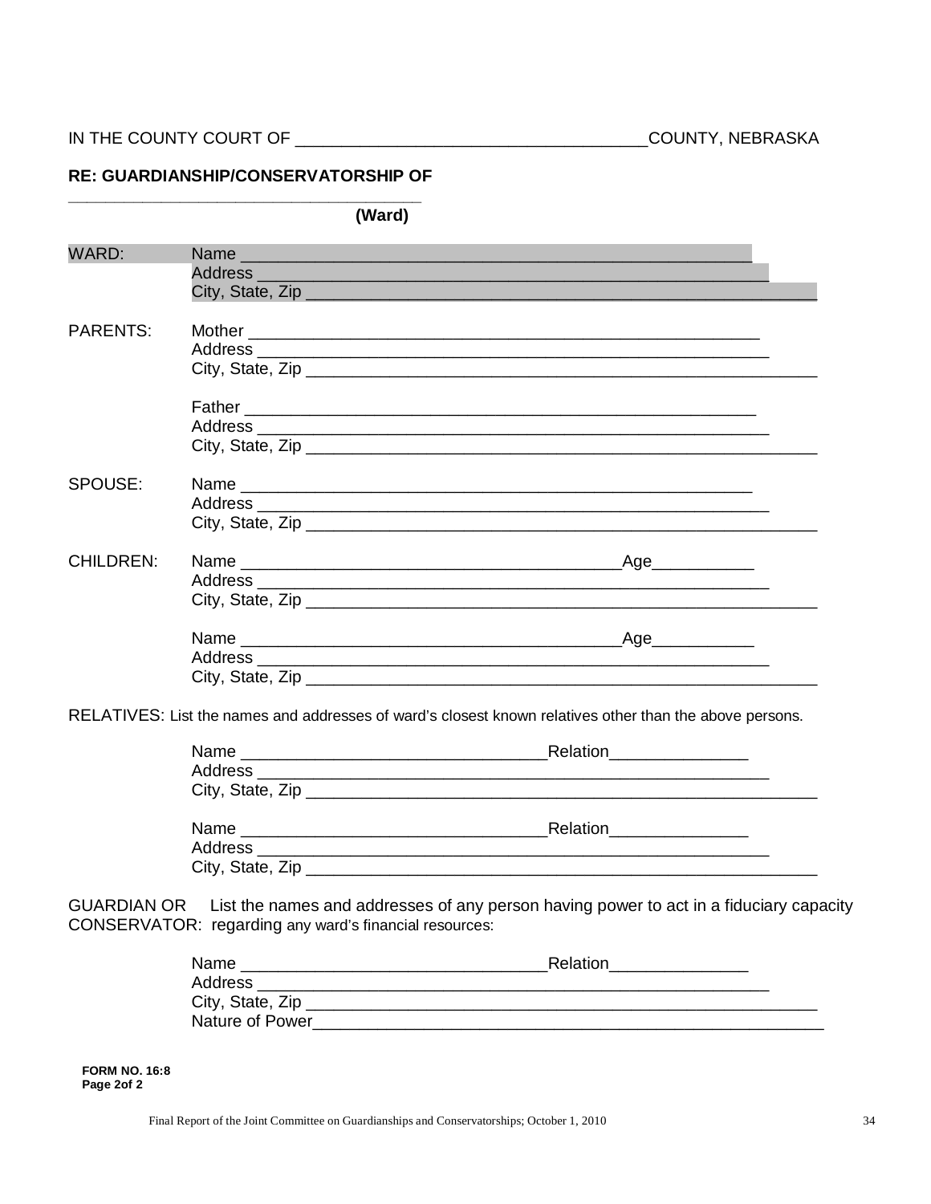IN THE COUNTY COURT OF ___________________________________COUNTY, NEBRASKA

**RE: GUARDIANSHIP/CONSERVATORSHIP OF**

_______________________________________
**(Ward)**

WARD: Name _____________________________________________________
Address ___________________________________________________
City, State, Zip ______________________________________________

PARENTS: Mother ____________________________________________________
Address ___________________________________________________
City, State, Zip ______________________________________________

Father _____________________________________________________
Address ___________________________________________________
City, State, Zip ______________________________________________

SPOUSE: Name _____________________________________________________
Address ___________________________________________________
City, State, Zip ______________________________________________

CHILDREN: Name _____________________________________Age___________
Address ___________________________________________________
City, State, Zip ______________________________________________

Name _____________________________________Age___________
Address ___________________________________________________
City, State, Zip ______________________________________________

RELATIVES: List the names and addresses of ward's closest known relatives other than the above persons.

Name ______________________________Relation_______________
Address ___________________________________________________
City, State, Zip ______________________________________________

Name ______________________________Relation_______________
Address ___________________________________________________
City, State, Zip ______________________________________________

GUARDIAN OR CONSERVATOR: List the names and addresses of any person having power to act in a fiduciary capacity regarding any ward's financial resources:

Name ______________________________Relation_______________
Address ___________________________________________________
City, State, Zip ______________________________________________
Nature of Power_______________________________________________

**FORM NO. 16:8**
**Page 2of 2**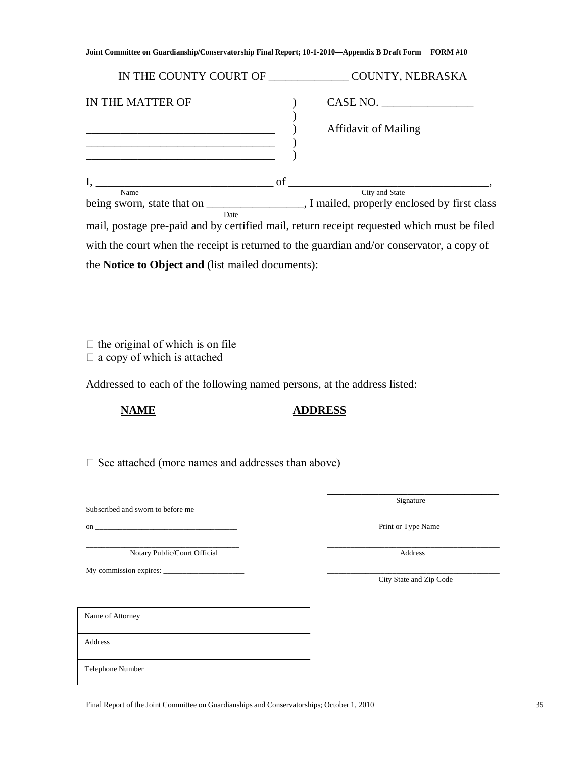Joint Committee on Guardianship/Conservatorship Final Report; 10-1-2010—Appendix B Draft Form **FORM #10**

IN THE COUNTY COURT OF _____________ COUNTY, NEBRASKA

| IN THE MATTER OF | ) | CASE NO. _______________ |
|---|---|---|
| | ) | |
| ________________________________ | ) | Affidavit of Mailing |
| ________________________________ | ) | |
| ________________________________ | ) | |

I, ______________________________ of __________________________________,
Name                                                City and State

being sworn, state that on ________________, I mailed, properly enclosed by first class
Date

mail, postage pre-paid and by certified mail, return receipt requested which must be filed with the court when the receipt is returned to the guardian and/or conservator, a copy of the **Notice to Object and** (list mailed documents):

☐ the original of which is on file
☐ a copy of which is attached

Addressed to each of the following named persons, at the address listed:

**NAME** **ADDRESS**

☐ See attached (more names and addresses than above)

_________________________________
Signature

Subscribed and sworn to before me

on ___________________________________

_________________________________
Print or Type Name

___________________________________
Notary Public/Court Official

_________________________________
Address

My commission expires: ____________________

_________________________________
City State and Zip Code

| Name of Attorney |
|---|
| Address |
| Telephone Number |

Final Report of the Joint Committee on Guardianships and Conservatorships; October 1, 2010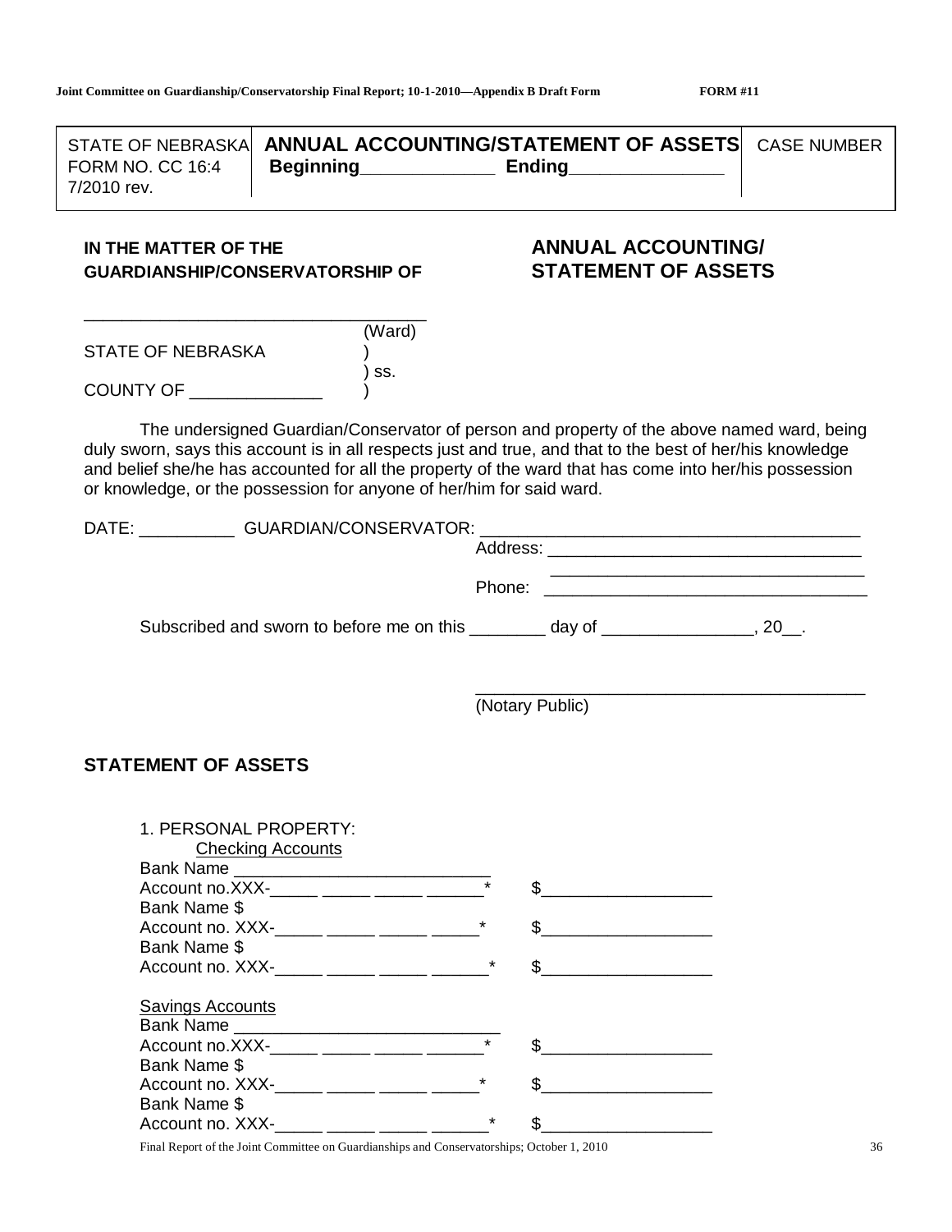| STATE OF NEBRASKA<br>FORM NO. CC 16:4<br>7/2010 rev. | **ANNUAL ACCOUNTING/STATEMENT OF ASSETS**<br>**Beginning**_____________ **Ending**_______________ | CASE NUMBER |
|---|---|---|

**IN THE MATTER OF THE GUARDIANSHIP/CONSERVATORSHIP OF**

## ANNUAL ACCOUNTING/ STATEMENT OF ASSETS

_________________________________
(Ward)

STATE OF NEBRASKA )
) ss.
COUNTY OF _____________ )

The undersigned Guardian/Conservator of person and property of the above named ward, being duly sworn, says this account is in all respects just and true, and that to the best of her/his knowledge and belief she/he has accounted for all the property of the ward that has come into her/his possession or knowledge, or the possession for anyone of her/him for said ward.

DATE: __________ GUARDIAN/CONSERVATOR: ______________________________________

Address: _________________________________
_________________________________

Phone: _________________________________

Subscribed and sworn to before me on this ________ day of _______________, 20__.

_________________________________________
(Notary Public)

## STATEMENT OF ASSETS

1. PERSONAL PROPERTY:

Checking Accounts

Bank Name ___________________________
Account no.XXX-_____ _____ _____ ______* $_________________
Bank Name $
Account no. XXX-_____ _____ _____ _____* $_________________
Bank Name $
Account no. XXX-_____ _____ _____ ______* $_________________

Savings Accounts

Bank Name ____________________________
Account no.XXX-_____ _____ _____ ______* $_________________
Bank Name $
Account no. XXX-_____ _____ _____ _____* $_________________
Bank Name $
Account no. XXX-_____ _____ _____ ______* $_________________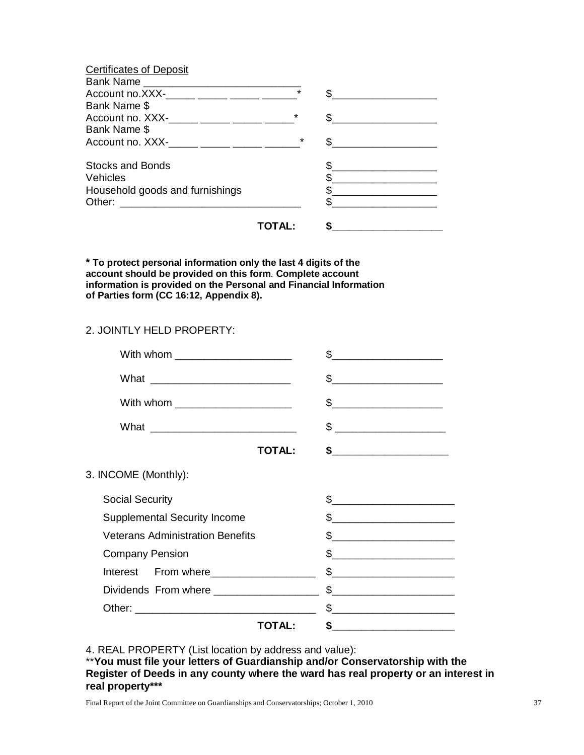Certificates of Deposit

Bank Name ___________________________

Account no.XXX-_____ _____ _____ ______* $_________________

Bank Name $

Account no. XXX-_____ _____ _____ _____* $_________________

Bank Name $

Account no. XXX-_____ _____ _____ ______* $_________________

Stocks and Bonds $_________________

Vehicles $_________________

Household goods and furnishings $_________________

Other: ______________________________ $_________________

**TOTAL:** **$_________________**

**\* To protect personal information only the last 4 digits of the account should be provided on this form. Complete account information is provided on the Personal and Financial Information of Parties form (CC 16:12, Appendix 8).**

2. JOINTLY HELD PROPERTY:

With whom ___________________ $__________________

What _______________________ $__________________

With whom ___________________ $__________________

What ________________________ $ __________________

**TOTAL:** **$__________________**

3. INCOME (Monthly):

Social Security $____________________

Supplemental Security Income $____________________

Veterans Administration Benefits $____________________

Company Pension $____________________

Interest From where_________________ $____________________

Dividends From where _________________ $____________________

Other: ______________________________ $____________________

**TOTAL:** **$____________________**

4. REAL PROPERTY (List location by address and value):

\*\***You must file your letters of Guardianship and/or Conservatorship with the Register of Deeds in any county where the ward has real property or an interest in real property\*\*\***

Final Report of the Joint Committee on Guardianships and Conservatorships; October 1, 2010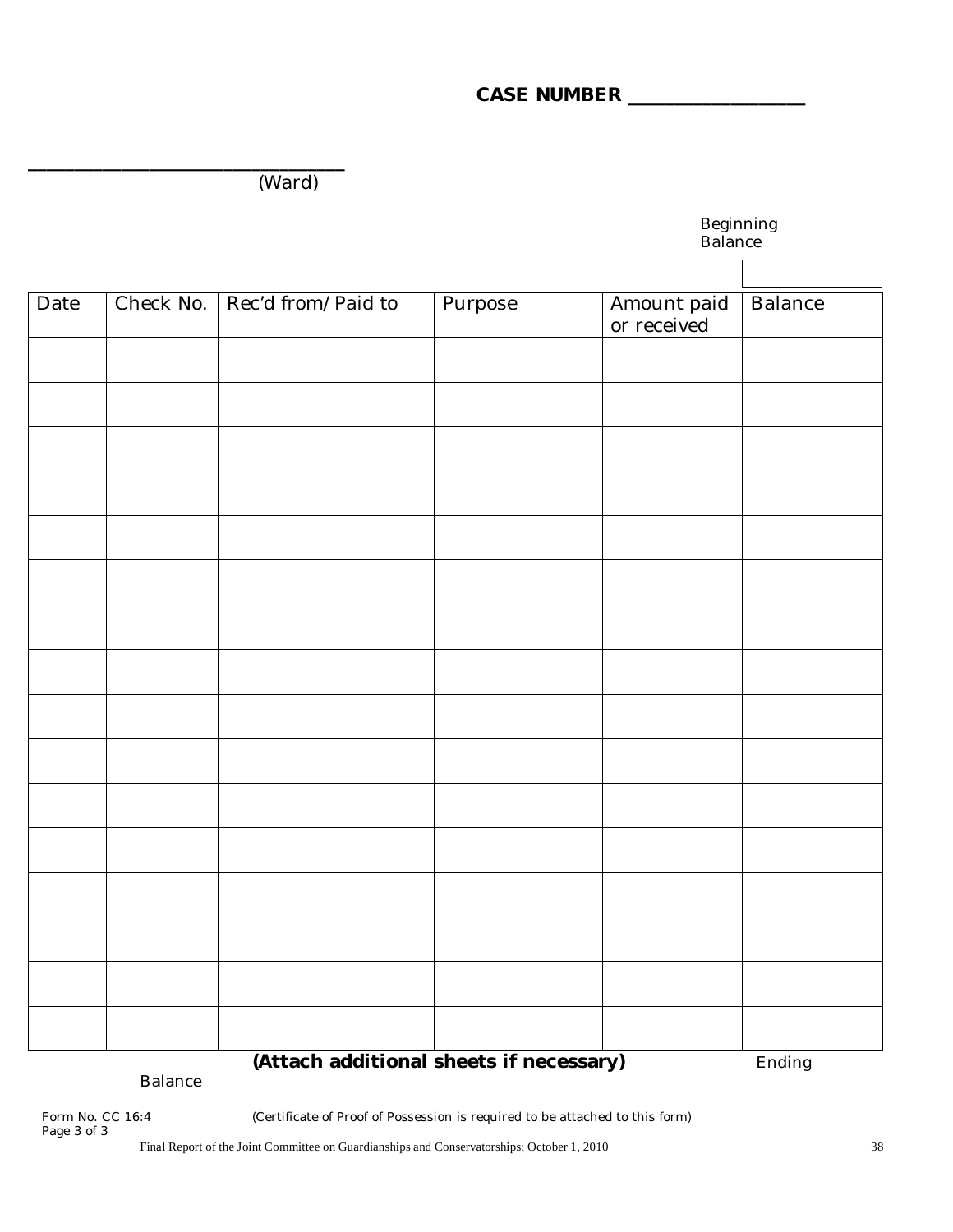**CASE NUMBER _______________**

_____________________________
(Ward)

Beginning Balance

| Date | Check No. | Rec'd from/Paid to | Purpose | Amount paid or received | Balance |
|---|---|---|---|---|---|
| | | | | | |
| | | | | | |
| | | | | | |
| | | | | | |
| | | | | | |
| | | | | | |
| | | | | | |
| | | | | | |
| | | | | | |
| | | | | | |
| | | | | | |
| | | | | | |
| | | | | | |
| | | | | | |
| | | | | | |
| | | | | | |

**(Attach additional sheets if necessary)** Ending Balance

Form No. CC 16:4 (Certificate of Proof of Possession is required to be attached to this form)
Page 3 of 3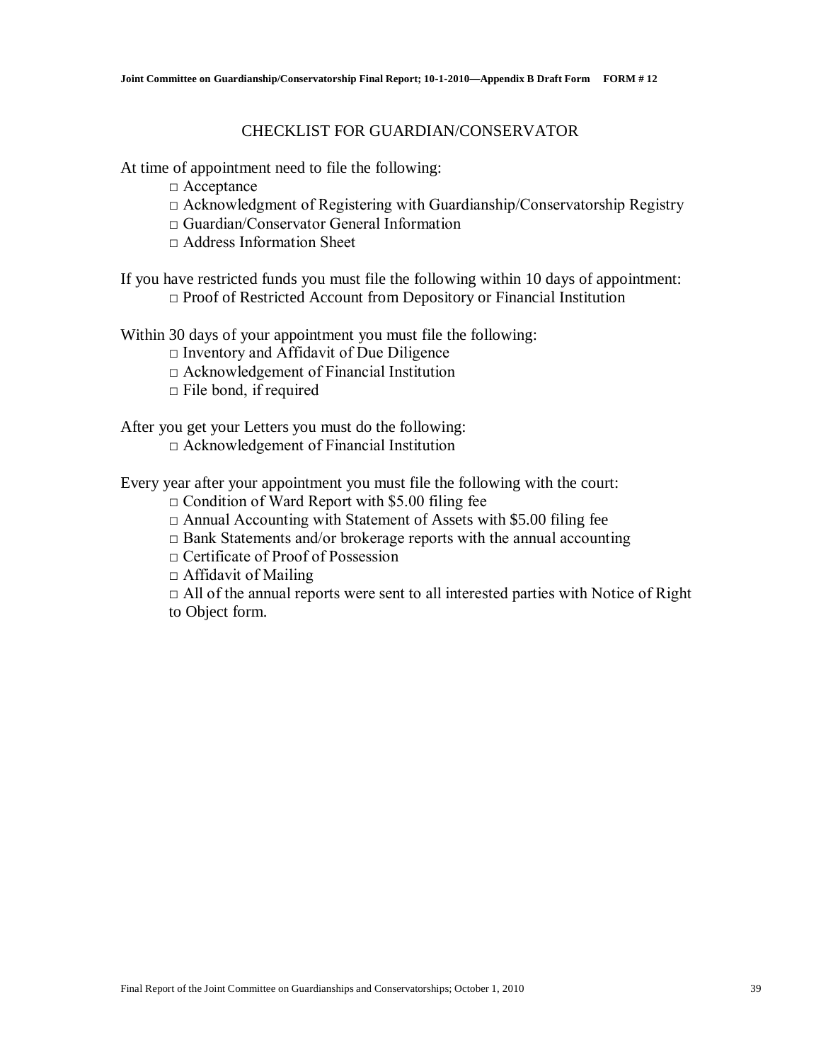## CHECKLIST FOR GUARDIAN/CONSERVATOR

At time of appointment need to file the following:

- □ Acceptance
- □ Acknowledgment of Registering with Guardianship/Conservatorship Registry
- □ Guardian/Conservator General Information
- □ Address Information Sheet

If you have restricted funds you must file the following within 10 days of appointment:

- □ Proof of Restricted Account from Depository or Financial Institution

Within 30 days of your appointment you must file the following:

- □ Inventory and Affidavit of Due Diligence
- □ Acknowledgement of Financial Institution
- □ File bond, if required

After you get your Letters you must do the following:

- □ Acknowledgement of Financial Institution

Every year after your appointment you must file the following with the court:

- □ Condition of Ward Report with $5.00 filing fee
- □ Annual Accounting with Statement of Assets with $5.00 filing fee
- □ Bank Statements and/or brokerage reports with the annual accounting
- □ Certificate of Proof of Possession
- □ Affidavit of Mailing
- □ All of the annual reports were sent to all interested parties with Notice of Right to Object form.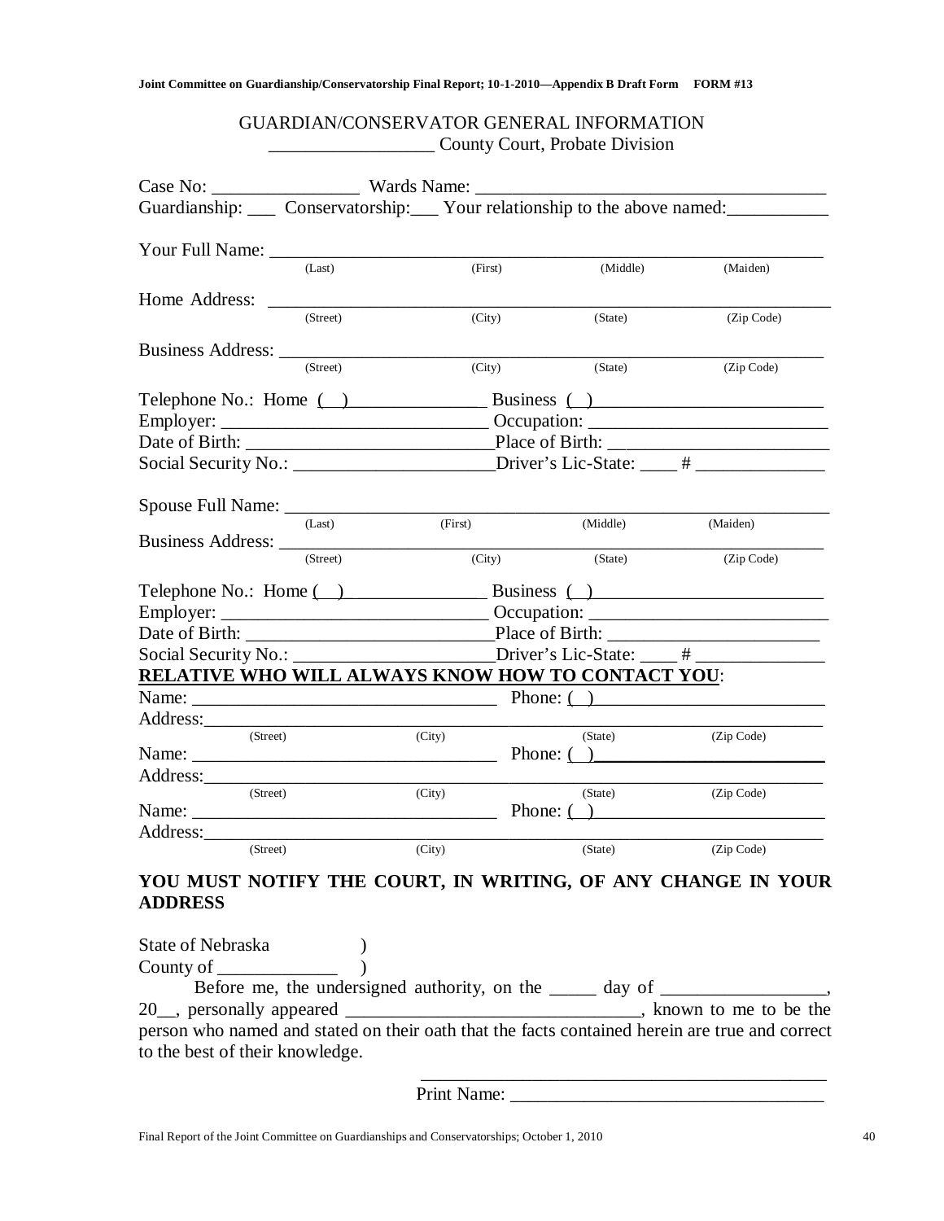Joint Committee on Guardianship/Conservatorship Final Report; 10-1-2010—Appendix B Draft Form FORM #13

# GUARDIAN/CONSERVATOR GENERAL INFORMATION

__________________ County Court, Probate Division

Case No: ________________ Wards Name: _____________________________________

Guardianship: ___ Conservatorship:___ Your relationship to the above named:___________

Your Full Name: ___________________________________________________________
(Last) (First) (Middle) (Maiden)

Home Address: ____________________________________________________________
(Street) (City) (State) (Zip Code)

Business Address: __________________________________________________________
(Street) (City) (State) (Zip Code)

Telephone No.: Home ( ) _______________ Business ( ) _________________________

Employer: _____________________________ Occupation: __________________________

Date of Birth: ___________________________Place of Birth: _______________________

Social Security No.: ______________________Driver's Lic-State: ____ # ______________

Spouse Full Name: __________________________________________________________
(Last) (First) (Middle) (Maiden)

Business Address: __________________________________________________________
(Street) (City) (State) (Zip Code)

Telephone No.: Home ( ) _______________ Business ( ) _________________________

Employer: _____________________________ Occupation: __________________________

Date of Birth: ___________________________Place of Birth: _______________________

Social Security No.: ______________________Driver's Lic-State: ____ # ______________

**RELATIVE WHO WILL ALWAYS KNOW HOW TO CONTACT YOU**:

Name: _________________________________ Phone: ( ) _________________________

Address:___________________________________________________________________
(Street) (City) (State) (Zip Code)

Name: _________________________________ Phone: ( ) _________________________

Address:___________________________________________________________________
(Street) (City) (State) (Zip Code)

Name: _________________________________ Phone: ( ) _________________________

Address:___________________________________________________________________
(Street) (City) (State) (Zip Code)

**YOU MUST NOTIFY THE COURT, IN WRITING, OF ANY CHANGE IN YOUR ADDRESS**

State of Nebraska )
County of _____________ )

Before me, the undersigned authority, on the _____ day of _________________, 20__, personally appeared _______________________________, known to me to be the person who named and stated on their oath that the facts contained herein are true and correct to the best of their knowledge.

___________________________________________

Print Name: _________________________________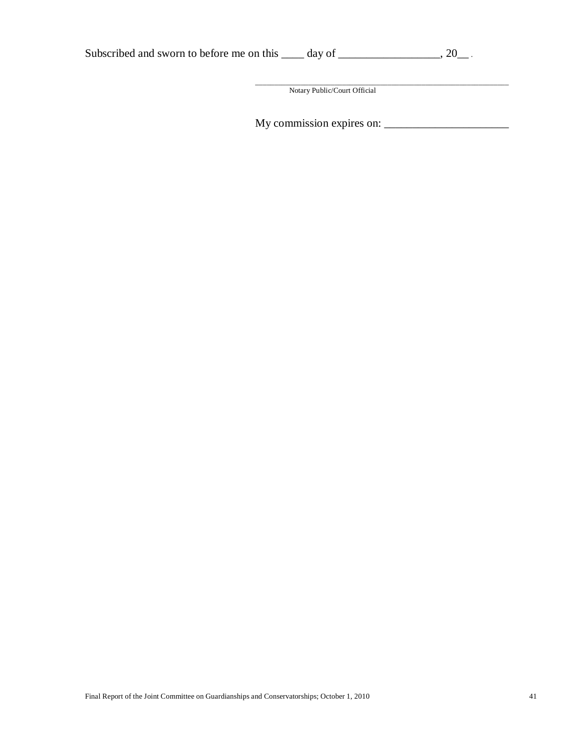Subscribed and sworn to before me on this ____ day of __________________, 20__ .

_______________________________________________

Notary Public/Court Official

My commission expires on: ______________________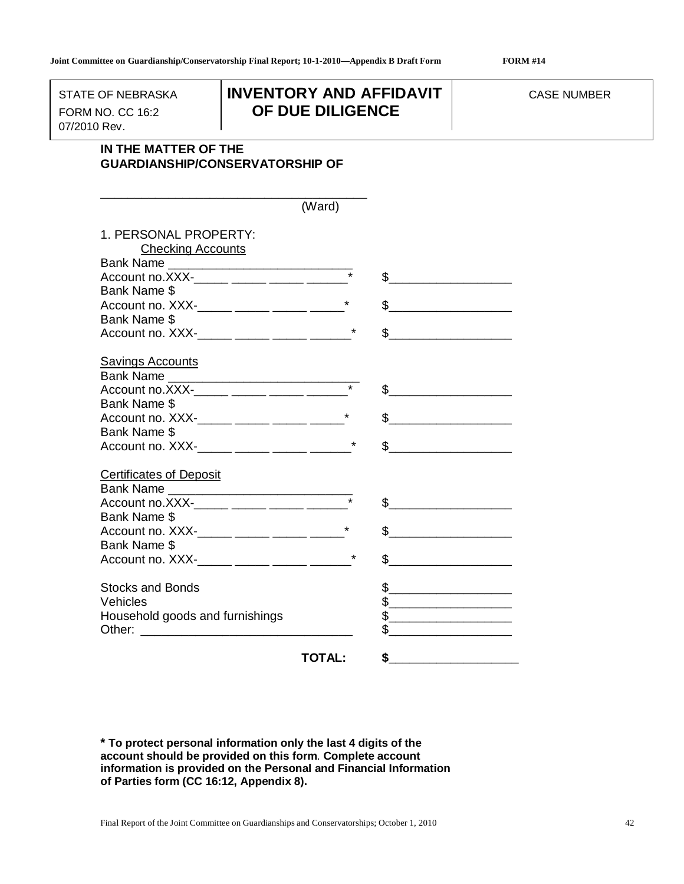| STATE OF NEBRASKA<br>FORM NO. CC 16:2<br>07/2010 Rev. | **INVENTORY AND AFFIDAVIT OF DUE DILIGENCE** | CASE NUMBER |
|---|---|---|

**IN THE MATTER OF THE GUARDIANSHIP/CONSERVATORSHIP OF**

_______________________________________
(Ward)

1. PERSONAL PROPERTY:

Checking Accounts

Bank Name ___________________________
Account no.XXX-_____ _____ _____ ______* $__________________
Bank Name $
Account no. XXX-_____ _____ _____ _____* $__________________
Bank Name $
Account no. XXX-_____ _____ _____ ______* $__________________

Savings Accounts

Bank Name ____________________________
Account no.XXX-_____ _____ _____ ______* $__________________
Bank Name $
Account no. XXX-_____ _____ _____ _____* $__________________
Bank Name $
Account no. XXX-_____ _____ _____ ______* $__________________

Certificates of Deposit

Bank Name ___________________________
Account no.XXX-_____ _____ _____ ______* $__________________
Bank Name $
Account no. XXX-_____ _____ _____ _____* $__________________
Bank Name $
Account no. XXX-_____ _____ _____ ______* $__________________

Stocks and Bonds $__________________
Vehicles $__________________
Household goods and furnishings $__________________
Other: _______________________________ $__________________

**TOTAL: $__________________**

**\* To protect personal information only the last 4 digits of the account should be provided on this form. Complete account information is provided on the Personal and Financial Information of Parties form (CC 16:12, Appendix 8).**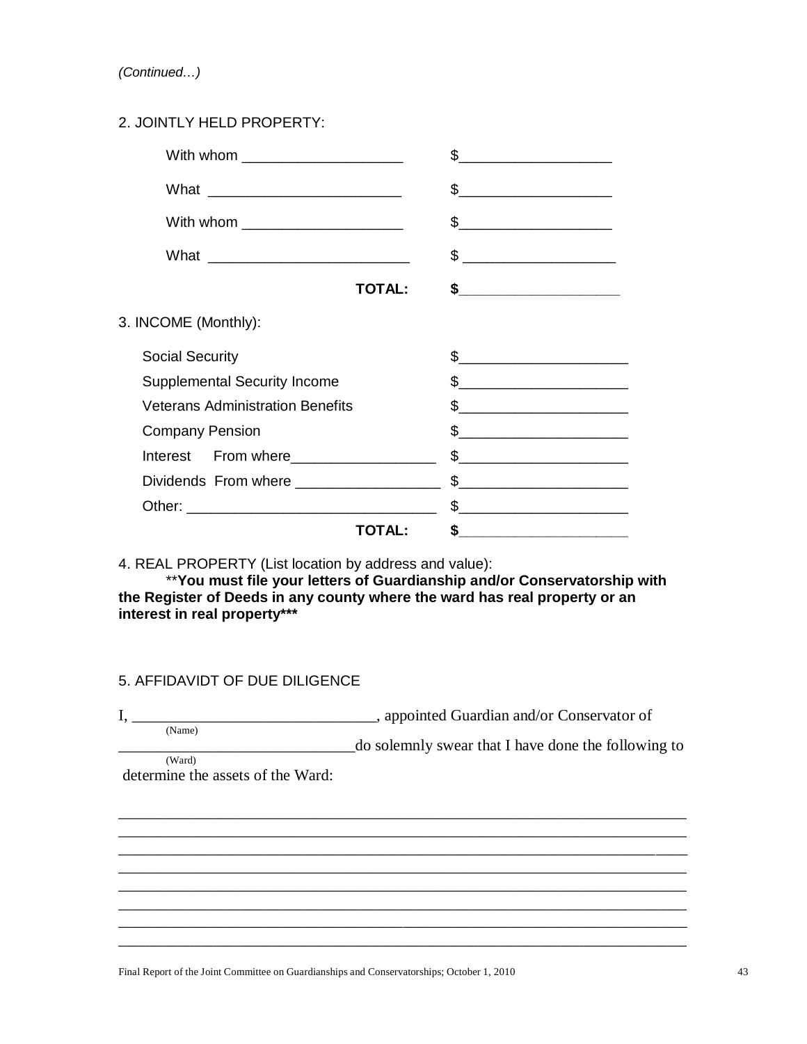*(Continued…)*

2. JOINTLY HELD PROPERTY:

| | |
|---|---|
| With whom ____________________ | $___________________ |
| What ________________________ | $___________________ |
| With whom ____________________ | $___________________ |
| What _________________________ | $ ___________________ |
| **TOTAL:** | **$___________________** |

3. INCOME (Monthly):

| | |
|---|---|
| Social Security | $_____________________ |
| Supplemental Security Income | $_____________________ |
| Veterans Administration Benefits | $_____________________ |
| Company Pension | $_____________________ |
| Interest From where__________________ | $_____________________ |
| Dividends From where __________________ | $_____________________ |
| Other: _______________________________ | $_____________________ |
| **TOTAL:** | **$_____________________** |

4. REAL PROPERTY (List location by address and value):

\*\***You must file your letters of Guardianship and/or Conservatorship with the Register of Deeds in any county where the ward has real property or an interest in real property\*\*\***

5. AFFIDAVIDT OF DUE DILIGENCE

I, _______________________________, appointed Guardian and/or Conservator of
(Name)
______________________________do solemnly swear that I have done the following to
(Ward)
determine the assets of the Ward:

__________________________________________________________________________
__________________________________________________________________________
__________________________________________________________________________
__________________________________________________________________________
__________________________________________________________________________
__________________________________________________________________________
__________________________________________________________________________
__________________________________________________________________________

Final Report of the Joint Committee on Guardianships and Conservatorships; October 1, 2010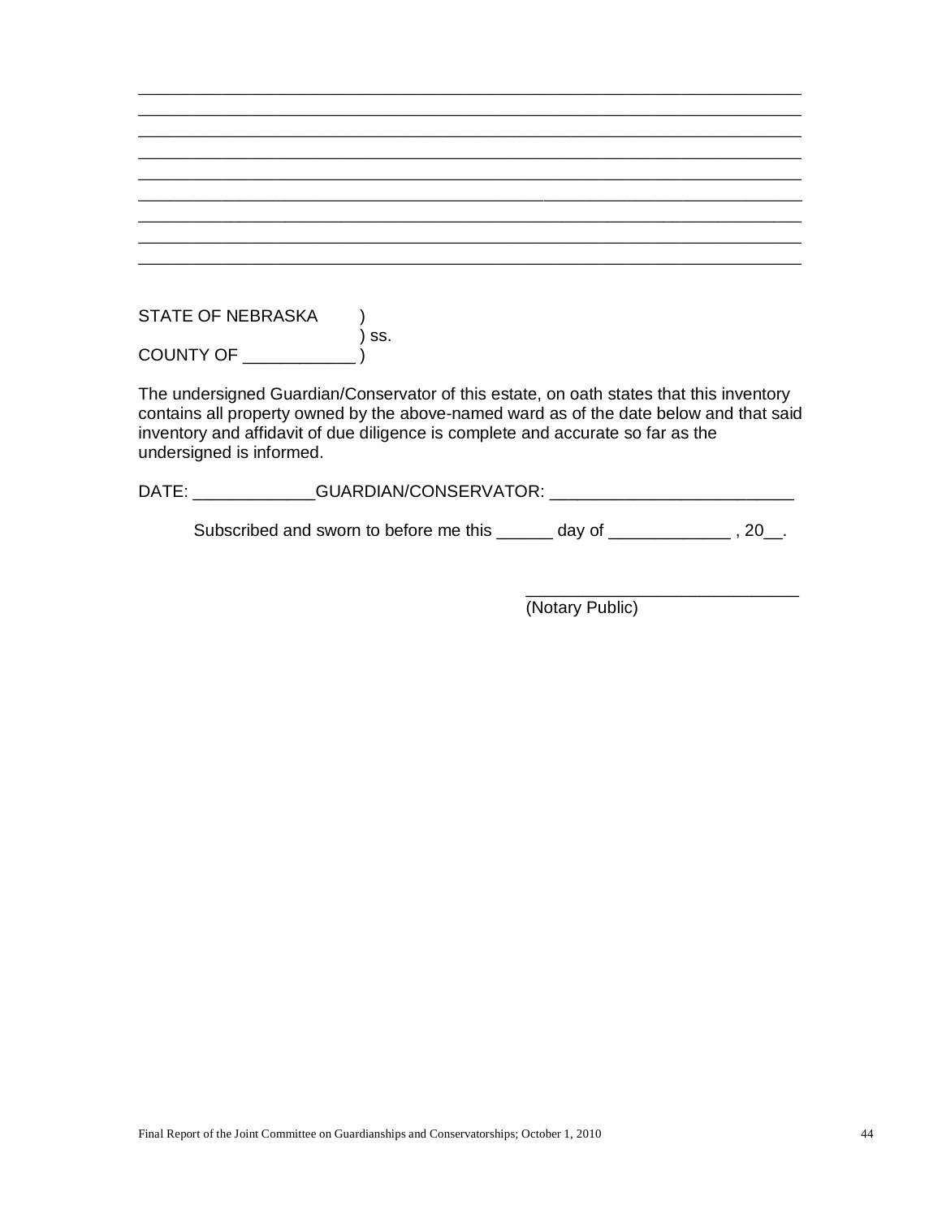\_\_\_\_\_\_\_\_\_\_\_\_\_\_\_\_\_\_\_\_\_\_\_\_\_\_\_\_\_\_\_\_\_\_\_\_\_\_\_\_\_\_\_\_\_\_\_\_\_\_\_\_\_\_\_\_\_\_\_\_\_\_\_\_\_\_\_\_\_\_
\_\_\_\_\_\_\_\_\_\_\_\_\_\_\_\_\_\_\_\_\_\_\_\_\_\_\_\_\_\_\_\_\_\_\_\_\_\_\_\_\_\_\_\_\_\_\_\_\_\_\_\_\_\_\_\_\_\_\_\_\_\_\_\_\_\_\_\_\_\_
\_\_\_\_\_\_\_\_\_\_\_\_\_\_\_\_\_\_\_\_\_\_\_\_\_\_\_\_\_\_\_\_\_\_\_\_\_\_\_\_\_\_\_\_\_\_\_\_\_\_\_\_\_\_\_\_\_\_\_\_\_\_\_\_\_\_\_\_\_\_
\_\_\_\_\_\_\_\_\_\_\_\_\_\_\_\_\_\_\_\_\_\_\_\_\_\_\_\_\_\_\_\_\_\_\_\_\_\_\_\_\_\_\_\_\_\_\_\_\_\_\_\_\_\_\_\_\_\_\_\_\_\_\_\_\_\_\_\_\_\_
\_\_\_\_\_\_\_\_\_\_\_\_\_\_\_\_\_\_\_\_\_\_\_\_\_\_\_\_\_\_\_\_\_\_\_\_\_\_\_\_\_\_\_\_\_\_\_\_\_\_\_\_\_\_\_\_\_\_\_\_\_\_\_\_\_\_\_\_\_\_
\_\_\_\_\_\_\_\_\_\_\_\_\_\_\_\_\_\_\_\_\_\_\_\_\_\_\_\_\_\_\_\_\_\_\_\_\_\_\_\_\_\_\_\_\_\_\_\_\_\_\_\_\_\_\_\_\_\_\_\_\_\_\_\_\_\_\_\_\_\_
\_\_\_\_\_\_\_\_\_\_\_\_\_\_\_\_\_\_\_\_\_\_\_\_\_\_\_\_\_\_\_\_\_\_\_\_\_\_\_\_\_\_\_\_\_\_\_\_\_\_\_\_\_\_\_\_\_\_\_\_\_\_\_\_\_\_\_\_\_\_
\_\_\_\_\_\_\_\_\_\_\_\_\_\_\_\_\_\_\_\_\_\_\_\_\_\_\_\_\_\_\_\_\_\_\_\_\_\_\_\_\_\_\_\_\_\_\_\_\_\_\_\_\_\_\_\_\_\_\_\_\_\_\_\_\_\_\_\_\_\_
\_\_\_\_\_\_\_\_\_\_\_\_\_\_\_\_\_\_\_\_\_\_\_\_\_\_\_\_\_\_\_\_\_\_\_\_\_\_\_\_\_\_\_\_\_\_\_\_\_\_\_\_\_\_\_\_\_\_\_\_\_\_\_\_\_\_\_\_\_\_

STATE OF NEBRASKA )
) ss.
COUNTY OF \_\_\_\_\_\_\_\_\_\_\_\_ )

The undersigned Guardian/Conservator of this estate, on oath states that this inventory contains all property owned by the above-named ward as of the date below and that said inventory and affidavit of due diligence is complete and accurate so far as the undersigned is informed.

DATE: \_\_\_\_\_\_\_\_\_\_\_\_\_GUARDIAN/CONSERVATOR: \_\_\_\_\_\_\_\_\_\_\_\_\_\_\_\_\_\_\_\_\_\_\_\_\_\_

Subscribed and sworn to before me this \_\_\_\_\_\_ day of \_\_\_\_\_\_\_\_\_\_\_\_\_ , 20\_\_.

\_\_\_\_\_\_\_\_\_\_\_\_\_\_\_\_\_\_\_\_\_\_\_\_\_\_\_\_\_\_
(Notary Public)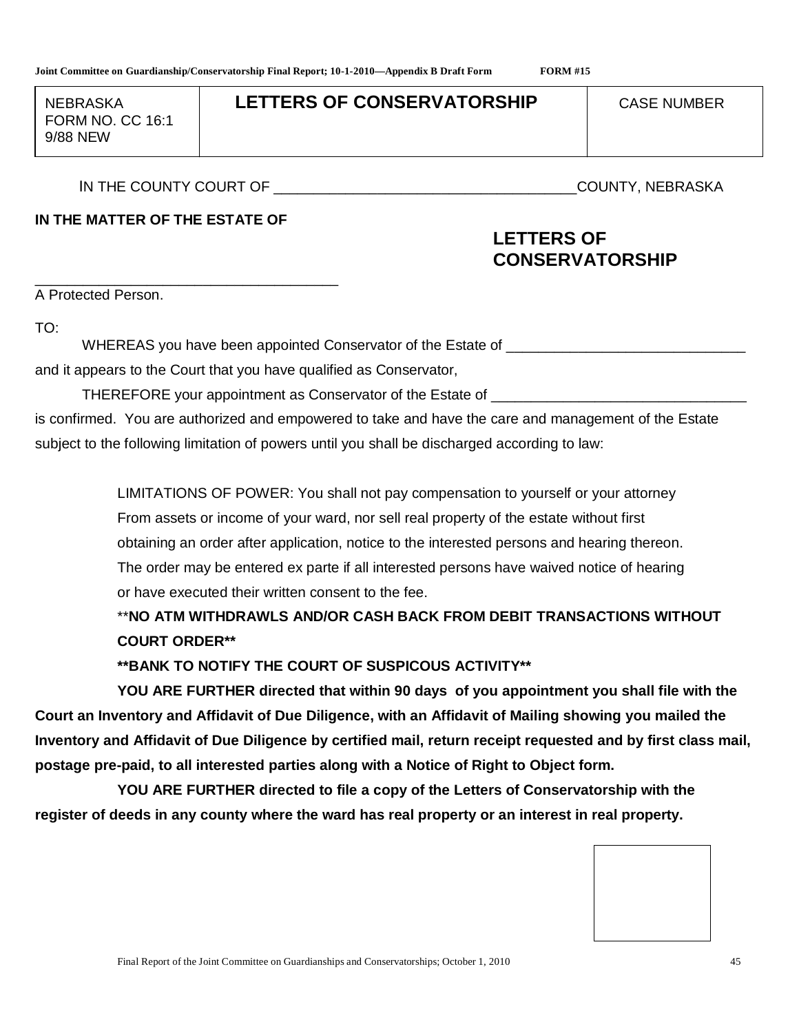Joint Committee on Guardianship/Conservatorship Final Report; 10-1-2010—Appendix B Draft Form FORM #15

| NEBRASKA FORM NO. CC 16:1 9/88 NEW | **LETTERS OF CONSERVATORSHIP** | CASE NUMBER |
|---|---|---|

IN THE COUNTY COURT OF ____________________________________COUNTY, NEBRASKA

**IN THE MATTER OF THE ESTATE OF**

**LETTERS OF CONSERVATORSHIP**

____________________________________

A Protected Person.

TO:

WHEREAS you have been appointed Conservator of the Estate of ______________________________ and it appears to the Court that you have qualified as Conservator,

THEREFORE your appointment as Conservator of the Estate of ________________________________ is confirmed. You are authorized and empowered to take and have the care and management of the Estate subject to the following limitation of powers until you shall be discharged according to law:

LIMITATIONS OF POWER: You shall not pay compensation to yourself or your attorney From assets or income of your ward, nor sell real property of the estate without first obtaining an order after application, notice to the interested persons and hearing thereon. The order may be entered ex parte if all interested persons have waived notice of hearing or have executed their written consent to the fee.

**NO ATM WITHDRAWLS AND/OR CASH BACK FROM DEBIT TRANSACTIONS WITHOUT COURT ORDER**

**BANK TO NOTIFY THE COURT OF SUSPICOUS ACTIVITY**

**YOU ARE FURTHER directed that within 90 days of you appointment you shall file with the Court an Inventory and Affidavit of Due Diligence, with an Affidavit of Mailing showing you mailed the Inventory and Affidavit of Due Diligence by certified mail, return receipt requested and by first class mail, postage pre-paid, to all interested parties along with a Notice of Right to Object form.**

**YOU ARE FURTHER directed to file a copy of the Letters of Conservatorship with the register of deeds in any county where the ward has real property or an interest in real property.**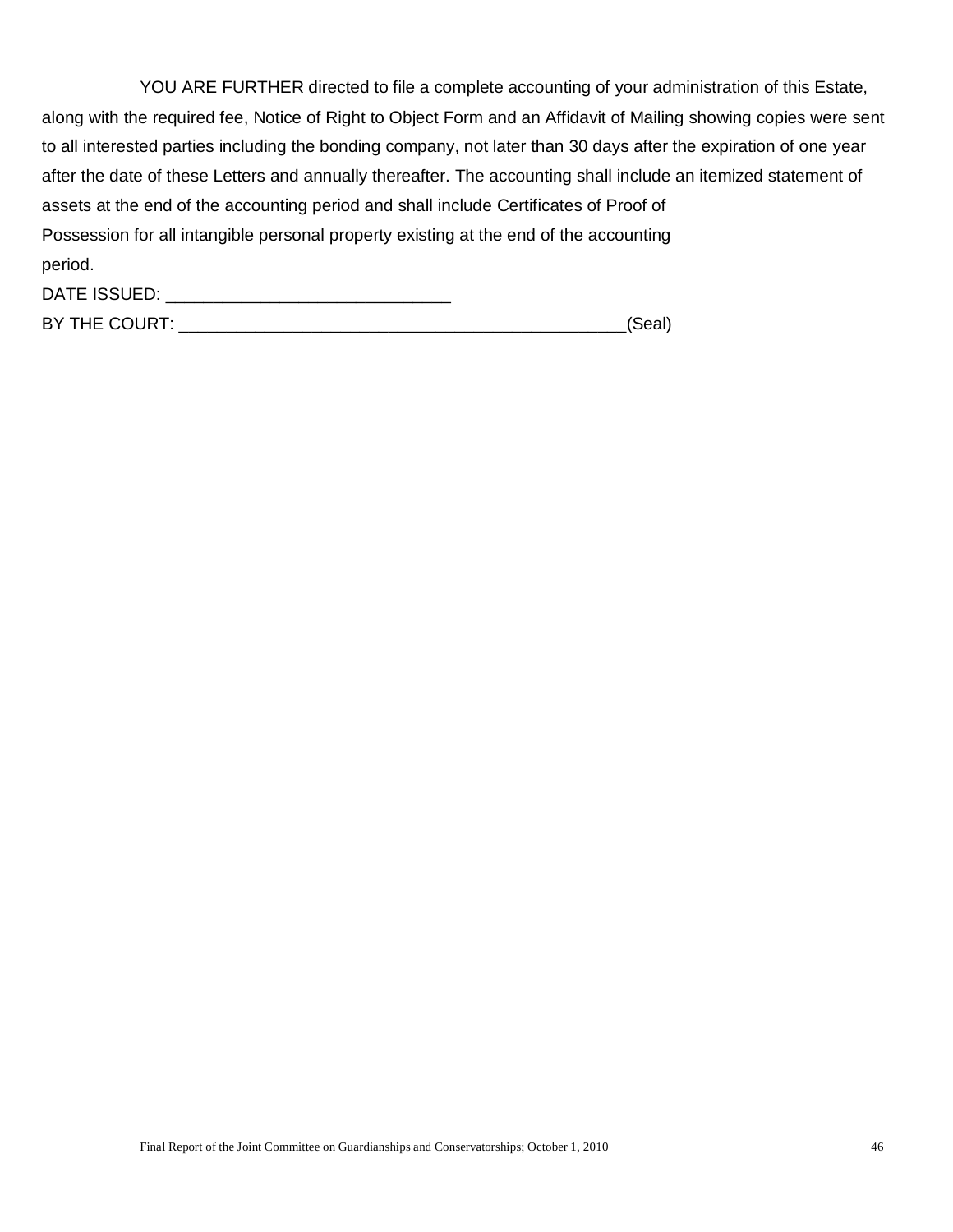YOU ARE FURTHER directed to file a complete accounting of your administration of this Estate, along with the required fee, Notice of Right to Object Form and an Affidavit of Mailing showing copies were sent to all interested parties including the bonding company, not later than 30 days after the expiration of one year after the date of these Letters and annually thereafter. The accounting shall include an itemized statement of assets at the end of the accounting period and shall include Certificates of Proof of Possession for all intangible personal property existing at the end of the accounting period.

DATE ISSUED: ______________________________

BY THE COURT: _______________________________________________(Seal)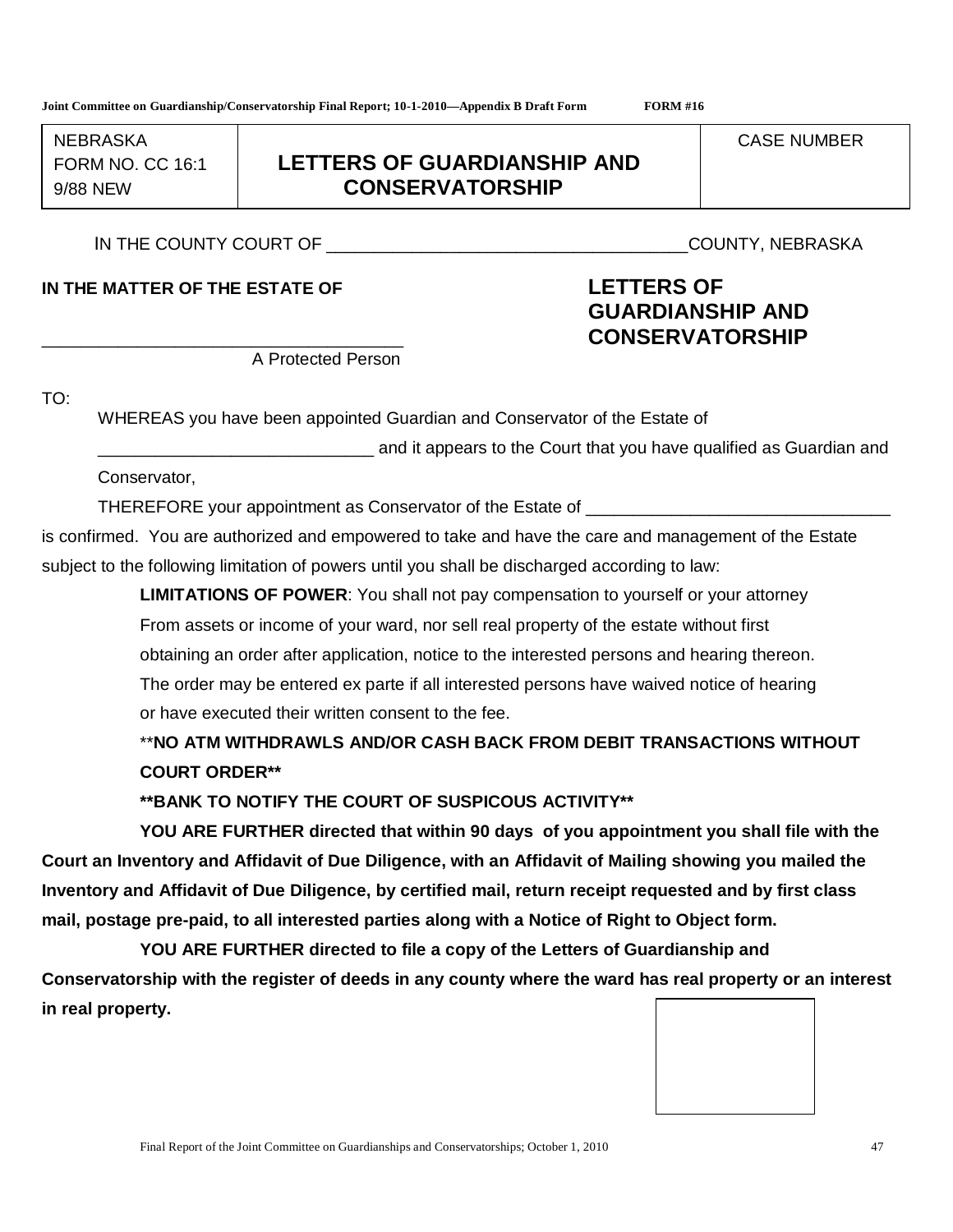Joint Committee on Guardianship/Conservatorship Final Report; 10-1-2010—Appendix B Draft Form FORM #16

| NEBRASKA FORM NO. CC 16:1 9/88 NEW | LETTERS OF GUARDIANSHIP AND CONSERVATORSHIP | CASE NUMBER |
|---|---|---|

IN THE COUNTY COURT OF _____________________________________COUNTY, NEBRASKA

**IN THE MATTER OF THE ESTATE OF**

_____________________________________
A Protected Person

## LETTERS OF GUARDIANSHIP AND CONSERVATORSHIP

TO:

WHEREAS you have been appointed Guardian and Conservator of the Estate of _____________________________ and it appears to the Court that you have qualified as Guardian and Conservator,

THEREFORE your appointment as Conservator of the Estate of ________________________________ is confirmed. You are authorized and empowered to take and have the care and management of the Estate subject to the following limitation of powers until you shall be discharged according to law:

**LIMITATIONS OF POWER**: You shall not pay compensation to yourself or your attorney From assets or income of your ward, nor sell real property of the estate without first obtaining an order after application, notice to the interested persons and hearing thereon. The order may be entered ex parte if all interested persons have waived notice of hearing or have executed their written consent to the fee.

**\*\*NO ATM WITHDRAWLS AND/OR CASH BACK FROM DEBIT TRANSACTIONS WITHOUT COURT ORDER\*\***

**\*\*BANK TO NOTIFY THE COURT OF SUSPICOUS ACTIVITY\*\***

**YOU ARE FURTHER directed that within 90 days of you appointment you shall file with the Court an Inventory and Affidavit of Due Diligence, with an Affidavit of Mailing showing you mailed the Inventory and Affidavit of Due Diligence, by certified mail, return receipt requested and by first class mail, postage pre-paid, to all interested parties along with a Notice of Right to Object form.**

**YOU ARE FURTHER directed to file a copy of the Letters of Guardianship and Conservatorship with the register of deeds in any county where the ward has real property or an interest in real property.**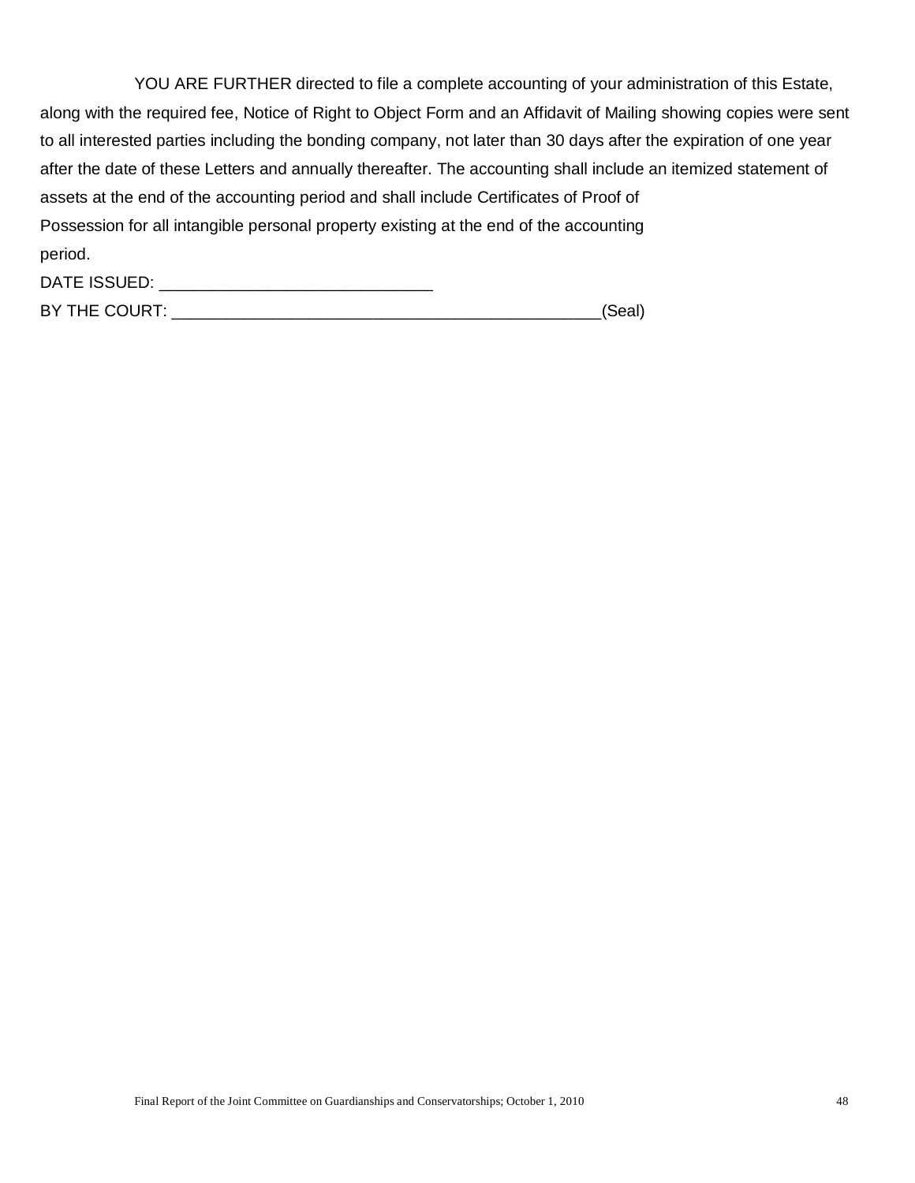YOU ARE FURTHER directed to file a complete accounting of your administration of this Estate, along with the required fee, Notice of Right to Object Form and an Affidavit of Mailing showing copies were sent to all interested parties including the bonding company, not later than 30 days after the expiration of one year after the date of these Letters and annually thereafter. The accounting shall include an itemized statement of assets at the end of the accounting period and shall include Certificates of Proof of Possession for all intangible personal property existing at the end of the accounting period.

DATE ISSUED: _____________________________

BY THE COURT: ________________________________________________(Seal)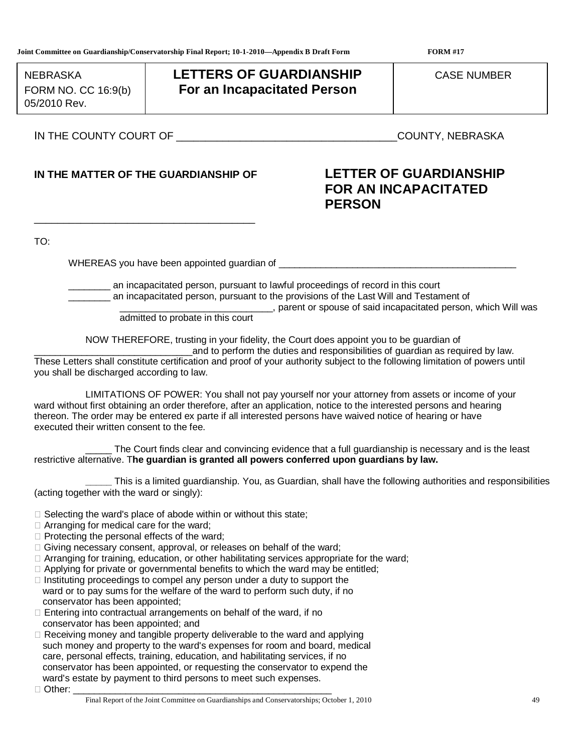| NEBRASKA<br>FORM NO. CC 16:9(b)<br>05/2010 Rev. | **LETTERS OF GUARDIANSHIP**<br>**For an Incapacitated Person** | CASE NUMBER |
|---|---|---|

IN THE COUNTY COURT OF _____________________________________COUNTY, NEBRASKA

**IN THE MATTER OF THE GUARDIANSHIP OF**

______________________________________

## LETTER OF GUARDIANSHIP FOR AN INCAPACITATED PERSON

TO:

WHEREAS you have been appointed guardian of _______________________________________________

________ an incapacitated person, pursuant to lawful proceedings of record in this court
________ an incapacitated person, pursuant to the provisions of the Last Will and Testament of
_____________________________, parent or spouse of said incapacitated person, which Will was admitted to probate in this court

NOW THEREFORE, trusting in your fidelity, the Court does appoint you to be guardian of ______________________________and to perform the duties and responsibilities of guardian as required by law. These Letters shall constitute certification and proof of your authority subject to the following limitation of powers until you shall be discharged according to law.

LIMITATIONS OF POWER: You shall not pay yourself nor your attorney from assets or income of your ward without first obtaining an order therefore, after an application, notice to the interested persons and hearing thereon. The order may be entered ex parte if all interested persons have waived notice of hearing or have executed their written consent to the fee.

_____ The Court finds clear and convincing evidence that a full guardianship is necessary and is the least restrictive alternative. T**he guardian is granted all powers conferred upon guardians by law.**

_____ This is a limited guardianship. You, as Guardian, shall have the following authorities and responsibilities (acting together with the ward or singly):

- ☐ Selecting the ward's place of abode within or without this state;
- ☐ Arranging for medical care for the ward;
- ☐ Protecting the personal effects of the ward;
- ☐ Giving necessary consent, approval, or releases on behalf of the ward;
- ☐ Arranging for training, education, or other habilitating services appropriate for the ward;
- ☐ Applying for private or governmental benefits to which the ward may be entitled;
- ☐ Instituting proceedings to compel any person under a duty to support the ward or to pay sums for the welfare of the ward to perform such duty, if no conservator has been appointed;
- ☐ Entering into contractual arrangements on behalf of the ward, if no conservator has been appointed; and
- ☐ Receiving money and tangible property deliverable to the ward and applying such money and property to the ward's expenses for room and board, medical care, personal effects, training, education, and habilitating services, if no conservator has been appointed, or requesting the conservator to expend the ward's estate by payment to third persons to meet such expenses.
- ☐ Other: ____________________________________________________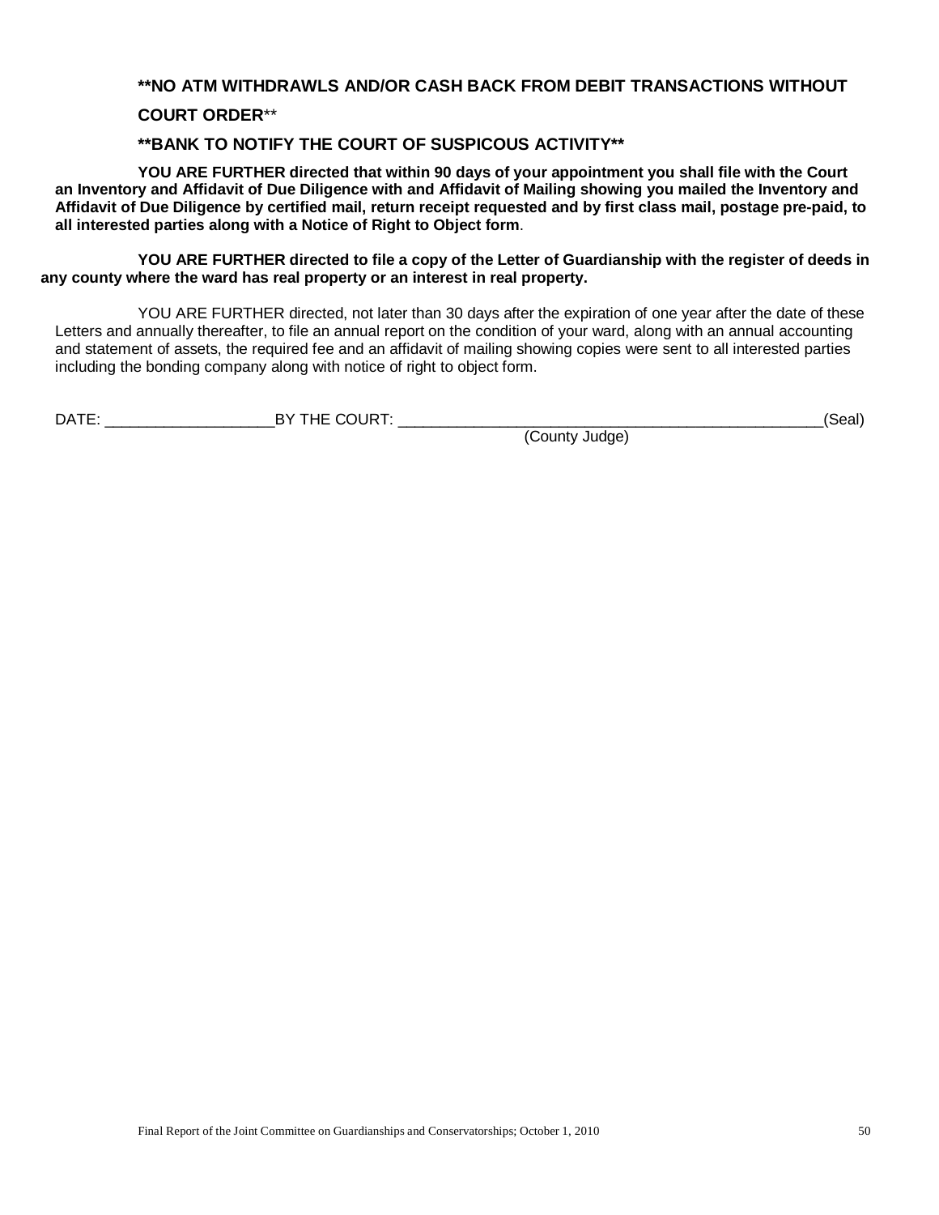**\*\*NO ATM WITHDRAWLS AND/OR CASH BACK FROM DEBIT TRANSACTIONS WITHOUT COURT ORDER**\*\*

**\*\*BANK TO NOTIFY THE COURT OF SUSPICOUS ACTIVITY\*\***

**YOU ARE FURTHER directed that within 90 days of your appointment you shall file with the Court an Inventory and Affidavit of Due Diligence with and Affidavit of Mailing showing you mailed the Inventory and Affidavit of Due Diligence by certified mail, return receipt requested and by first class mail, postage pre-paid, to all interested parties along with a Notice of Right to Object form**.

**YOU ARE FURTHER directed to file a copy of the Letter of Guardianship with the register of deeds in any county where the ward has real property or an interest in real property.**

YOU ARE FURTHER directed, not later than 30 days after the expiration of one year after the date of these Letters and annually thereafter, to file an annual report on the condition of your ward, along with an annual accounting and statement of assets, the required fee and an affidavit of mailing showing copies were sent to all interested parties including the bonding company along with notice of right to object form.

DATE: ____________________BY THE COURT: ____________________________________________________(Seal)
(County Judge)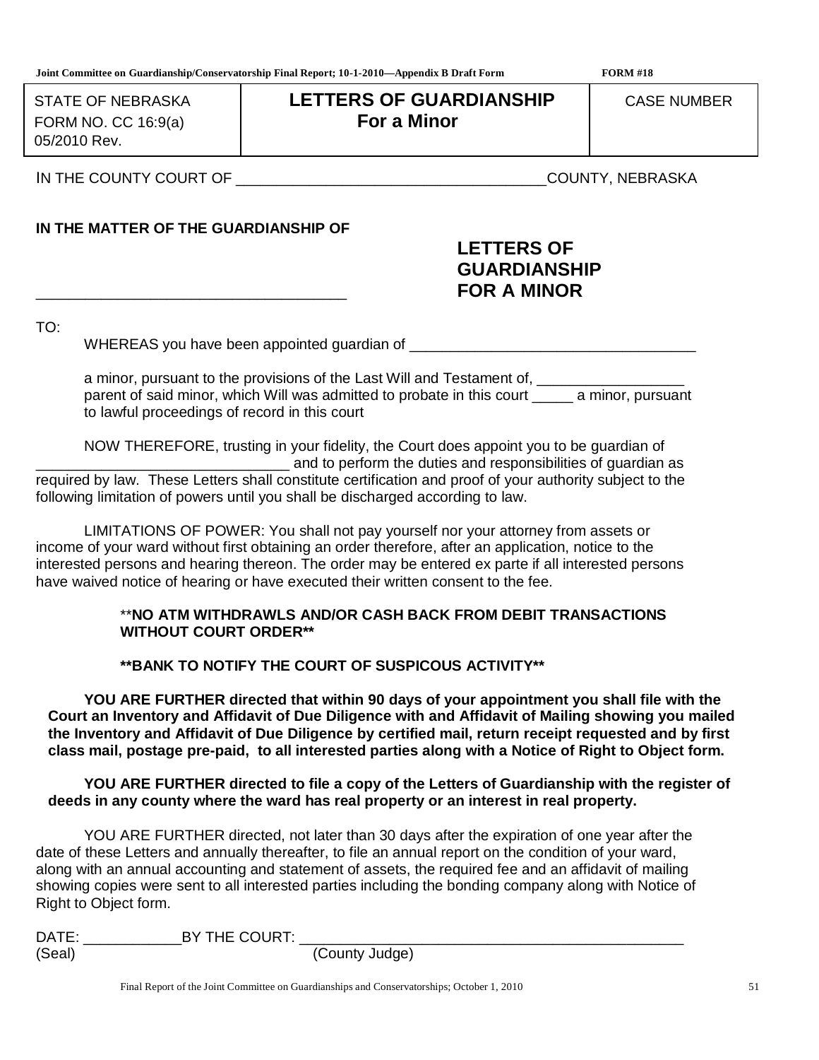Joint Committee on Guardianship/Conservatorship Final Report; 10-1-2010—Appendix B Draft Form **FORM #18**

| STATE OF NEBRASKA<br>FORM NO. CC 16:9(a)<br>05/2010 Rev. | **LETTERS OF GUARDIANSHIP**<br>**For a Minor** | CASE NUMBER |
|---|---|---|

IN THE COUNTY COURT OF ____________________________________COUNTY, NEBRASKA

**IN THE MATTER OF THE GUARDIANSHIP OF**

____________________________________

**LETTERS OF GUARDIANSHIP FOR A MINOR**

TO:

WHEREAS you have been appointed guardian of ___________________________________

a minor, pursuant to the provisions of the Last Will and Testament of, __________________ parent of said minor, which Will was admitted to probate in this court _____ a minor, pursuant to lawful proceedings of record in this court

NOW THEREFORE, trusting in your fidelity, the Court does appoint you to be guardian of ______________________________ and to perform the duties and responsibilities of guardian as required by law. These Letters shall constitute certification and proof of your authority subject to the following limitation of powers until you shall be discharged according to law.

LIMITATIONS OF POWER: You shall not pay yourself nor your attorney from assets or income of your ward without first obtaining an order therefore, after an application, notice to the interested persons and hearing thereon. The order may be entered ex parte if all interested persons have waived notice of hearing or have executed their written consent to the fee.

**\*\*NO ATM WITHDRAWLS AND/OR CASH BACK FROM DEBIT TRANSACTIONS WITHOUT COURT ORDER\*\***

**\*\*BANK TO NOTIFY THE COURT OF SUSPICOUS ACTIVITY\*\***

**YOU ARE FURTHER directed that within 90 days of your appointment you shall file with the Court an Inventory and Affidavit of Due Diligence with and Affidavit of Mailing showing you mailed the Inventory and Affidavit of Due Diligence by certified mail, return receipt requested and by first class mail, postage pre-paid, to all interested parties along with a Notice of Right to Object form.**

**YOU ARE FURTHER directed to file a copy of the Letters of Guardianship with the register of deeds in any county where the ward has real property or an interest in real property.**

YOU ARE FURTHER directed, not later than 30 days after the expiration of one year after the date of these Letters and annually thereafter, to file an annual report on the condition of your ward, along with an annual accounting and statement of assets, the required fee and an affidavit of mailing showing copies were sent to all interested parties including the bonding company along with Notice of Right to Object form.

DATE: ____________BY THE COURT: _________________________________________________
(Seal) (County Judge)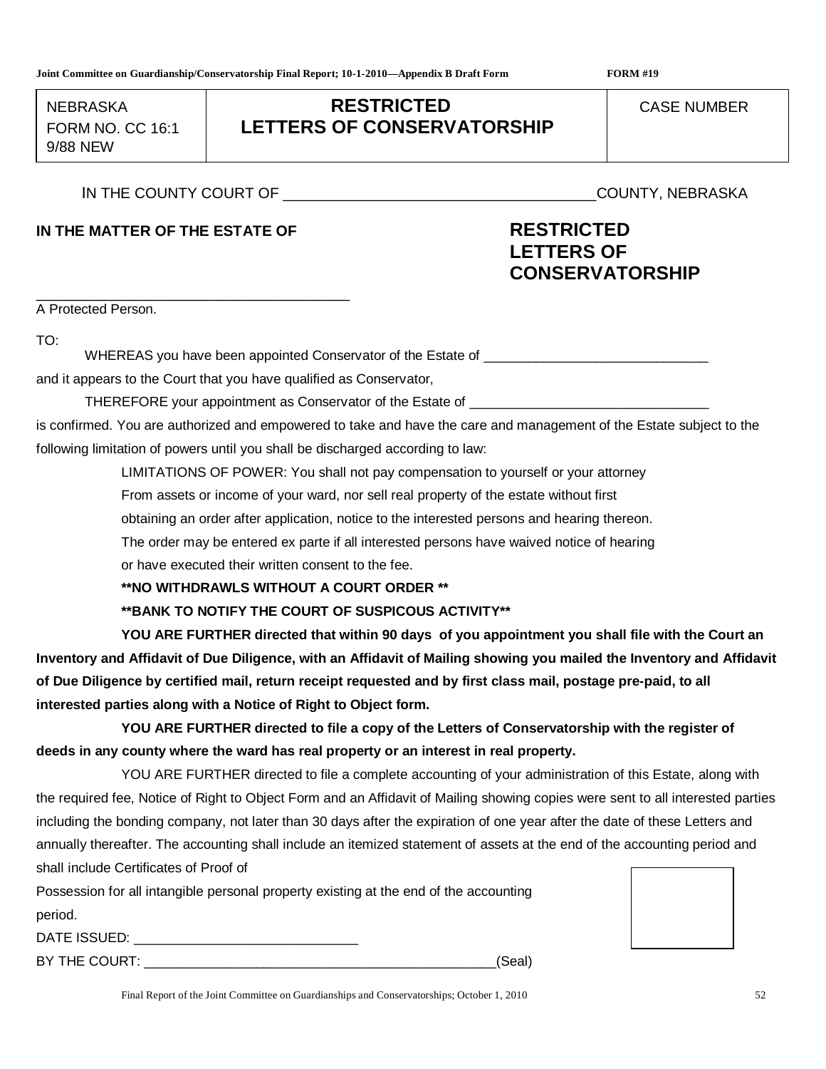Joint Committee on Guardianship/Conservatorship Final Report; 10-1-2010—Appendix B Draft Form FORM #19

| NEBRASKA<br>FORM NO. CC 16:1<br>9/88 NEW | **RESTRICTED<br>LETTERS OF CONSERVATORSHIP** | CASE NUMBER |
|---|---|---|

IN THE COUNTY COURT OF _____________________________________COUNTY, NEBRASKA

**IN THE MATTER OF THE ESTATE OF**

**RESTRICTED LETTERS OF CONSERVATORSHIP**

________________________________________
A Protected Person.

TO:

WHEREAS you have been appointed Conservator of the Estate of ______________________________ and it appears to the Court that you have qualified as Conservator,

THEREFORE your appointment as Conservator of the Estate of _______________________________ is confirmed. You are authorized and empowered to take and have the care and management of the Estate subject to the following limitation of powers until you shall be discharged according to law:

LIMITATIONS OF POWER: You shall not pay compensation to yourself or your attorney From assets or income of your ward, nor sell real property of the estate without first obtaining an order after application, notice to the interested persons and hearing thereon. The order may be entered ex parte if all interested persons have waived notice of hearing or have executed their written consent to the fee.

**\*\*NO WITHDRAWLS WITHOUT A COURT ORDER \*\***

**\*\*BANK TO NOTIFY THE COURT OF SUSPICOUS ACTIVITY\*\***

**YOU ARE FURTHER directed that within 90 days of you appointment you shall file with the Court an Inventory and Affidavit of Due Diligence, with an Affidavit of Mailing showing you mailed the Inventory and Affidavit of Due Diligence by certified mail, return receipt requested and by first class mail, postage pre-paid, to all interested parties along with a Notice of Right to Object form.**

**YOU ARE FURTHER directed to file a copy of the Letters of Conservatorship with the register of deeds in any county where the ward has real property or an interest in real property.**

YOU ARE FURTHER directed to file a complete accounting of your administration of this Estate, along with the required fee, Notice of Right to Object Form and an Affidavit of Mailing showing copies were sent to all interested parties including the bonding company, not later than 30 days after the expiration of one year after the date of these Letters and annually thereafter. The accounting shall include an itemized statement of assets at the end of the accounting period and shall include Certificates of Proof of Possession for all intangible personal property existing at the end of the accounting period.

DATE ISSUED: ______________________________

BY THE COURT: _________________________________________________(Seal)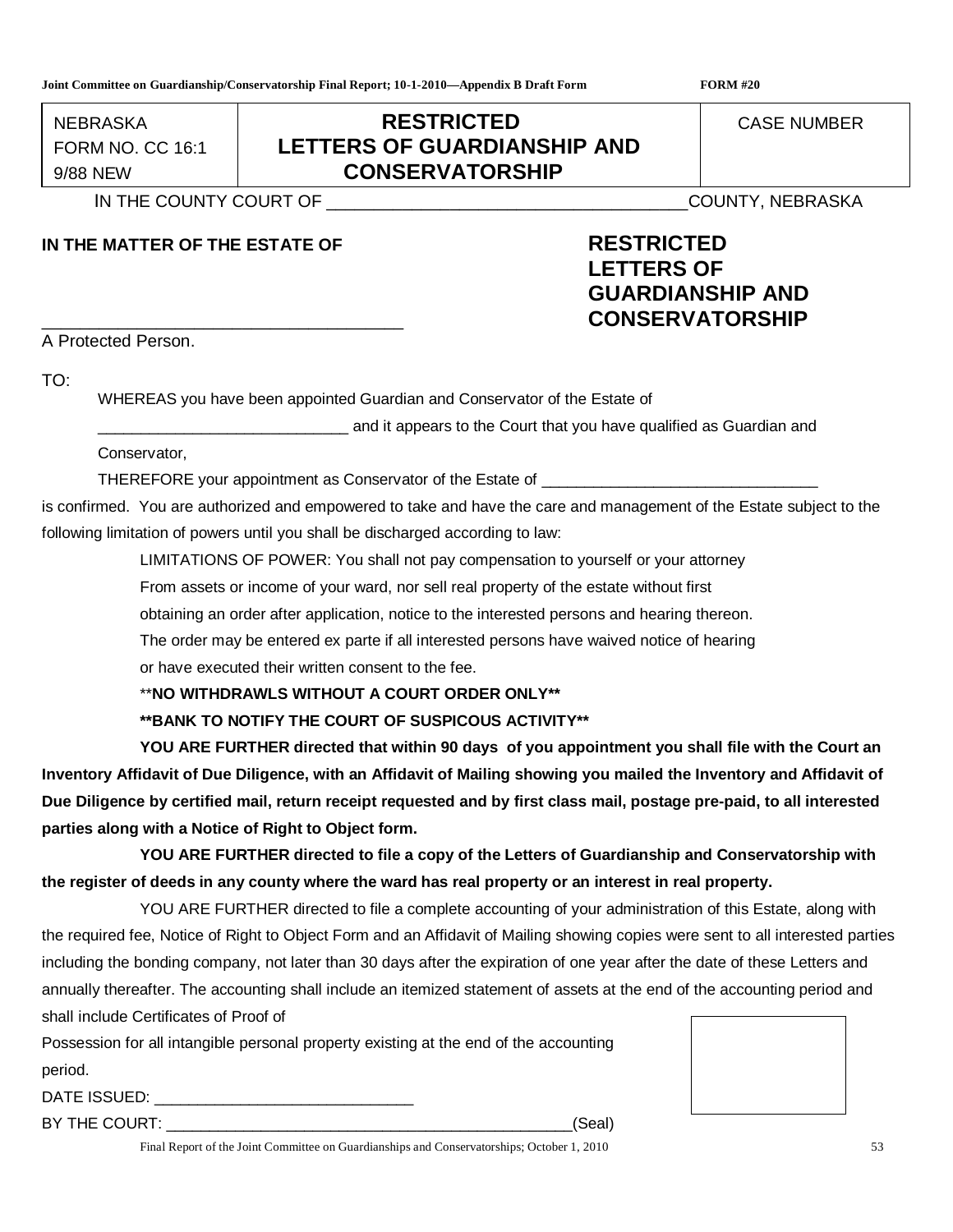Joint Committee on Guardianship/Conservatorship Final Report; 10-1-2010—Appendix B Draft Form FORM #20

| NEBRASKA FORM NO. CC 16:1 9/88 NEW | **RESTRICTED LETTERS OF GUARDIANSHIP AND CONSERVATORSHIP** | CASE NUMBER |
| --- | --- | --- |

IN THE COUNTY COURT OF _____________________________________COUNTY, NEBRASKA

**IN THE MATTER OF THE ESTATE OF**

_____________________________________
A Protected Person.

**RESTRICTED LETTERS OF GUARDIANSHIP AND CONSERVATORSHIP**

TO:

WHEREAS you have been appointed Guardian and Conservator of the Estate of _____________________________ and it appears to the Court that you have qualified as Guardian and Conservator,

THEREFORE your appointment as Conservator of the Estate of ________________________________ is confirmed. You are authorized and empowered to take and have the care and management of the Estate subject to the following limitation of powers until you shall be discharged according to law:

LIMITATIONS OF POWER: You shall not pay compensation to yourself or your attorney From assets or income of your ward, nor sell real property of the estate without first obtaining an order after application, notice to the interested persons and hearing thereon. The order may be entered ex parte if all interested persons have waived notice of hearing or have executed their written consent to the fee.

**NO WITHDRAWLS WITHOUT A COURT ORDER ONLY**

**BANK TO NOTIFY THE COURT OF SUSPICOUS ACTIVITY**

**YOU ARE FURTHER directed that within 90 days of you appointment you shall file with the Court an Inventory Affidavit of Due Diligence, with an Affidavit of Mailing showing you mailed the Inventory and Affidavit of Due Diligence by certified mail, return receipt requested and by first class mail, postage pre-paid, to all interested parties along with a Notice of Right to Object form.**

**YOU ARE FURTHER directed to file a copy of the Letters of Guardianship and Conservatorship with the register of deeds in any county where the ward has real property or an interest in real property.**

YOU ARE FURTHER directed to file a complete accounting of your administration of this Estate, along with the required fee, Notice of Right to Object Form and an Affidavit of Mailing showing copies were sent to all interested parties including the bonding company, not later than 30 days after the expiration of one year after the date of these Letters and annually thereafter. The accounting shall include an itemized statement of assets at the end of the accounting period and shall include Certificates of Proof of Possession for all intangible personal property existing at the end of the accounting period.

DATE ISSUED: ______________________________

BY THE COURT: ________________________________________________(Seal)

Final Report of the Joint Committee on Guardianships and Conservatorships; October 1, 2010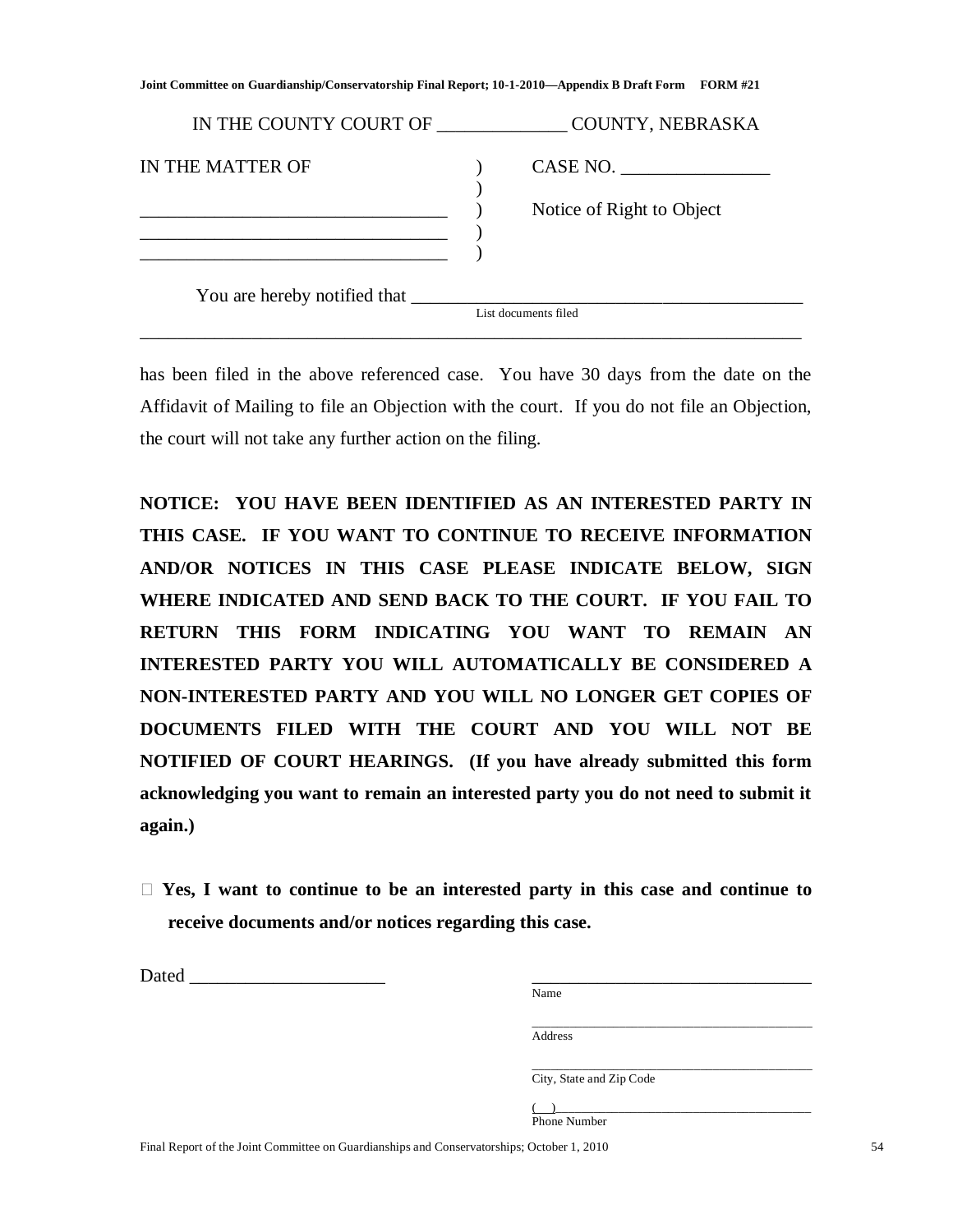Joint Committee on Guardianship/Conservatorship Final Report; 10-1-2010—Appendix B Draft Form FORM #21

IN THE COUNTY COURT OF ______________ COUNTY, NEBRASKA

| IN THE MATTER OF | ) | CASE NO. ________________ |
|---|---|---|
| | ) | |
| _________________________________ | ) | Notice of Right to Object |
| _________________________________ | ) | |
| _________________________________ | ) | |

You are hereby notified that ___________________________________________
List documents filed
_________________________________________________________________________

has been filed in the above referenced case. You have 30 days from the date on the Affidavit of Mailing to file an Objection with the court. If you do not file an Objection, the court will not take any further action on the filing.

**NOTICE: YOU HAVE BEEN IDENTIFIED AS AN INTERESTED PARTY IN THIS CASE. IF YOU WANT TO CONTINUE TO RECEIVE INFORMATION AND/OR NOTICES IN THIS CASE PLEASE INDICATE BELOW, SIGN WHERE INDICATED AND SEND BACK TO THE COURT. IF YOU FAIL TO RETURN THIS FORM INDICATING YOU WANT TO REMAIN AN INTERESTED PARTY YOU WILL AUTOMATICALLY BE CONSIDERED A NON-INTERESTED PARTY AND YOU WILL NO LONGER GET COPIES OF DOCUMENTS FILED WITH THE COURT AND YOU WILL NOT BE NOTIFIED OF COURT HEARINGS. (If you have already submitted this form acknowledging you want to remain an interested party you do not need to submit it again.)**

☐ **Yes, I want to continue to be an interested party in this case and continue to receive documents and/or notices regarding this case.**

Dated _____________________

_________________________________
Name

_________________________________
Address

_________________________________
City, State and Zip Code

( )_______________________________
Phone Number

Final Report of the Joint Committee on Guardianships and Conservatorships; October 1, 2010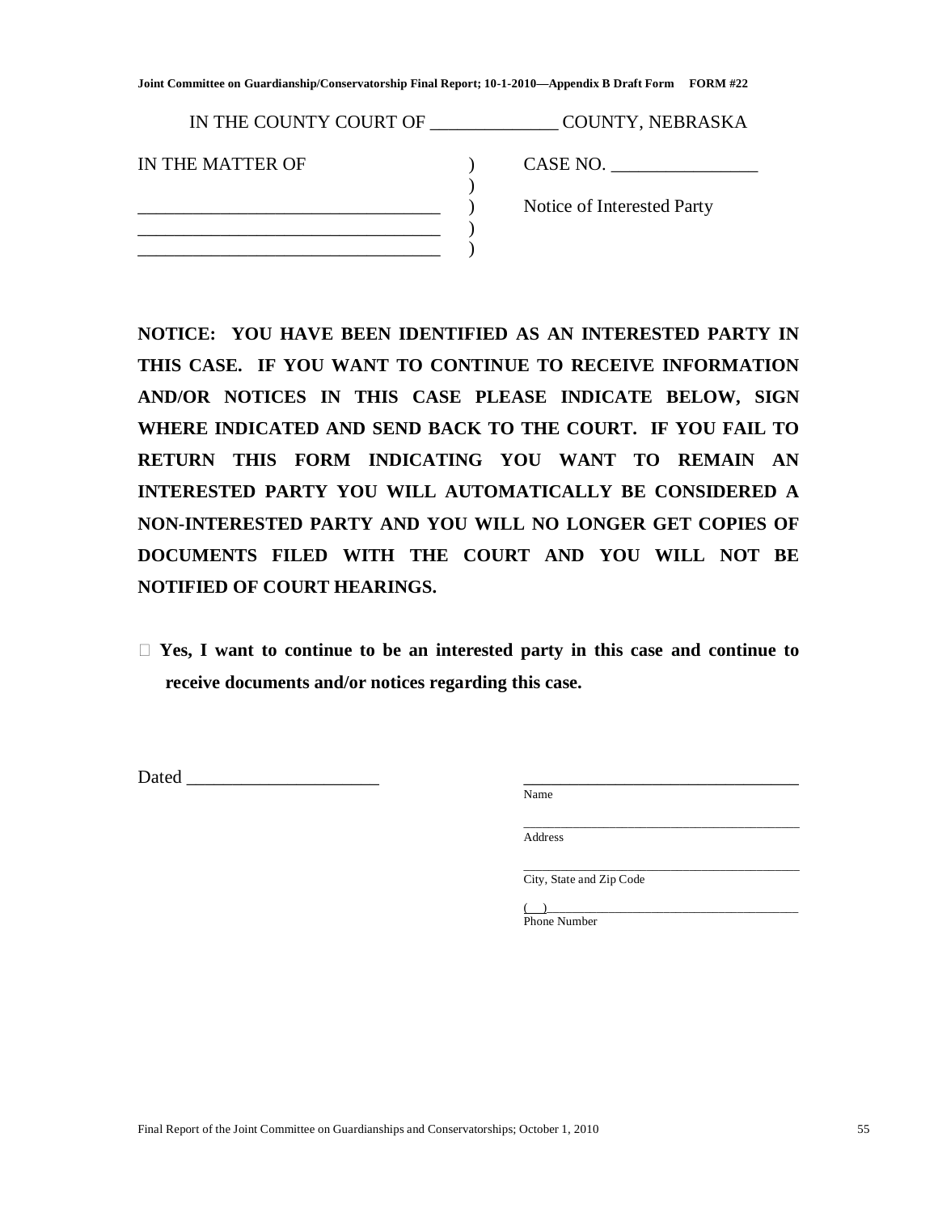IN THE COUNTY COURT OF ______________ COUNTY, NEBRASKA

| | | |
|---|---|---|
| IN THE MATTER OF | ) | CASE NO. ________________ |
| | ) | |
| _________________________________ | ) | Notice of Interested Party |
| _________________________________ | ) | |
| _________________________________ | ) | |

**NOTICE: YOU HAVE BEEN IDENTIFIED AS AN INTERESTED PARTY IN THIS CASE. IF YOU WANT TO CONTINUE TO RECEIVE INFORMATION AND/OR NOTICES IN THIS CASE PLEASE INDICATE BELOW, SIGN WHERE INDICATED AND SEND BACK TO THE COURT. IF YOU FAIL TO RETURN THIS FORM INDICATING YOU WANT TO REMAIN AN INTERESTED PARTY YOU WILL AUTOMATICALLY BE CONSIDERED A NON-INTERESTED PARTY AND YOU WILL NO LONGER GET COPIES OF DOCUMENTS FILED WITH THE COURT AND YOU WILL NOT BE NOTIFIED OF COURT HEARINGS.**

☐ **Yes, I want to continue to be an interested party in this case and continue to receive documents and/or notices regarding this case.**

Dated _____________________

_________________________________
Name

_________________________________
Address

_________________________________
City, State and Zip Code

(   )______________________________
Phone Number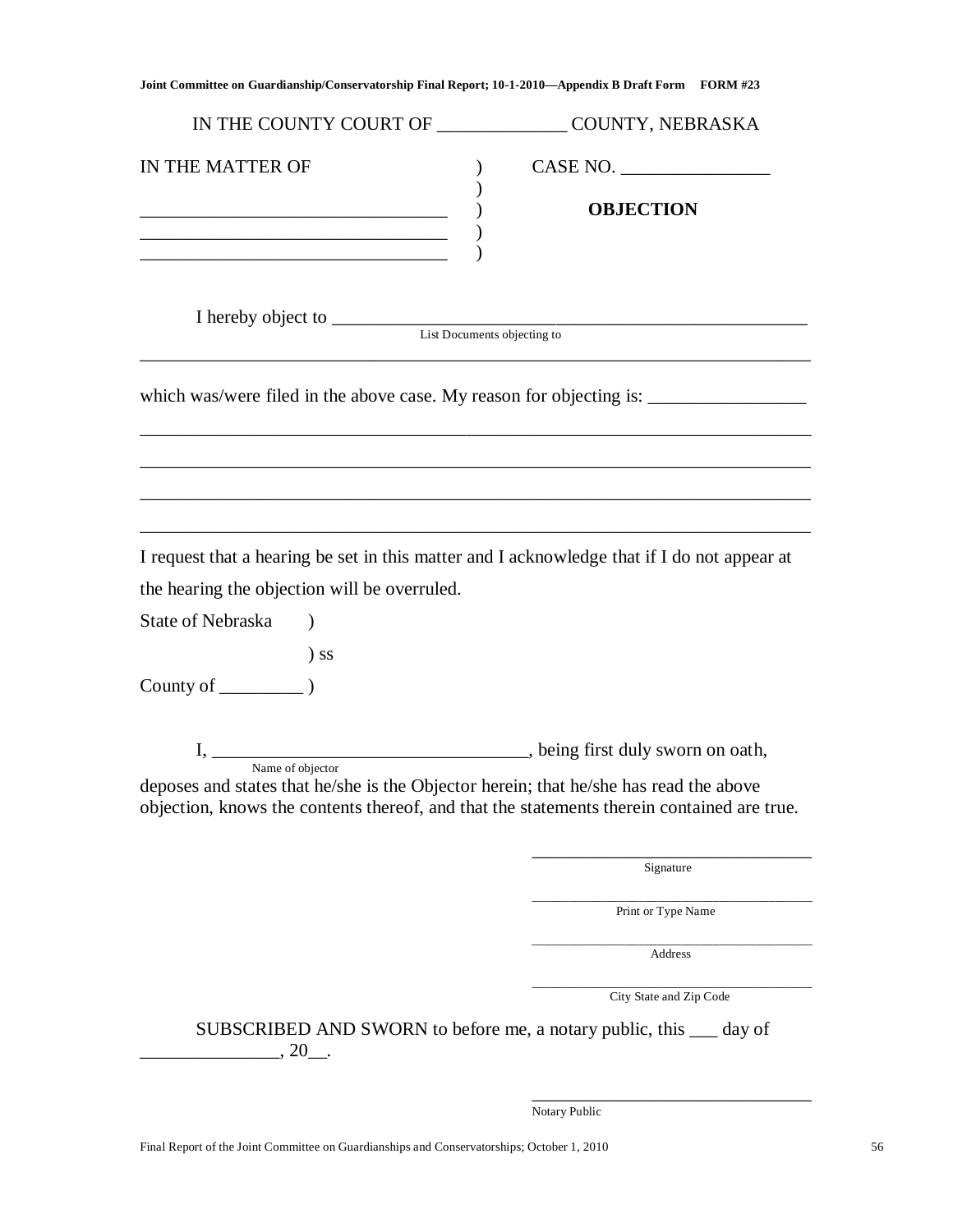Joint Committee on Guardianship/Conservatorship Final Report; 10-1-2010—Appendix B Draft Form **FORM #23**

IN THE COUNTY COURT OF ______________ COUNTY, NEBRASKA

IN THE MATTER OF )
) CASE NO. ________________
__________________________________ )
__________________________________ ) **OBJECTION**
__________________________________ )

I hereby object to ______________________________________________________
List Documents objecting to

_____________________________________________________________________________

which was/were filed in the above case. My reason for objecting is: _________________

_____________________________________________________________________________

_____________________________________________________________________________

_____________________________________________________________________________

_____________________________________________________________________________

I request that a hearing be set in this matter and I acknowledge that if I do not appear at the hearing the objection will be overruled.

State of Nebraska )
) ss
County of _________ )

I, __________________________________, being first duly sworn on oath,
Name of objector

deposes and states that he/she is the Objector herein; that he/she has read the above objection, knows the contents thereof, and that the statements therein contained are true.

__________________________________
Signature

__________________________________
Print or Type Name

__________________________________
Address

__________________________________
City State and Zip Code

SUBSCRIBED AND SWORN to before me, a notary public, this ___ day of _______________, 20__.

__________________________________
Notary Public

Final Report of the Joint Committee on Guardianships and Conservatorships; October 1, 2010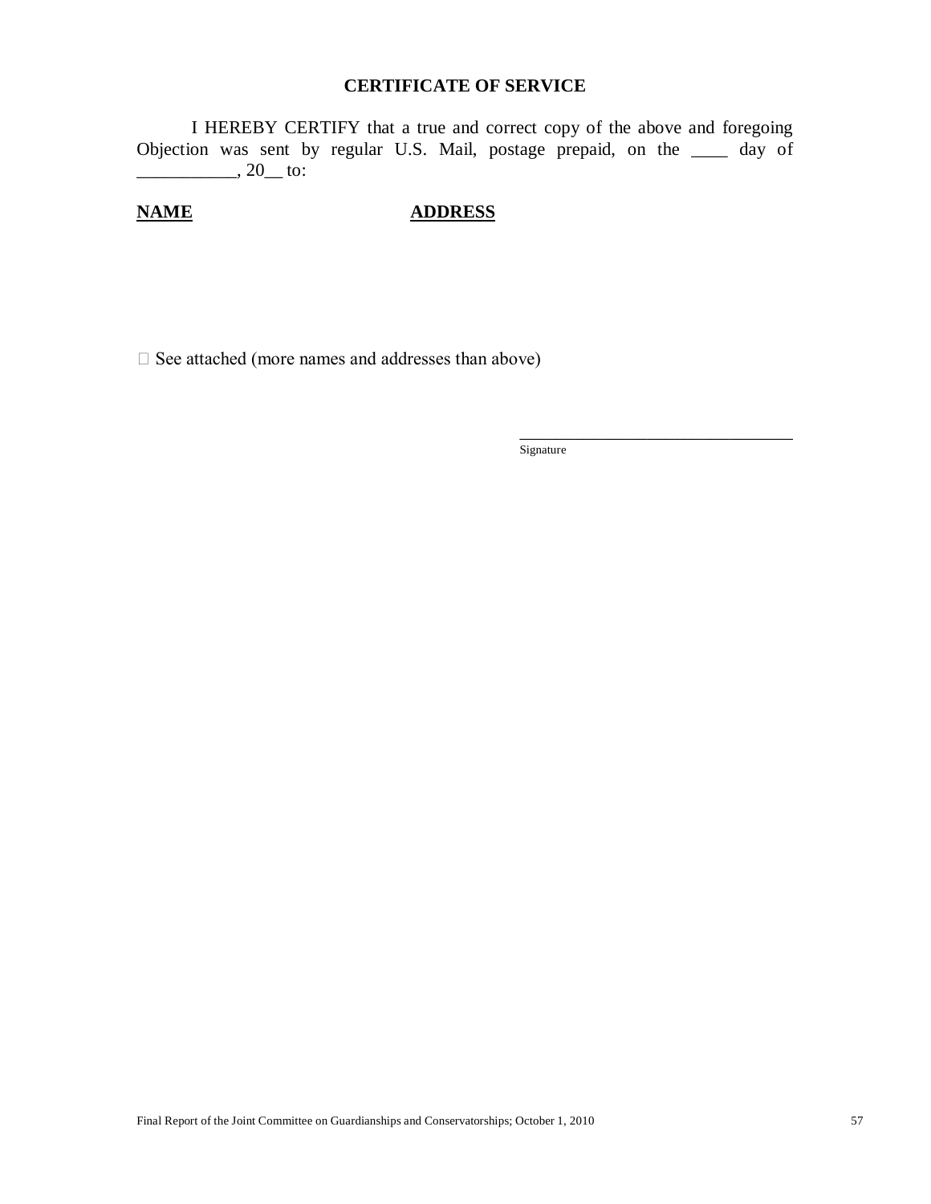## CERTIFICATE OF SERVICE

I HEREBY CERTIFY that a true and correct copy of the above and foregoing Objection was sent by regular U.S. Mail, postage prepaid, on the ____ day of ___________, 20__ to:

**NAME** **ADDRESS**

☐ See attached (more names and addresses than above)

___________________________________
Signature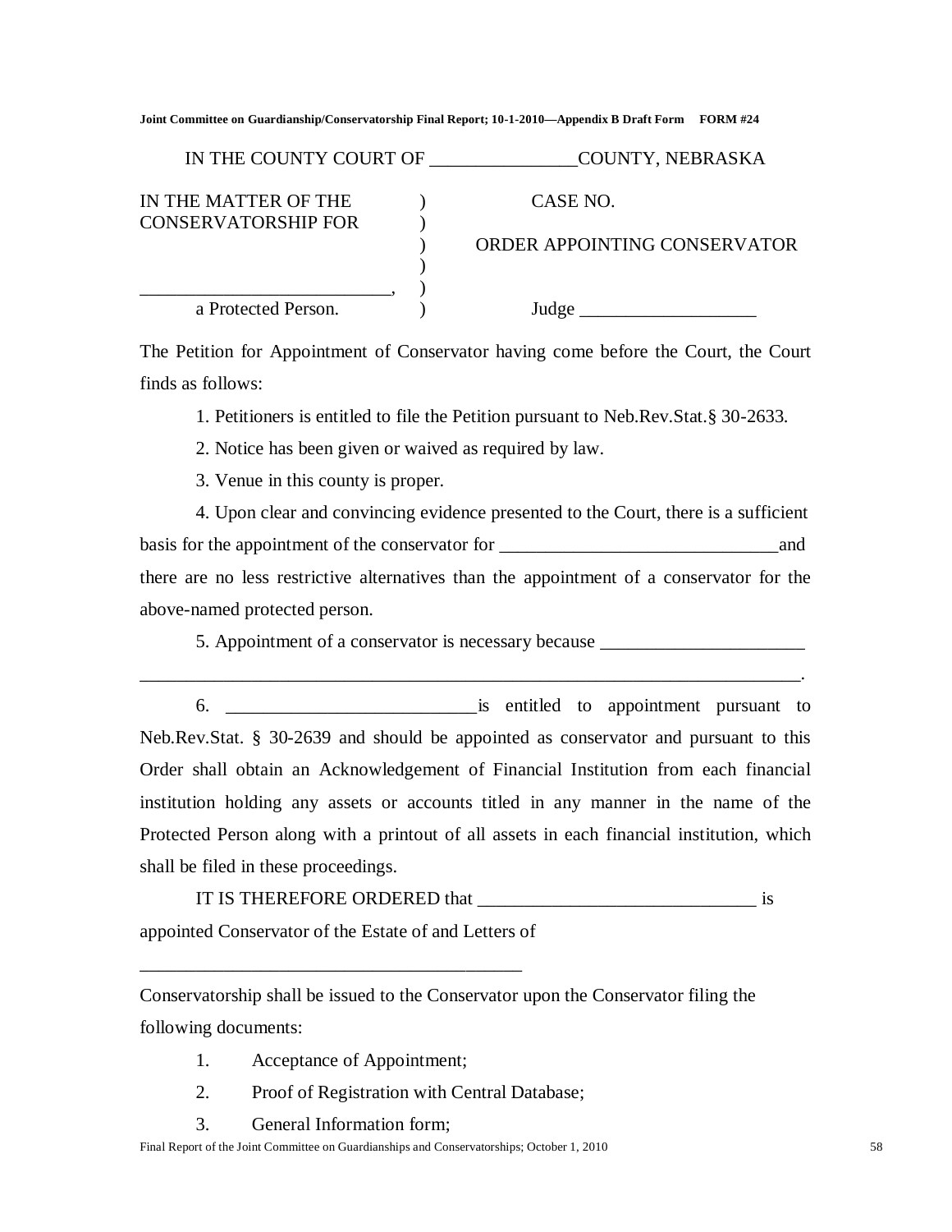**Joint Committee on Guardianship/Conservatorship Final Report; 10-1-2010—Appendix B Draft Form FORM #24**

IN THE COUNTY COURT OF ________________COUNTY, NEBRASKA

| | | |
|---|---|---|
| IN THE MATTER OF THE CONSERVATORSHIP FOR | ) | CASE NO. |
| | ) | ORDER APPOINTING CONSERVATOR |
| ___________________________, | ) | |
| a Protected Person. | ) | Judge ___________________ |

The Petition for Appointment of Conservator having come before the Court, the Court finds as follows:

1. Petitioners is entitled to file the Petition pursuant to Neb.Rev.Stat.§ 30-2633.

2. Notice has been given or waived as required by law.

3. Venue in this county is proper.

4. Upon clear and convincing evidence presented to the Court, there is a sufficient basis for the appointment of the conservator for ______________________________and there are no less restrictive alternatives than the appointment of a conservator for the above-named protected person.

5. Appointment of a conservator is necessary because ______________________ ___________________________________________________________________________.

6. ___________________________is entitled to appointment pursuant to Neb.Rev.Stat. § 30-2639 and should be appointed as conservator and pursuant to this Order shall obtain an Acknowledgement of Financial Institution from each financial institution holding any assets or accounts titled in any manner in the name of the Protected Person along with a printout of all assets in each financial institution, which shall be filed in these proceedings.

IT IS THEREFORE ORDERED that ______________________________ is appointed Conservator of the Estate of and Letters of

__________________________________________

Conservatorship shall be issued to the Conservator upon the Conservator filing the following documents:

1. Acceptance of Appointment;
2. Proof of Registration with Central Database;
3. General Information form;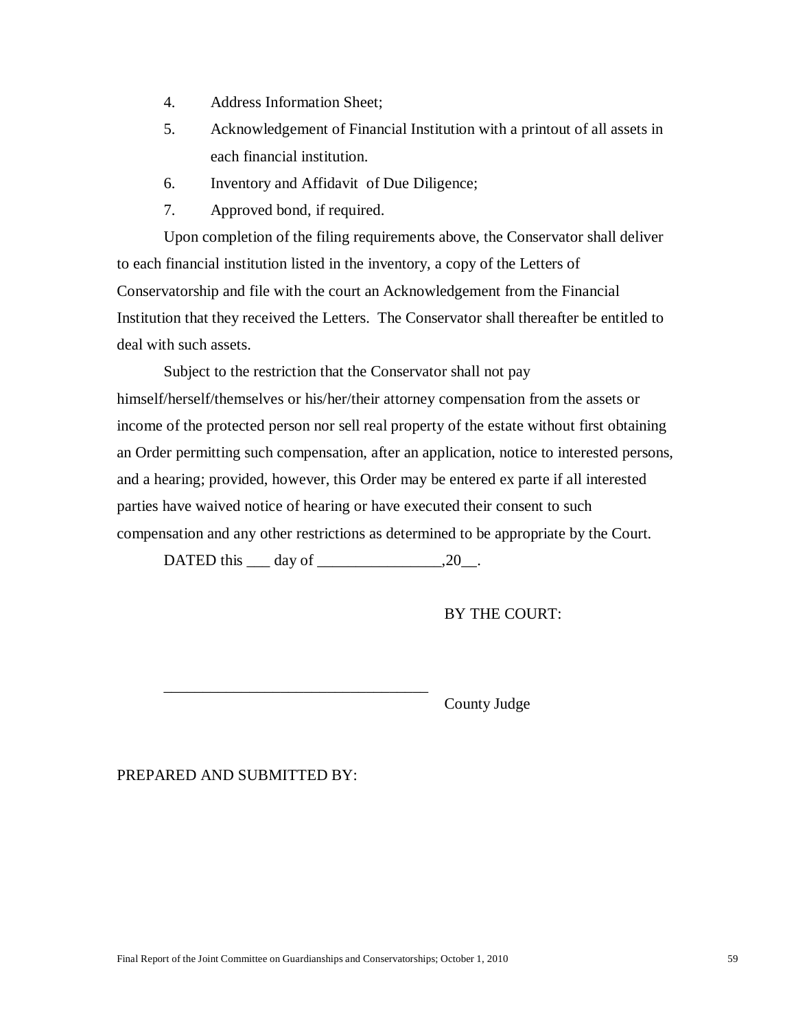4. Address Information Sheet;
5. Acknowledgement of Financial Institution with a printout of all assets in each financial institution.
6. Inventory and Affidavit of Due Diligence;
7. Approved bond, if required.

Upon completion of the filing requirements above, the Conservator shall deliver to each financial institution listed in the inventory, a copy of the Letters of Conservatorship and file with the court an Acknowledgement from the Financial Institution that they received the Letters. The Conservator shall thereafter be entitled to deal with such assets.

Subject to the restriction that the Conservator shall not pay himself/herself/themselves or his/her/their attorney compensation from the assets or income of the protected person nor sell real property of the estate without first obtaining an Order permitting such compensation, after an application, notice to interested persons, and a hearing; provided, however, this Order may be entered ex parte if all interested parties have waived notice of hearing or have executed their consent to such compensation and any other restrictions as determined to be appropriate by the Court.

DATED this ___ day of ________________,20__.

BY THE COURT:

__________________________________ County Judge

PREPARED AND SUBMITTED BY: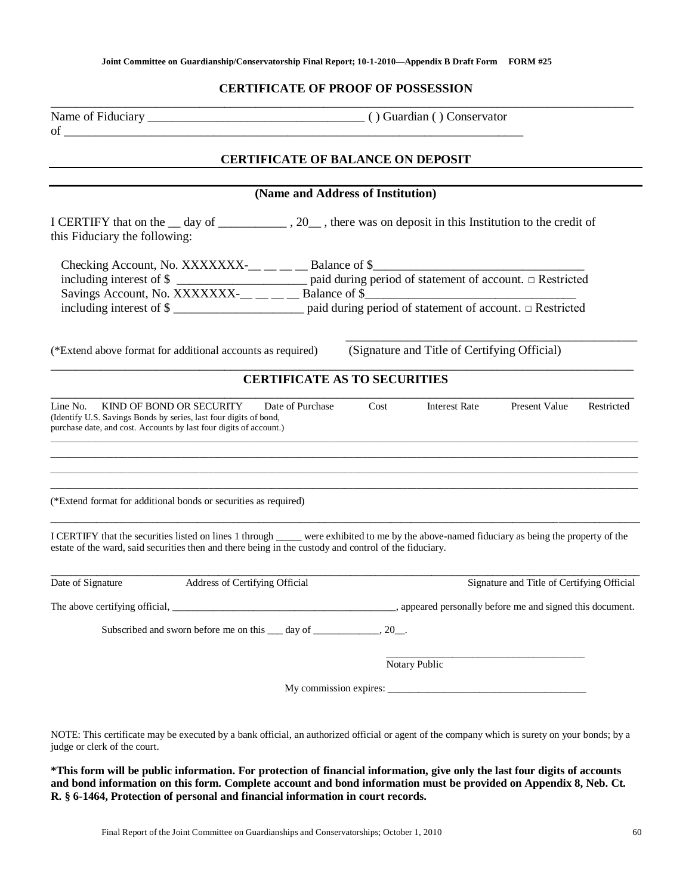Joint Committee on Guardianship/Conservatorship Final Report; 10-1-2010—Appendix B Draft Form **FORM #25**

## CERTIFICATE OF PROOF OF POSSESSION

Name of Fiduciary ___________________________________ ( ) Guardian ( ) Conservator
of ___________________________________________________________________________

## CERTIFICATE OF BALANCE ON DEPOSIT

**(Name and Address of Institution)**

I CERTIFY that on the __ day of ___________ , 20__ , there was on deposit in this Institution to the credit of this Fiduciary the following:

Checking Account, No. XXXXXXX-__ __ __ __ Balance of $_________________________________
including interest of $ ____________________ paid during period of statement of account. □ Restricted
Savings Account, No. XXXXXXX-__ __ __ __ Balance of $_________________________________
including interest of $ ____________________ paid during period of statement of account. □ Restricted

(*Extend above format for additional accounts as required) _______________________________________________
(Signature and Title of Certifying Official)

## CERTIFICATE AS TO SECURITIES

| Line No. | KIND OF BOND OR SECURITY (Identify U.S. Savings Bonds by series, last four digits of bond, purchase date, and cost. Accounts by last four digits of account.) | Date of Purchase | Cost | Interest Rate | Present Value | Restricted |
|---|---|---|---|---|---|---|
| | | | | | | |
| | | | | | | |
| | | | | | | |
| | | | | | | |

(*Extend format for additional bonds or securities as required)

I CERTIFY that the securities listed on lines 1 through _____ were exhibited to me by the above-named fiduciary as being the property of the estate of the ward, said securities then and there being in the custody and control of the fiduciary.

_______________________________________________________________________________
Date of Signature Address of Certifying Official Signature and Title of Certifying Official

The above certifying official, ____________________________________________, appeared personally before me and signed this document.

Subscribed and sworn before me on this ___ day of _____________, 20__.

_____________________________________
Notary Public

My commission expires: ______________________________________

NOTE: This certificate may be executed by a bank official, an authorized official or agent of the company which is surety on your bonds; by a judge or clerk of the court.

**\*This form will be public information. For protection of financial information, give only the last four digits of accounts and bond information on this form. Complete account and bond information must be provided on Appendix 8, Neb. Ct. R. § 6-1464, Protection of personal and financial information in court records.**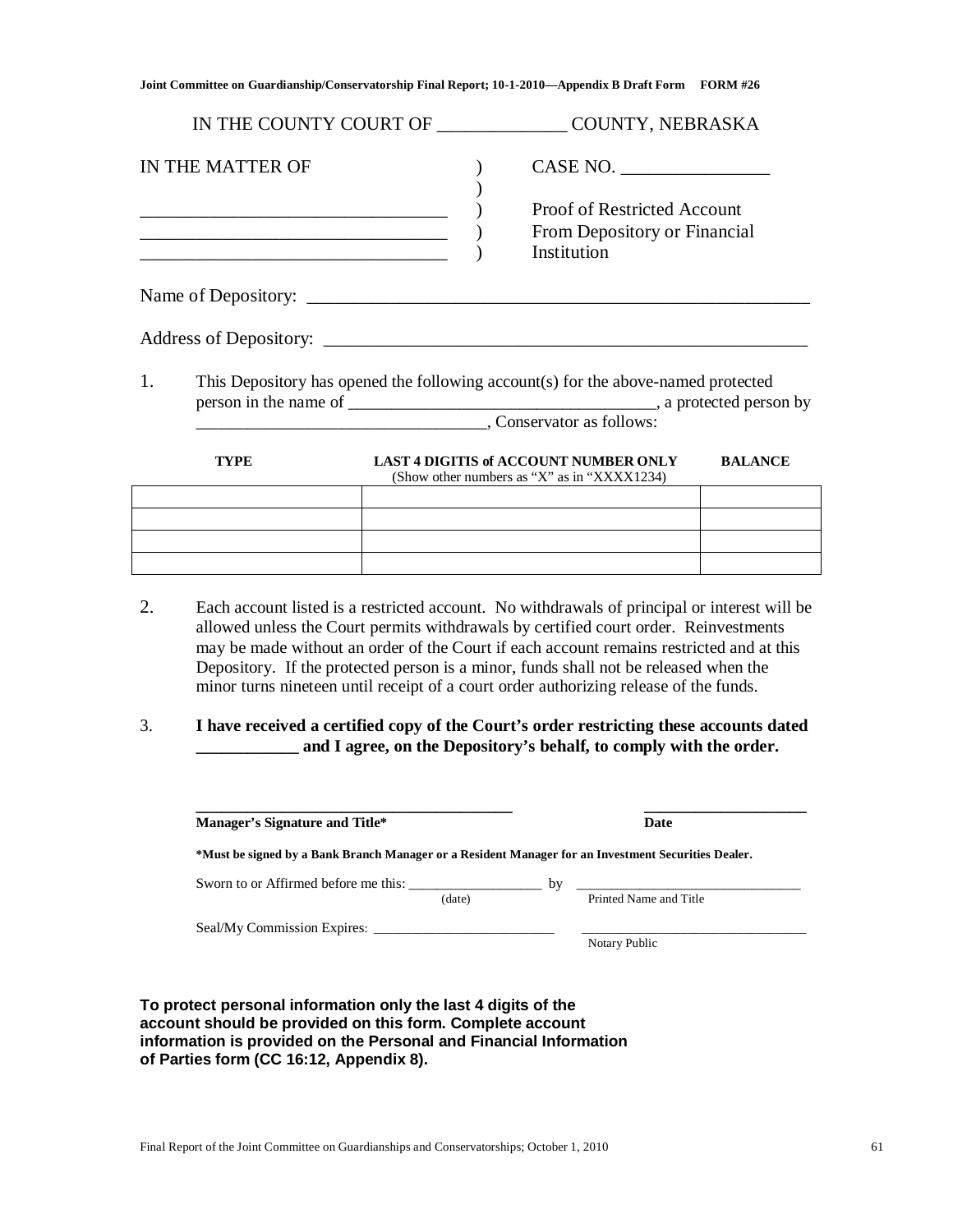**Joint Committee on Guardianship/Conservatorship Final Report; 10-1-2010—Appendix B Draft Form FORM #26**

IN THE COUNTY COURT OF ______________ COUNTY, NEBRASKA

IN THE MATTER OF )
) CASE NO. ________________
_________________________________ ) Proof of Restricted Account
_________________________________ ) From Depository or Financial
_________________________________ ) Institution

Name of Depository: ________________________________________________________

Address of Depository: ______________________________________________________

1. This Depository has opened the following account(s) for the above-named protected person in the name of ___________________________________, a protected person by __________________________________, Conservator as follows:

| TYPE | LAST 4 DIGITIS of ACCOUNT NUMBER ONLY (Show other numbers as "X" as in "XXXX1234") | BALANCE |
|---|---|---|
| | | |
| | | |
| | | |
| | | |

2. Each account listed is a restricted account. No withdrawals of principal or interest will be allowed unless the Court permits withdrawals by certified court order. Reinvestments may be made without an order of the Court if each account remains restricted and at this Depository. If the protected person is a minor, funds shall not be released when the minor turns nineteen until receipt of a court order authorizing release of the funds.

3. **I have received a certified copy of the Court's order restricting these accounts dated ____________ and I agree, on the Depository's behalf, to comply with the order.**

________________________________________ ____________________
**Manager's Signature and Title*** **Date**

**\*Must be signed by a Bank Branch Manager or a Resident Manager for an Investment Securities Dealer.**

Sworn to or Affirmed before me this: __________________ by ______________________________
(date) Printed Name and Title

Seal/My Commission Expires: _________________________ ________________________________
Notary Public

**To protect personal information only the last 4 digits of the account should be provided on this form. Complete account information is provided on the Personal and Financial Information of Parties form (CC 16:12, Appendix 8).**

Final Report of the Joint Committee on Guardianships and Conservatorships; October 1, 2010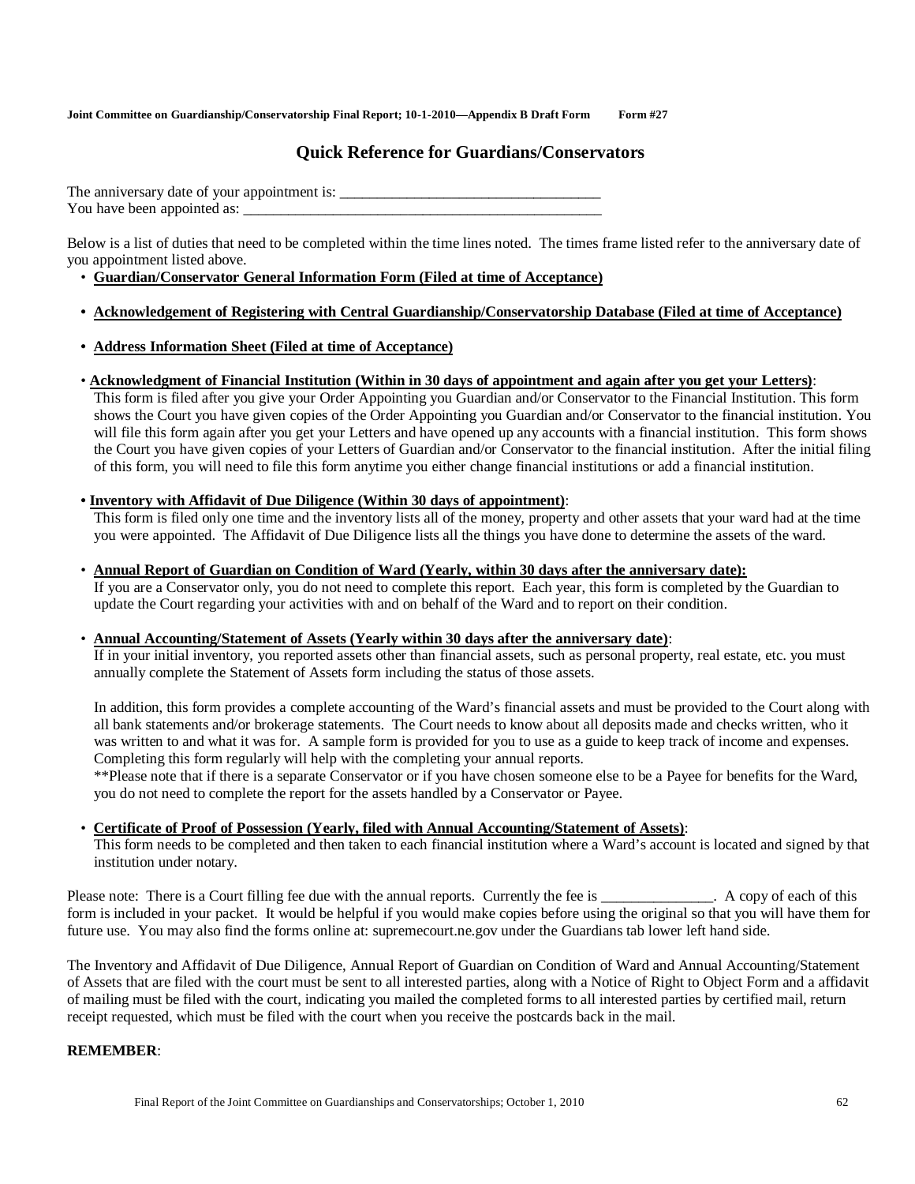**Joint Committee on Guardianship/Conservatorship Final Report; 10-1-2010—Appendix B Draft Form Form #27**

## Quick Reference for Guardians/Conservators

The anniversary date of your appointment is: ___________________________________
You have been appointed as: _________________________________________________

Below is a list of duties that need to be completed within the time lines noted. The times frame listed refer to the anniversary date of you appointment listed above.

- **<u>Guardian/Conservator General Information Form (Filed at time of Acceptance)</u>**

- **<u>Acknowledgement of Registering with Central Guardianship/Conservatorship Database (Filed at time of Acceptance)</u>**

- **<u>Address Information Sheet (Filed at time of Acceptance)</u>**

- **<u>Acknowledgment of Financial Institution (Within in 30 days of appointment and again after you get your Letters)</u>**:
  This form is filed after you give your Order Appointing you Guardian and/or Conservator to the Financial Institution. This form shows the Court you have given copies of the Order Appointing you Guardian and/or Conservator to the financial institution. You will file this form again after you get your Letters and have opened up any accounts with a financial institution. This form shows the Court you have given copies of your Letters of Guardian and/or Conservator to the financial institution. After the initial filing of this form, you will need to file this form anytime you either change financial institutions or add a financial institution.

- **<u>Inventory with Affidavit of Due Diligence (Within 30 days of appointment)</u>**:
  This form is filed only one time and the inventory lists all of the money, property and other assets that your ward had at the time you were appointed. The Affidavit of Due Diligence lists all the things you have done to determine the assets of the ward.

- **<u>Annual Report of Guardian on Condition of Ward (Yearly, within 30 days after the anniversary date):</u>**
  If you are a Conservator only, you do not need to complete this report. Each year, this form is completed by the Guardian to update the Court regarding your activities with and on behalf of the Ward and to report on their condition.

- **<u>Annual Accounting/Statement of Assets (Yearly within 30 days after the anniversary date)</u>**:
  If in your initial inventory, you reported assets other than financial assets, such as personal property, real estate, etc. you must annually complete the Statement of Assets form including the status of those assets.

  In addition, this form provides a complete accounting of the Ward's financial assets and must be provided to the Court along with all bank statements and/or brokerage statements. The Court needs to know about all deposits made and checks written, who it was written to and what it was for. A sample form is provided for you to use as a guide to keep track of income and expenses. Completing this form regularly will help with the completing your annual reports.
  **Please note that if there is a separate Conservator or if you have chosen someone else to be a Payee for benefits for the Ward, you do not need to complete the report for the assets handled by a Conservator or Payee.

- **<u>Certificate of Proof of Possession (Yearly, filed with Annual Accounting/Statement of Assets)</u>**:
  This form needs to be completed and then taken to each financial institution where a Ward's account is located and signed by that institution under notary.

Please note: There is a Court filling fee due with the annual reports. Currently the fee is _______________. A copy of each of this form is included in your packet. It would be helpful if you would make copies before using the original so that you will have them for future use. You may also find the forms online at: supremecourt.ne.gov under the Guardians tab lower left hand side.

The Inventory and Affidavit of Due Diligence, Annual Report of Guardian on Condition of Ward and Annual Accounting/Statement of Assets that are filed with the court must be sent to all interested parties, along with a Notice of Right to Object Form and a affidavit of mailing must be filed with the court, indicating you mailed the completed forms to all interested parties by certified mail, return receipt requested, which must be filed with the court when you receive the postcards back in the mail.

**REMEMBER**: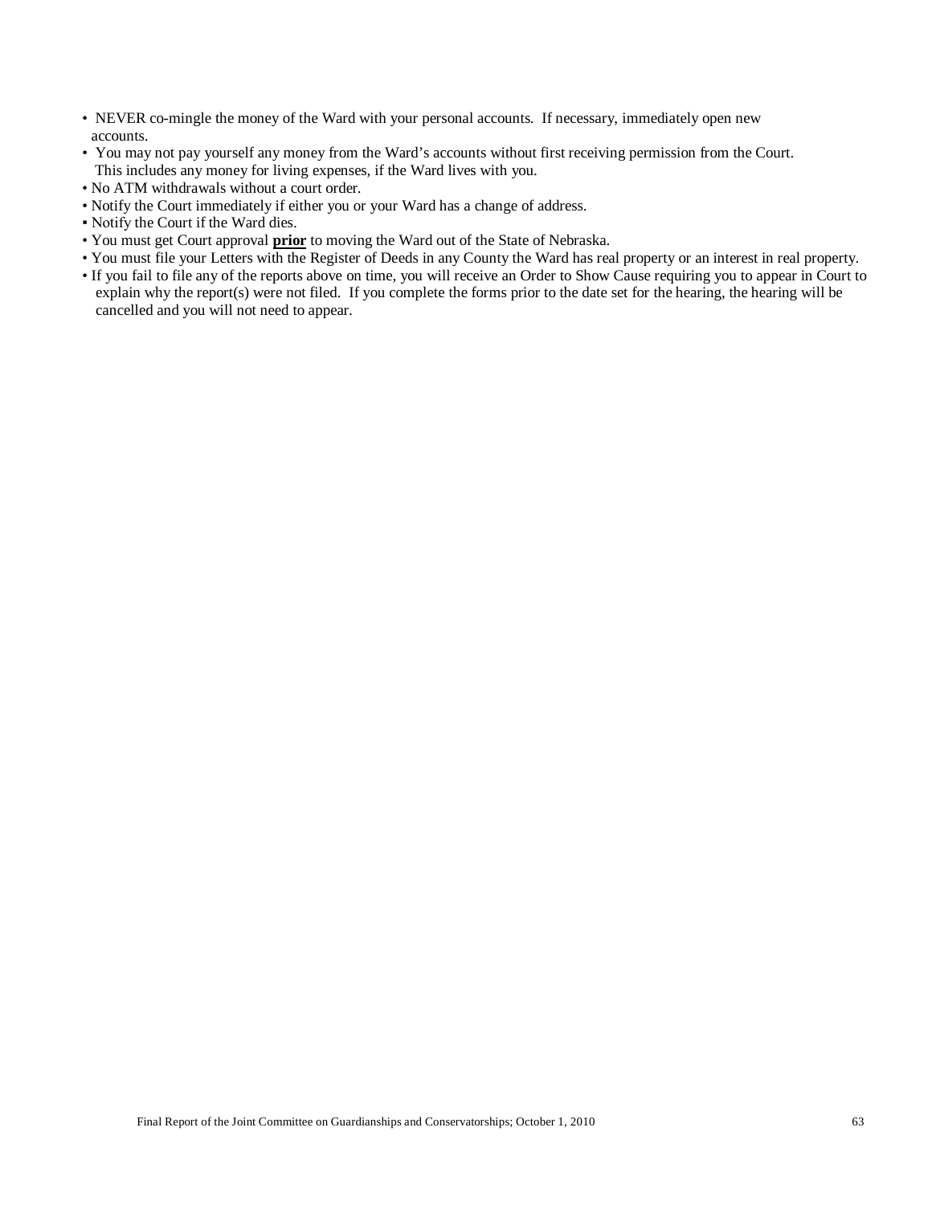- NEVER co-mingle the money of the Ward with your personal accounts. If necessary, immediately open new accounts.
- You may not pay yourself any money from the Ward's accounts without first receiving permission from the Court. This includes any money for living expenses, if the Ward lives with you.
- No ATM withdrawals without a court order.
- Notify the Court immediately if either you or your Ward has a change of address.
- Notify the Court if the Ward dies.
- You must get Court approval **prior** to moving the Ward out of the State of Nebraska.
- You must file your Letters with the Register of Deeds in any County the Ward has real property or an interest in real property.
- If you fail to file any of the reports above on time, you will receive an Order to Show Cause requiring you to appear in Court to explain why the report(s) were not filed. If you complete the forms prior to the date set for the hearing, the hearing will be cancelled and you will not need to appear.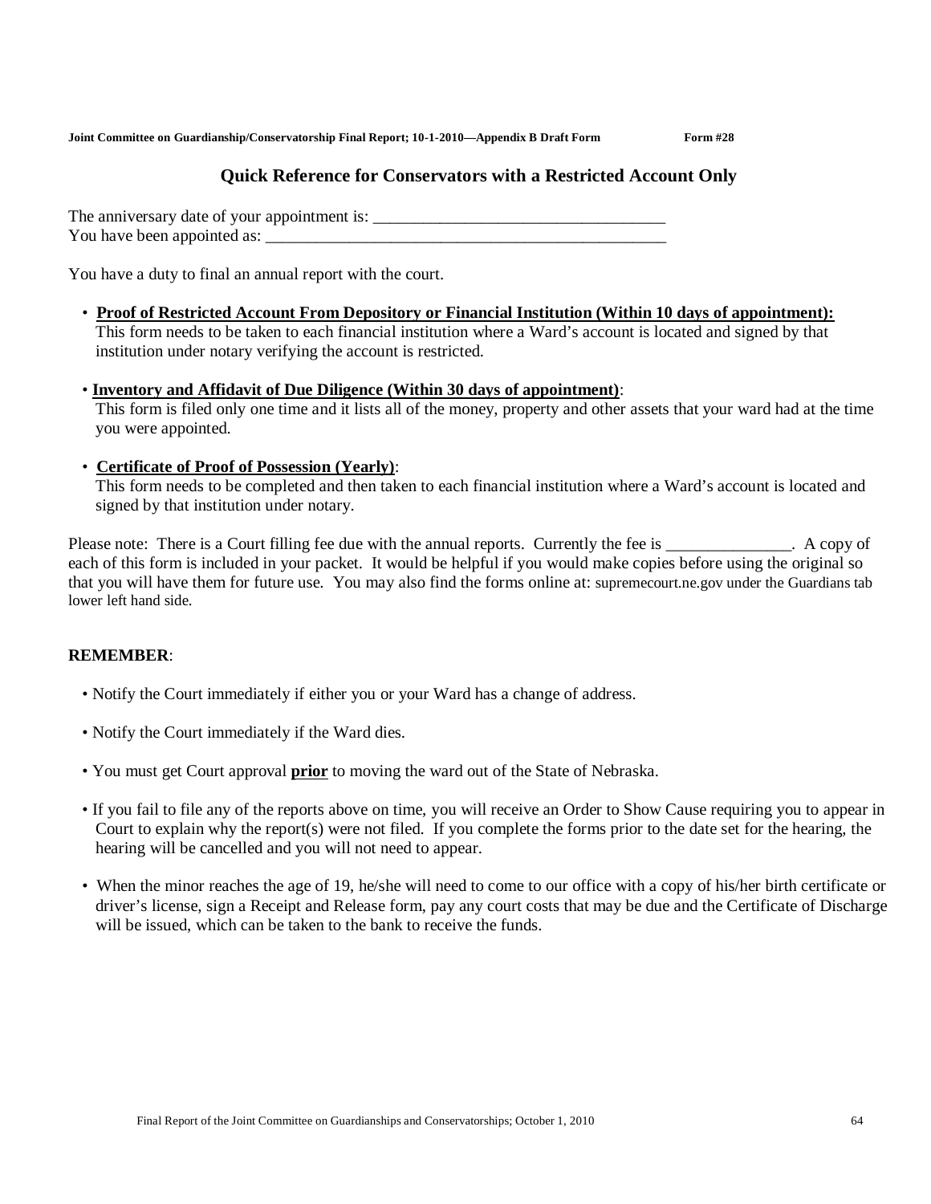Joint Committee on Guardianship/Conservatorship Final Report; 10-1-2010—Appendix B Draft Form Form #28

## Quick Reference for Conservators with a Restricted Account Only

The anniversary date of your appointment is: ___________________________________
You have been appointed as: ________________________________________________

You have a duty to final an annual report with the court.

- **Proof of Restricted Account From Depository or Financial Institution (Within 10 days of appointment):** This form needs to be taken to each financial institution where a Ward's account is located and signed by that institution under notary verifying the account is restricted.

- **Inventory and Affidavit of Due Diligence (Within 30 days of appointment)**: This form is filed only one time and it lists all of the money, property and other assets that your ward had at the time you were appointed.

- **Certificate of Proof of Possession (Yearly)**: This form needs to be completed and then taken to each financial institution where a Ward's account is located and signed by that institution under notary.

Please note: There is a Court filling fee due with the annual reports. Currently the fee is _______________. A copy of each of this form is included in your packet. It would be helpful if you would make copies before using the original so that you will have them for future use. You may also find the forms online at: supremecourt.ne.gov under the Guardians tab lower left hand side.

**REMEMBER**:

- Notify the Court immediately if either you or your Ward has a change of address.

- Notify the Court immediately if the Ward dies.

- You must get Court approval **prior** to moving the ward out of the State of Nebraska.

- If you fail to file any of the reports above on time, you will receive an Order to Show Cause requiring you to appear in Court to explain why the report(s) were not filed. If you complete the forms prior to the date set for the hearing, the hearing will be cancelled and you will not need to appear.

- When the minor reaches the age of 19, he/she will need to come to our office with a copy of his/her birth certificate or driver's license, sign a Receipt and Release form, pay any court costs that may be due and the Certificate of Discharge will be issued, which can be taken to the bank to receive the funds.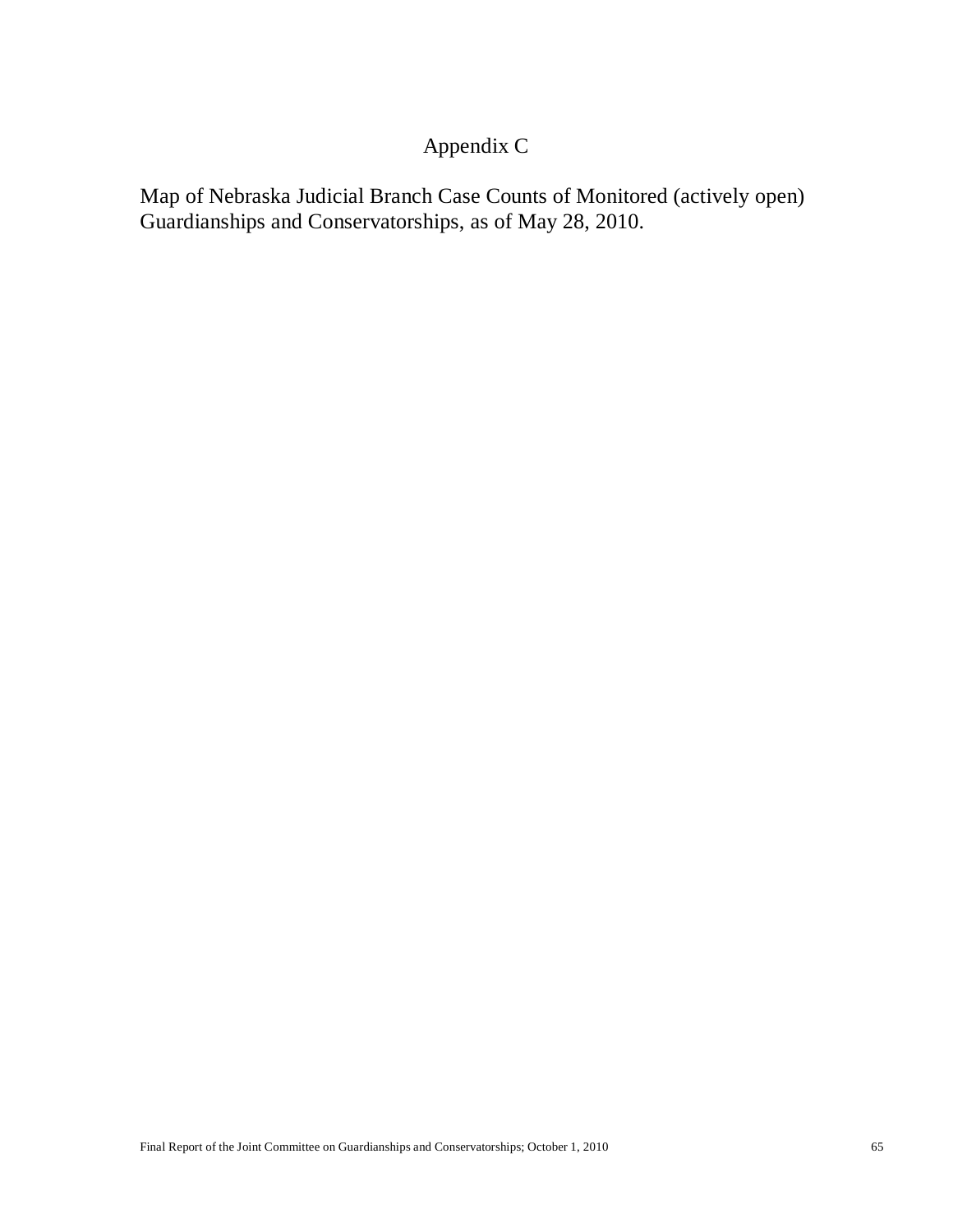# Appendix C

Map of Nebraska Judicial Branch Case Counts of Monitored (actively open) Guardianships and Conservatorships, as of May 28, 2010.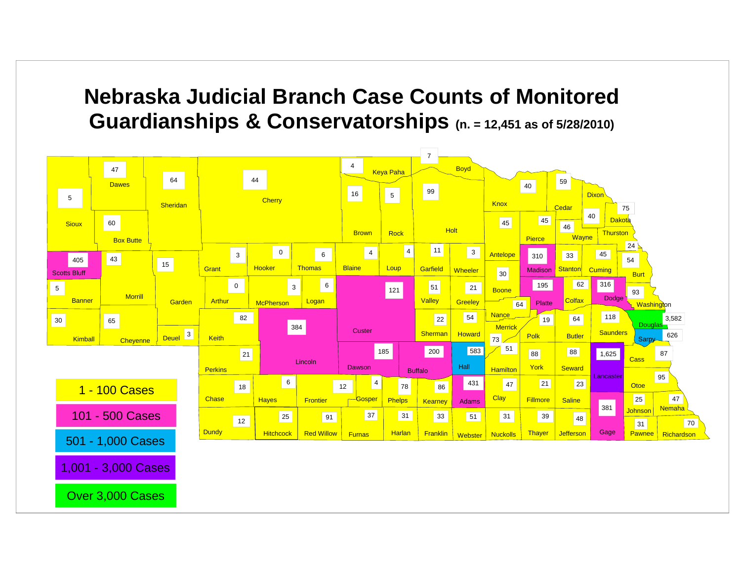# Nebraska Judicial Branch Case Counts of Monitored Guardianships & Conservatorships (n. = 12,451 as of 5/28/2010)

Sioux 5
Dawes 47
Sheridan 64
Cherry 44
Keya Paha 4
Boyd 7
Brown 16
Rock 5
Holt 99
Knox 40
Cedar 59
Dixon
Dakota 75
Box Butte 60
Antelope 45
Pierce 45
Wayne 46
Thurston 40
Scotts Bluff 405
Morrill 43
Garden 15
Grant 3
Hooker 0
Thomas 6
Blaine 4
Loup 4
Garfield 11
Wheeler 3
Madison 310
Stanton 33
Cuming 45
Burt 54
24
Banner 5
Arthur 0
McPherson 3
Logan 6
Custer 121
Valley 51
Greeley 21
Boone 30
Platte 195
Colfax 62
Dodge 316
Washington 93
Kimball 30
Cheyenne 65
Deuel 3
Keith 82
Lincoln 384
Sherman 22
Howard 54
Nance 64
Merrick 73
Polk 19
Butler 64
Saunders 118
Douglas 3,582
Sarpy 626
Perkins 21
Dawson 185
Buffalo 200
Hall 583
Hamilton 51
York 88
Seward 88
Lancaster 1,625
Cass 87
Chase 18
Hayes 6
Frontier 12
Gosper 4
Phelps 78
Kearney 86
Adams 431
Clay 47
Fillmore 21
Saline 23
Otoe 95
Dundy 12
Hitchcock 25
Red Willow 91
Furnas 37
Harlan 31
Franklin 33
Webster 51
Nuckolls 31
Thayer 39
Jefferson 48
Gage 381
Johnson 25
Nemaha 47
Pawnee 31
Richardson 70

1 - 100 Cases
101 - 500 Cases
501 - 1,000 Cases
1,001 - 3,000 Cases
Over 3,000 Cases